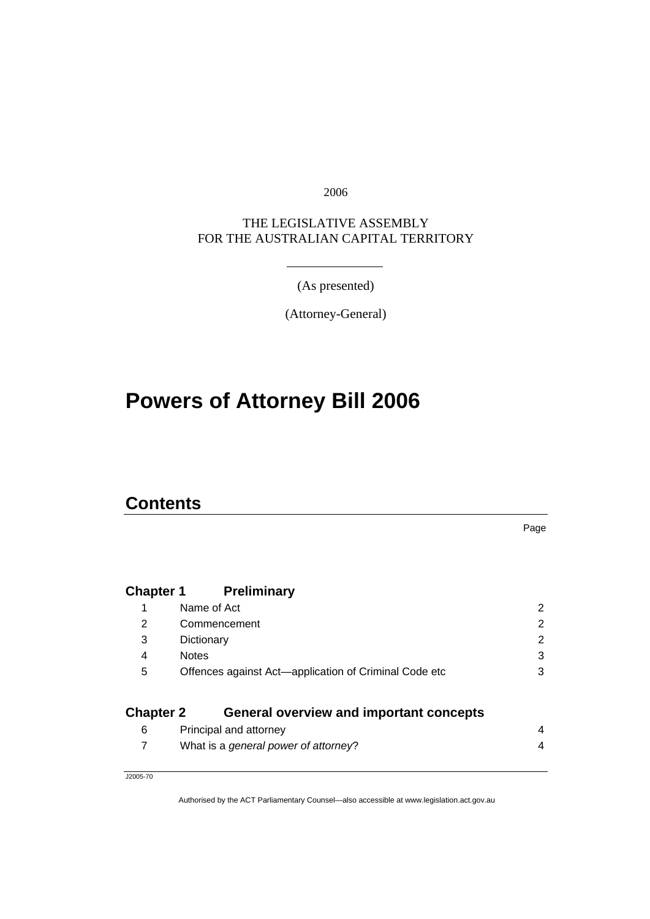2006

THE LEGISLATIVE ASSEMBLY
FOR THE AUSTRALIAN CAPITAL TERRITORY

(As presented)

(Attorney-General)

# Powers of Attorney Bill 2006

## Contents

| | | Page |
|---|---|---|
| **Chapter 1** | **Preliminary** | |
| 1 | Name of Act | 2 |
| 2 | Commencement | 2 |
| 3 | Dictionary | 2 |
| 4 | Notes | 3 |
| 5 | Offences against Act—application of Criminal Code etc | 3 |
| **Chapter 2** | **General overview and important concepts** | |
| 6 | Principal and attorney | 4 |
| 7 | What is a *general power of attorney*? | 4 |

J2005-70

Authorised by the ACT Parliamentary Counsel—also accessible at www.legislation.act.gov.au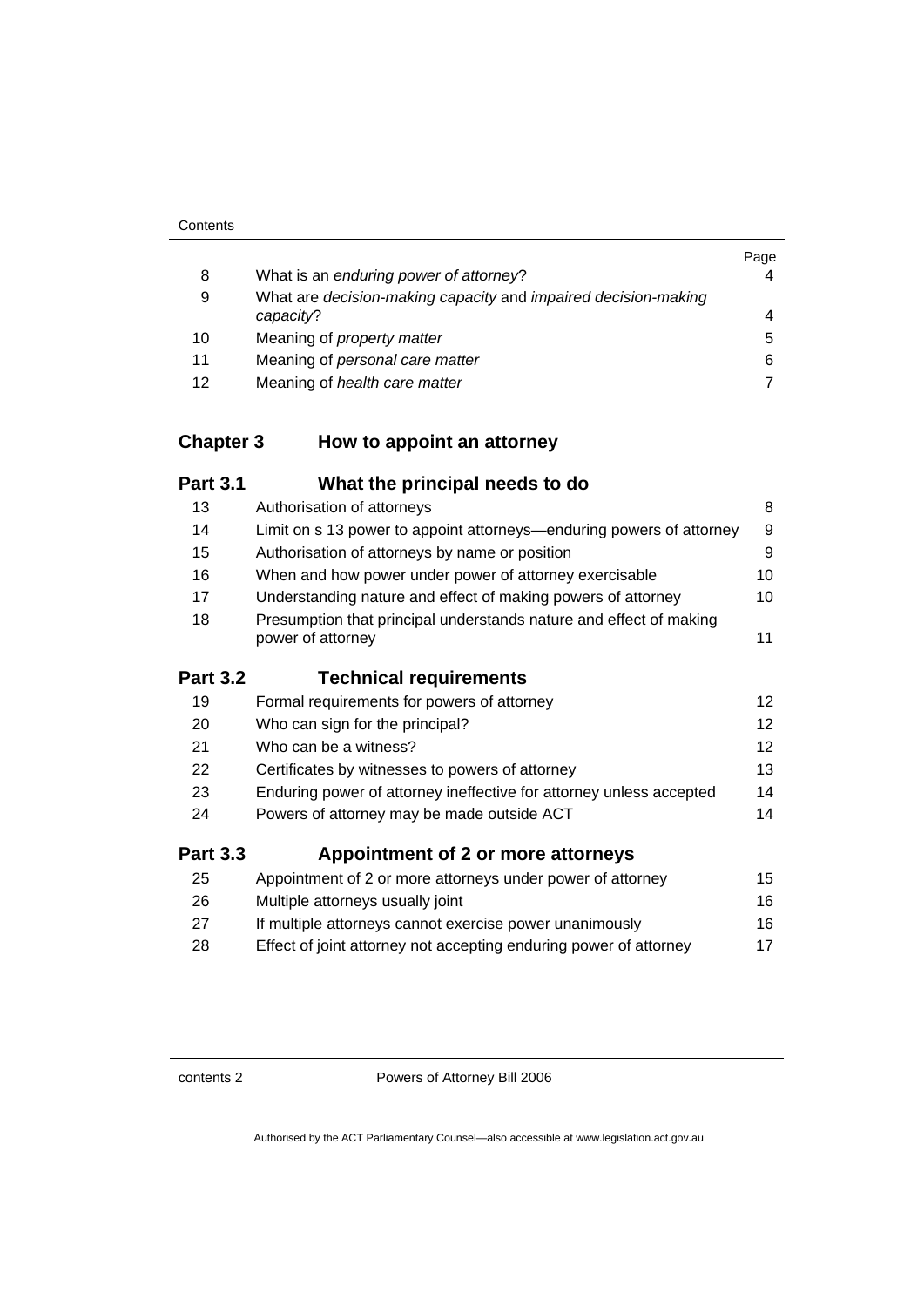| | | Page |
|---|---|---|
| 8 | What is an *enduring power of attorney*? | 4 |
| 9 | What are *decision-making capacity* and *impaired decision-making capacity*? | 4 |
| 10 | Meaning of *property matter* | 5 |
| 11 | Meaning of *personal care matter* | 6 |
| 12 | Meaning of *health care matter* | 7 |

## Chapter 3 How to appoint an attorney

### Part 3.1 What the principal needs to do

| | | |
|---|---|---|
| 13 | Authorisation of attorneys | 8 |
| 14 | Limit on s 13 power to appoint attorneys—enduring powers of attorney | 9 |
| 15 | Authorisation of attorneys by name or position | 9 |
| 16 | When and how power under power of attorney exercisable | 10 |
| 17 | Understanding nature and effect of making powers of attorney | 10 |
| 18 | Presumption that principal understands nature and effect of making power of attorney | 11 |

### Part 3.2 Technical requirements

| | | |
|---|---|---|
| 19 | Formal requirements for powers of attorney | 12 |
| 20 | Who can sign for the principal? | 12 |
| 21 | Who can be a witness? | 12 |
| 22 | Certificates by witnesses to powers of attorney | 13 |
| 23 | Enduring power of attorney ineffective for attorney unless accepted | 14 |
| 24 | Powers of attorney may be made outside ACT | 14 |

### Part 3.3 Appointment of 2 or more attorneys

| | | |
|---|---|---|
| 25 | Appointment of 2 or more attorneys under power of attorney | 15 |
| 26 | Multiple attorneys usually joint | 16 |
| 27 | If multiple attorneys cannot exercise power unanimously | 16 |
| 28 | Effect of joint attorney not accepting enduring power of attorney | 17 |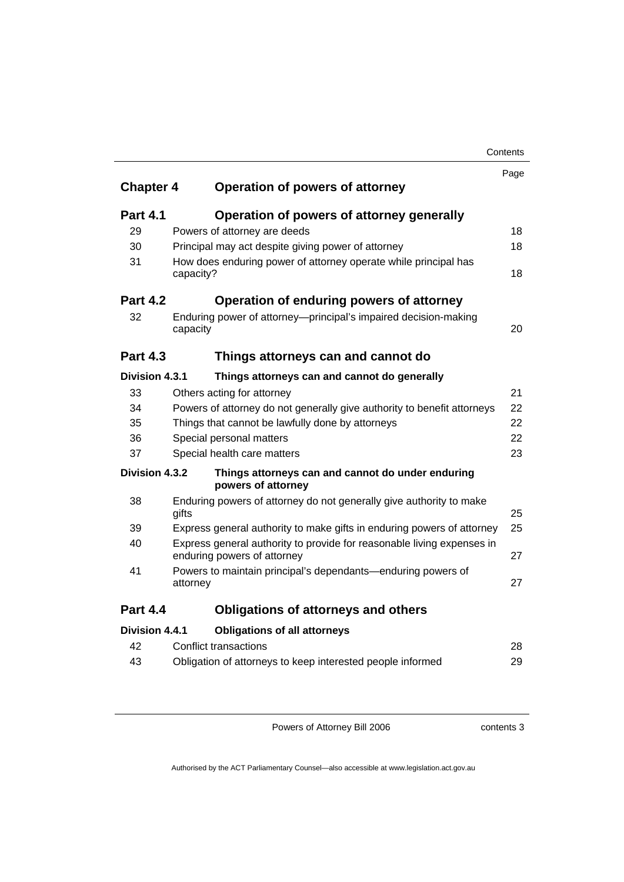| | | Page |
|---|---|---|
| **Chapter 4** | **Operation of powers of attorney** | |
| **Part 4.1** | **Operation of powers of attorney generally** | |
| 29 | Powers of attorney are deeds | 18 |
| 30 | Principal may act despite giving power of attorney | 18 |
| 31 | How does enduring power of attorney operate while principal has capacity? | 18 |
| **Part 4.2** | **Operation of enduring powers of attorney** | |
| 32 | Enduring power of attorney—principal's impaired decision-making capacity | 20 |
| **Part 4.3** | **Things attorneys can and cannot do** | |
| **Division 4.3.1** | **Things attorneys can and cannot do generally** | |
| 33 | Others acting for attorney | 21 |
| 34 | Powers of attorney do not generally give authority to benefit attorneys | 22 |
| 35 | Things that cannot be lawfully done by attorneys | 22 |
| 36 | Special personal matters | 22 |
| 37 | Special health care matters | 23 |
| **Division 4.3.2** | **Things attorneys can and cannot do under enduring powers of attorney** | |
| 38 | Enduring powers of attorney do not generally give authority to make gifts | 25 |
| 39 | Express general authority to make gifts in enduring powers of attorney | 25 |
| 40 | Express general authority to provide for reasonable living expenses in enduring powers of attorney | 27 |
| 41 | Powers to maintain principal's dependants—enduring powers of attorney | 27 |
| **Part 4.4** | **Obligations of attorneys and others** | |
| **Division 4.4.1** | **Obligations of all attorneys** | |
| 42 | Conflict transactions | 28 |
| 43 | Obligation of attorneys to keep interested people informed | 29 |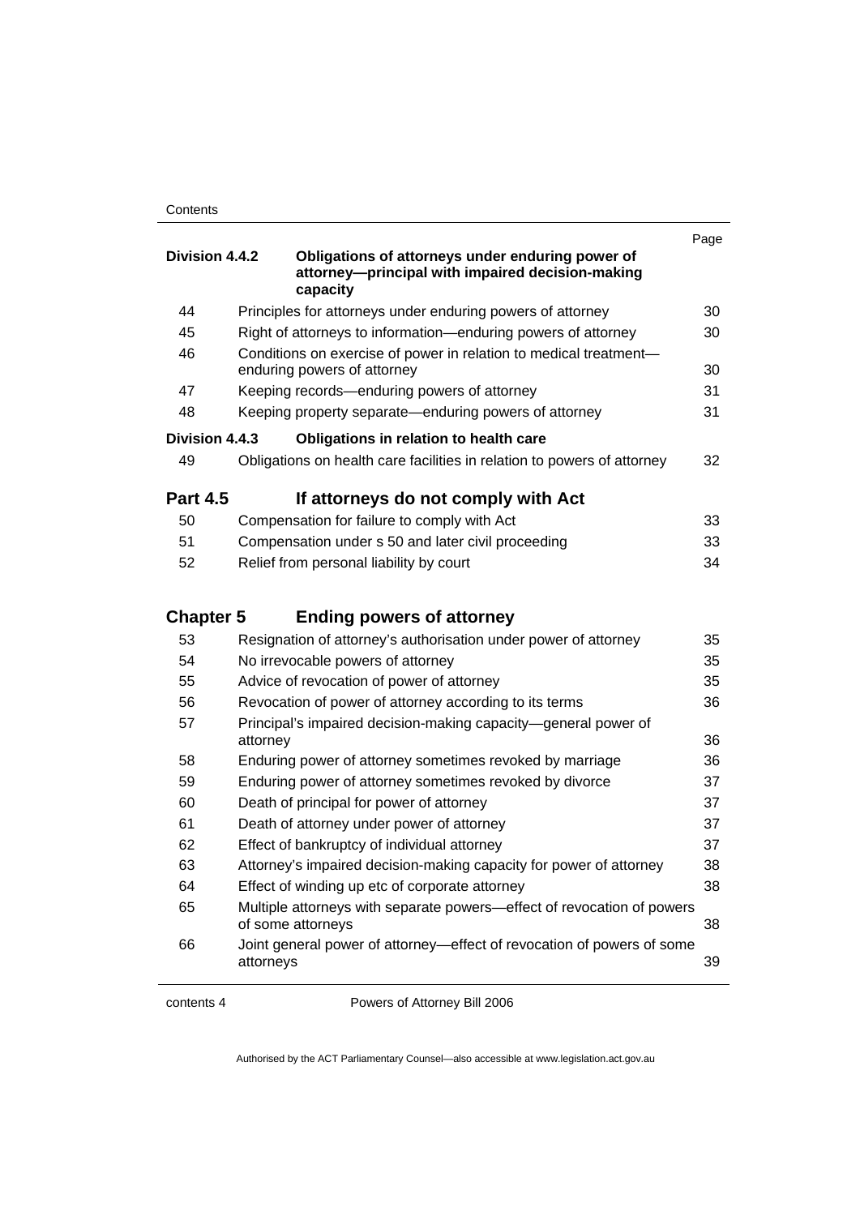| | | Page |
|---|---|---|
| **Division 4.4.2** | **Obligations of attorneys under enduring power of attorney—principal with impaired decision-making capacity** | |
| 44 | Principles for attorneys under enduring powers of attorney | 30 |
| 45 | Right of attorneys to information—enduring powers of attorney | 30 |
| 46 | Conditions on exercise of power in relation to medical treatment—enduring powers of attorney | 30 |
| 47 | Keeping records—enduring powers of attorney | 31 |
| 48 | Keeping property separate—enduring powers of attorney | 31 |
| **Division 4.4.3** | **Obligations in relation to health care** | |
| 49 | Obligations on health care facilities in relation to powers of attorney | 32 |
| **Part 4.5** | **If attorneys do not comply with Act** | |
| 50 | Compensation for failure to comply with Act | 33 |
| 51 | Compensation under s 50 and later civil proceeding | 33 |
| 52 | Relief from personal liability by court | 34 |
| **Chapter 5** | **Ending powers of attorney** | |
| 53 | Resignation of attorney's authorisation under power of attorney | 35 |
| 54 | No irrevocable powers of attorney | 35 |
| 55 | Advice of revocation of power of attorney | 35 |
| 56 | Revocation of power of attorney according to its terms | 36 |
| 57 | Principal's impaired decision-making capacity—general power of attorney | 36 |
| 58 | Enduring power of attorney sometimes revoked by marriage | 36 |
| 59 | Enduring power of attorney sometimes revoked by divorce | 37 |
| 60 | Death of principal for power of attorney | 37 |
| 61 | Death of attorney under power of attorney | 37 |
| 62 | Effect of bankruptcy of individual attorney | 37 |
| 63 | Attorney's impaired decision-making capacity for power of attorney | 38 |
| 64 | Effect of winding up etc of corporate attorney | 38 |
| 65 | Multiple attorneys with separate powers—effect of revocation of powers of some attorneys | 38 |
| 66 | Joint general power of attorney—effect of revocation of powers of some attorneys | 39 |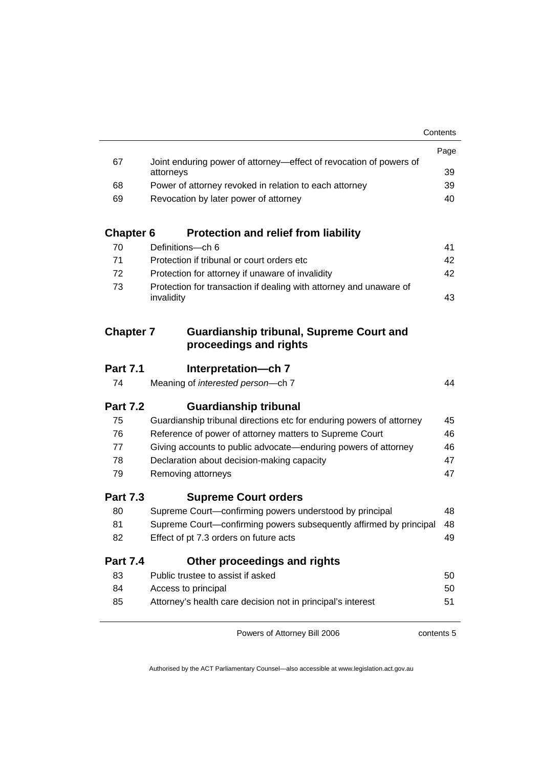| | | Page |
|---|---|---|
| 67 | Joint enduring power of attorney—effect of revocation of powers of attorneys | 39 |
| 68 | Power of attorney revoked in relation to each attorney | 39 |
| 69 | Revocation by later power of attorney | 40 |

## Chapter 6 Protection and relief from liability

| | | |
|---|---|---|
| 70 | Definitions—ch 6 | 41 |
| 71 | Protection if tribunal or court orders etc | 42 |
| 72 | Protection for attorney if unaware of invalidity | 42 |
| 73 | Protection for transaction if dealing with attorney and unaware of invalidity | 43 |

## Chapter 7 Guardianship tribunal, Supreme Court and proceedings and rights

### Part 7.1 Interpretation—ch 7

| | | |
|---|---|---|
| 74 | Meaning of *interested person*—ch 7 | 44 |

### Part 7.2 Guardianship tribunal

| | | |
|---|---|---|
| 75 | Guardianship tribunal directions etc for enduring powers of attorney | 45 |
| 76 | Reference of power of attorney matters to Supreme Court | 46 |
| 77 | Giving accounts to public advocate—enduring powers of attorney | 46 |
| 78 | Declaration about decision-making capacity | 47 |
| 79 | Removing attorneys | 47 |

### Part 7.3 Supreme Court orders

| | | |
|---|---|---|
| 80 | Supreme Court—confirming powers understood by principal | 48 |
| 81 | Supreme Court—confirming powers subsequently affirmed by principal | 48 |
| 82 | Effect of pt 7.3 orders on future acts | 49 |

### Part 7.4 Other proceedings and rights

| | | |
|---|---|---|
| 83 | Public trustee to assist if asked | 50 |
| 84 | Access to principal | 50 |
| 85 | Attorney's health care decision not in principal's interest | 51 |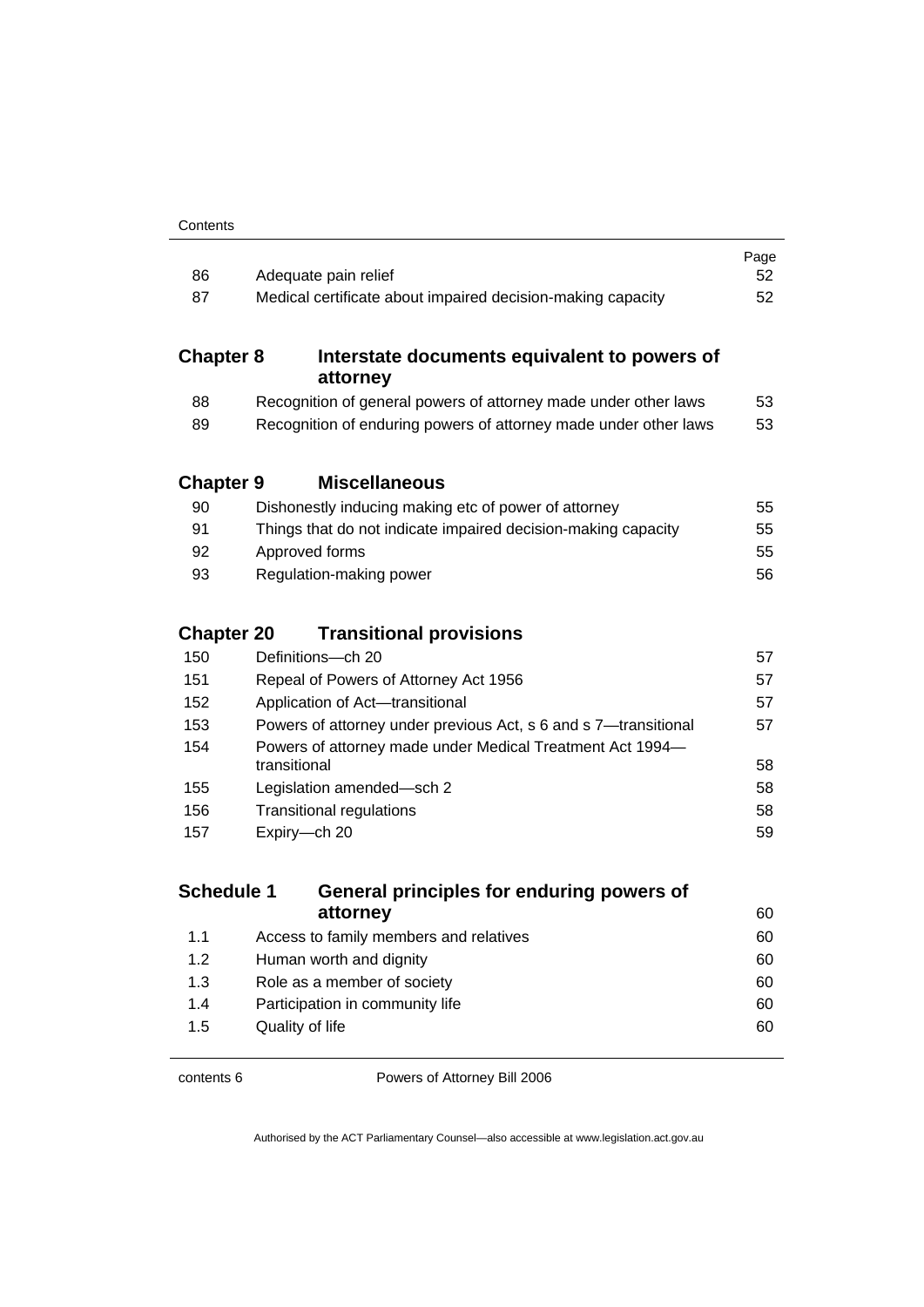| | | Page |
|---|---|---|
| 86 | Adequate pain relief | 52 |
| 87 | Medical certificate about impaired decision-making capacity | 52 |

## Chapter 8 Interstate documents equivalent to powers of attorney

| | | |
|---|---|---|
| 88 | Recognition of general powers of attorney made under other laws | 53 |
| 89 | Recognition of enduring powers of attorney made under other laws | 53 |

## Chapter 9 Miscellaneous

| | | |
|---|---|---|
| 90 | Dishonestly inducing making etc of power of attorney | 55 |
| 91 | Things that do not indicate impaired decision-making capacity | 55 |
| 92 | Approved forms | 55 |
| 93 | Regulation-making power | 56 |

## Chapter 20 Transitional provisions

| | | |
|---|---|---|
| 150 | Definitions—ch 20 | 57 |
| 151 | Repeal of Powers of Attorney Act 1956 | 57 |
| 152 | Application of Act—transitional | 57 |
| 153 | Powers of attorney under previous Act, s 6 and s 7—transitional | 57 |
| 154 | Powers of attorney made under Medical Treatment Act 1994—transitional | 58 |
| 155 | Legislation amended—sch 2 | 58 |
| 156 | Transitional regulations | 58 |
| 157 | Expiry—ch 20 | 59 |

## Schedule 1 General principles for enduring powers of attorney 60

| | | |
|---|---|---|
| 1.1 | Access to family members and relatives | 60 |
| 1.2 | Human worth and dignity | 60 |
| 1.3 | Role as a member of society | 60 |
| 1.4 | Participation in community life | 60 |
| 1.5 | Quality of life | 60 |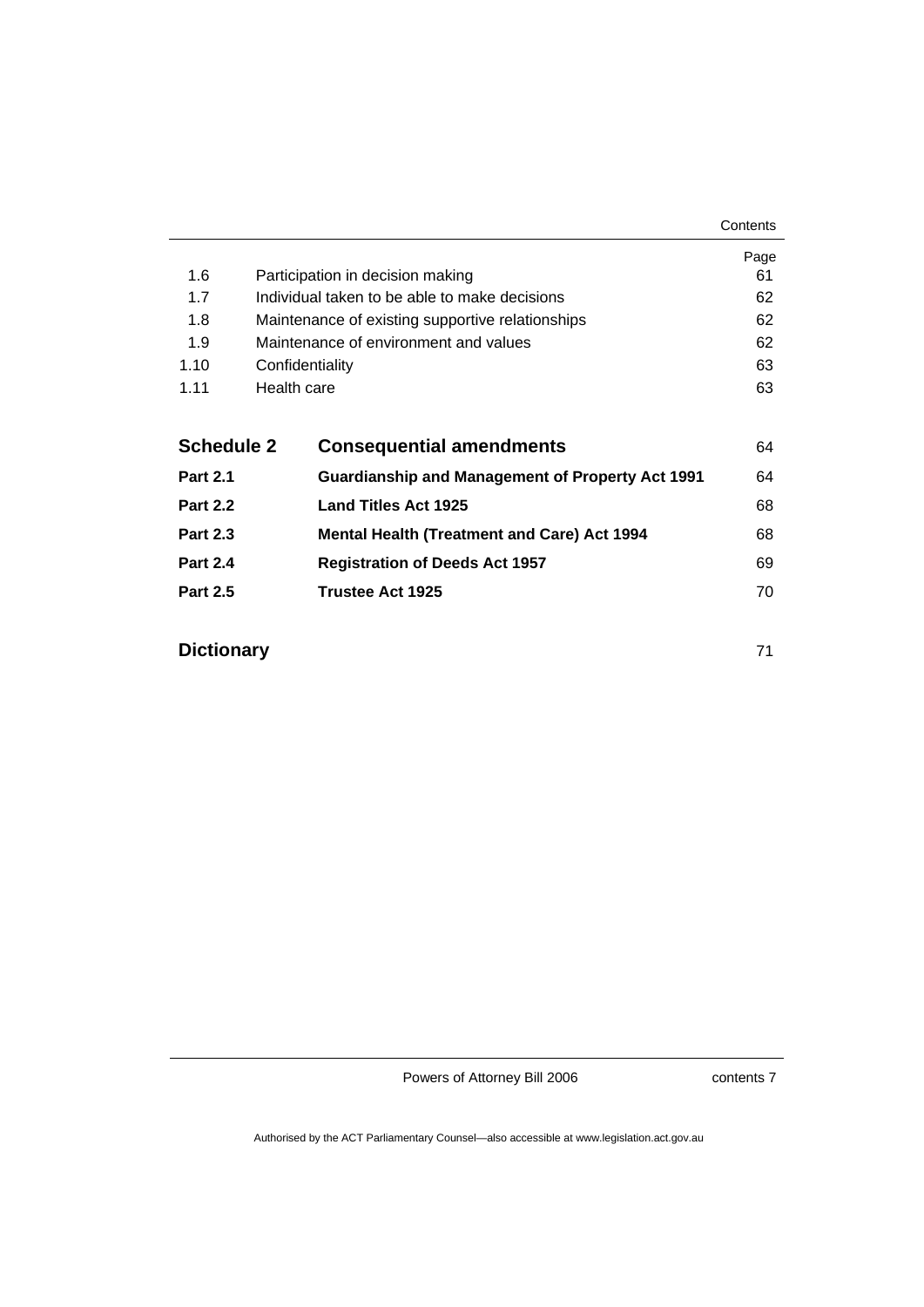| | | Page |
|---|---|---|
| 1.6 | Participation in decision making | 61 |
| 1.7 | Individual taken to be able to make decisions | 62 |
| 1.8 | Maintenance of existing supportive relationships | 62 |
| 1.9 | Maintenance of environment and values | 62 |
| 1.10 | Confidentiality | 63 |
| 1.11 | Health care | 63 |

| | | |
|---|---|---|
| **Schedule 2** | **Consequential amendments** | 64 |
| **Part 2.1** | **Guardianship and Management of Property Act 1991** | 64 |
| **Part 2.2** | **Land Titles Act 1925** | 68 |
| **Part 2.3** | **Mental Health (Treatment and Care) Act 1994** | 68 |
| **Part 2.4** | **Registration of Deeds Act 1957** | 69 |
| **Part 2.5** | **Trustee Act 1925** | 70 |

**Dictionary** 71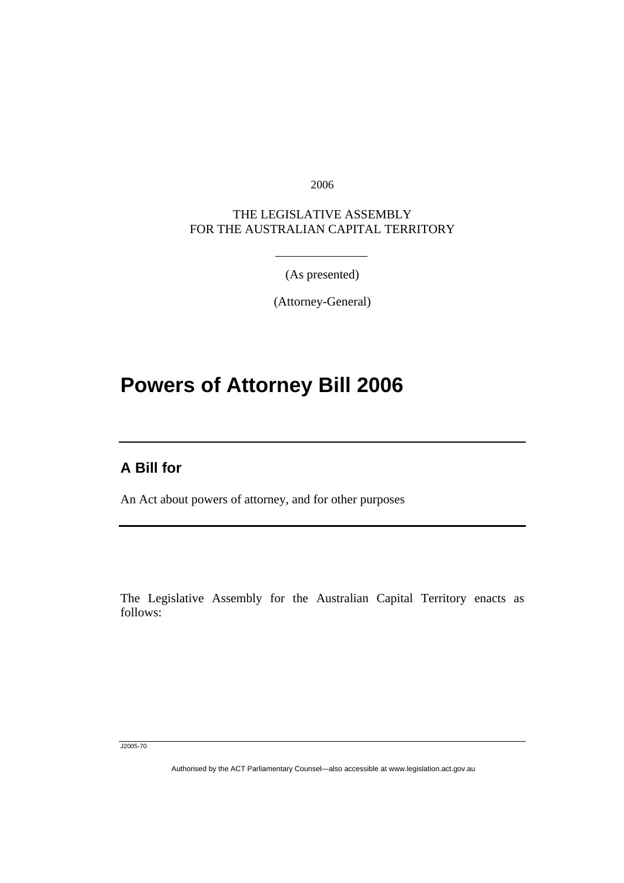2006

THE LEGISLATIVE ASSEMBLY
FOR THE AUSTRALIAN CAPITAL TERRITORY

(As presented)

(Attorney-General)

# Powers of Attorney Bill 2006

## A Bill for

An Act about powers of attorney, and for other purposes

The Legislative Assembly for the Australian Capital Territory enacts as follows:

J2005-70

Authorised by the ACT Parliamentary Counsel—also accessible at www.legislation.act.gov.au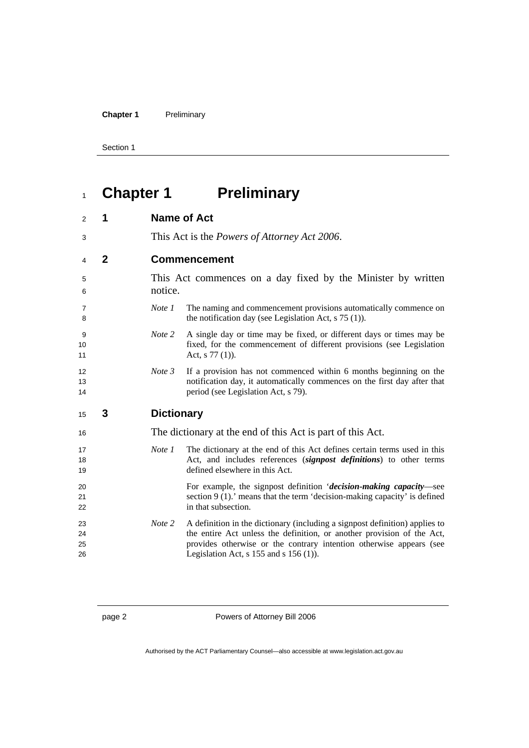# Chapter 1 Preliminary

## 1 Name of Act

This Act is the *Powers of Attorney Act 2006*.

## 2 Commencement

This Act commences on a day fixed by the Minister by written notice.

*Note 1* The naming and commencement provisions automatically commence on the notification day (see Legislation Act, s 75 (1)).

*Note 2* A single day or time may be fixed, or different days or times may be fixed, for the commencement of different provisions (see Legislation Act, s 77 (1)).

*Note 3* If a provision has not commenced within 6 months beginning on the notification day, it automatically commences on the first day after that period (see Legislation Act, s 79).

## 3 Dictionary

The dictionary at the end of this Act is part of this Act.

*Note 1* The dictionary at the end of this Act defines certain terms used in this Act, and includes references (***signpost definitions***) to other terms defined elsewhere in this Act.

For example, the signpost definition '***decision-making capacity***—see section 9 (1).' means that the term 'decision-making capacity' is defined in that subsection.

*Note 2* A definition in the dictionary (including a signpost definition) applies to the entire Act unless the definition, or another provision of the Act, provides otherwise or the contrary intention otherwise appears (see Legislation Act, s 155 and s 156 (1)).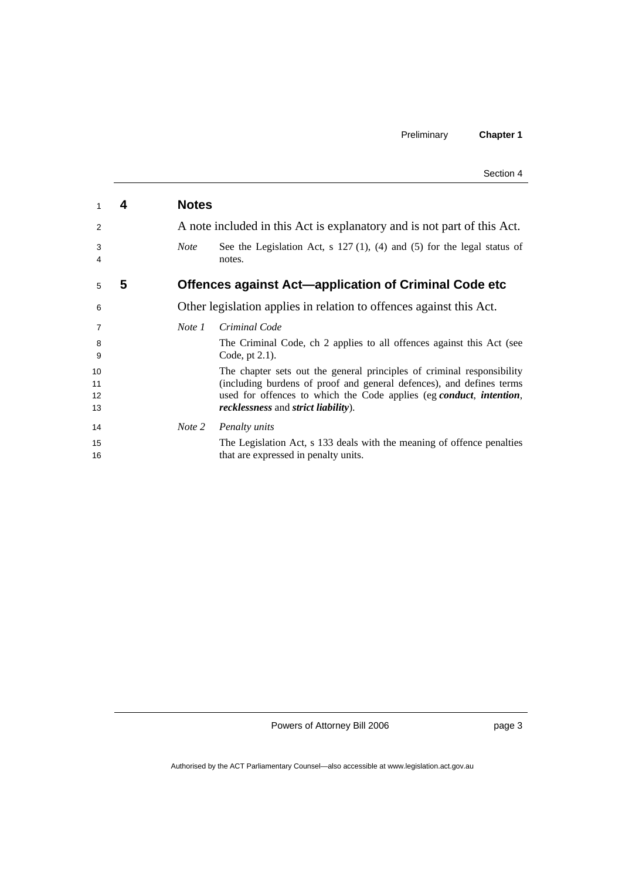## 4 Notes

A note included in this Act is explanatory and is not part of this Act.

*Note* See the Legislation Act, s 127 (1), (4) and (5) for the legal status of notes.

## 5 Offences against Act—application of Criminal Code etc

Other legislation applies in relation to offences against this Act.

*Note 1* *Criminal Code*

The Criminal Code, ch 2 applies to all offences against this Act (see Code, pt 2.1).

The chapter sets out the general principles of criminal responsibility (including burdens of proof and general defences), and defines terms used for offences to which the Code applies (eg ***conduct***, ***intention***, ***recklessness*** and ***strict liability***).

*Note 2* *Penalty units*

The Legislation Act, s 133 deals with the meaning of offence penalties that are expressed in penalty units.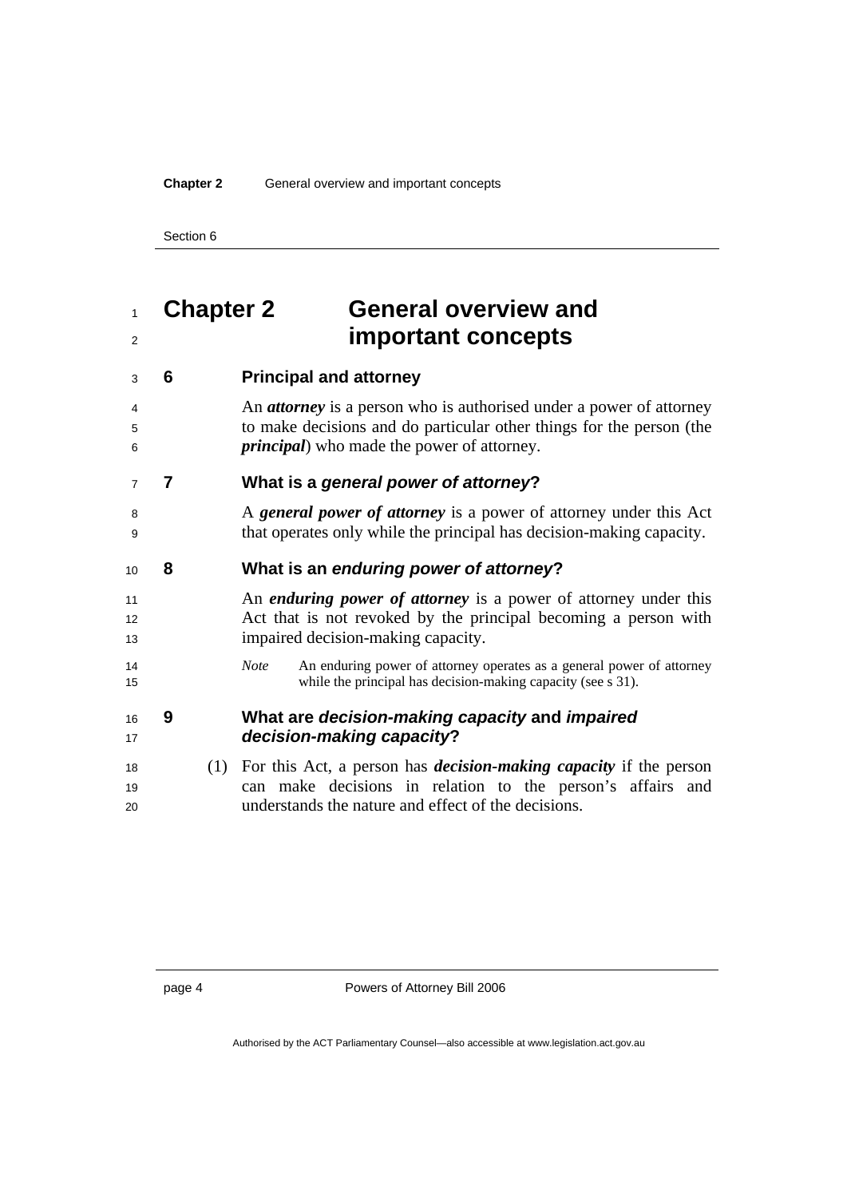# Chapter 2 General overview and important concepts

## 6 Principal and attorney

An ***attorney*** is a person who is authorised under a power of attorney to make decisions and do particular other things for the person (the ***principal***) who made the power of attorney.

## 7 What is a *general power of attorney*?

A ***general power of attorney*** is a power of attorney under this Act that operates only while the principal has decision-making capacity.

## 8 What is an *enduring power of attorney*?

An ***enduring power of attorney*** is a power of attorney under this Act that is not revoked by the principal becoming a person with impaired decision-making capacity.

*Note* An enduring power of attorney operates as a general power of attorney while the principal has decision-making capacity (see s 31).

## 9 What are *decision-making capacity* and *impaired decision-making capacity*?

(1) For this Act, a person has ***decision-making capacity*** if the person can make decisions in relation to the person's affairs and understands the nature and effect of the decisions.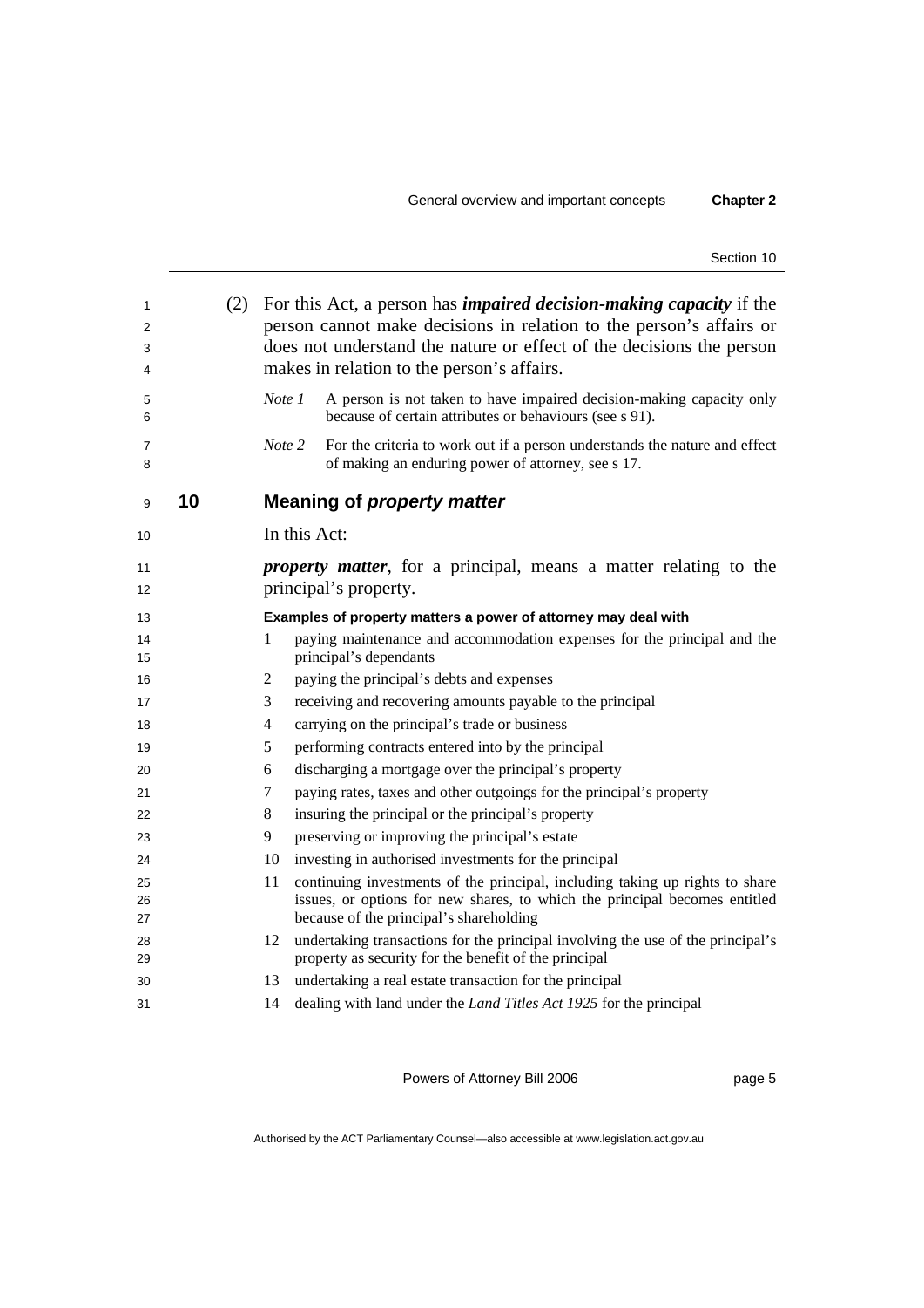(2) For this Act, a person has ***impaired decision-making capacity*** if the person cannot make decisions in relation to the person's affairs or does not understand the nature or effect of the decisions the person makes in relation to the person's affairs.

*Note 1* A person is not taken to have impaired decision-making capacity only because of certain attributes or behaviours (see s 91).

*Note 2* For the criteria to work out if a person understands the nature and effect of making an enduring power of attorney, see s 17.

## 10 Meaning of *property matter*

In this Act:

***property matter***, for a principal, means a matter relating to the principal's property.

**Examples of property matters a power of attorney may deal with**

1. paying maintenance and accommodation expenses for the principal and the principal's dependants
2. paying the principal's debts and expenses
3. receiving and recovering amounts payable to the principal
4. carrying on the principal's trade or business
5. performing contracts entered into by the principal
6. discharging a mortgage over the principal's property
7. paying rates, taxes and other outgoings for the principal's property
8. insuring the principal or the principal's property
9. preserving or improving the principal's estate
10. investing in authorised investments for the principal
11. continuing investments of the principal, including taking up rights to share issues, or options for new shares, to which the principal becomes entitled because of the principal's shareholding
12. undertaking transactions for the principal involving the use of the principal's property as security for the benefit of the principal
13. undertaking a real estate transaction for the principal
14. dealing with land under the *Land Titles Act 1925* for the principal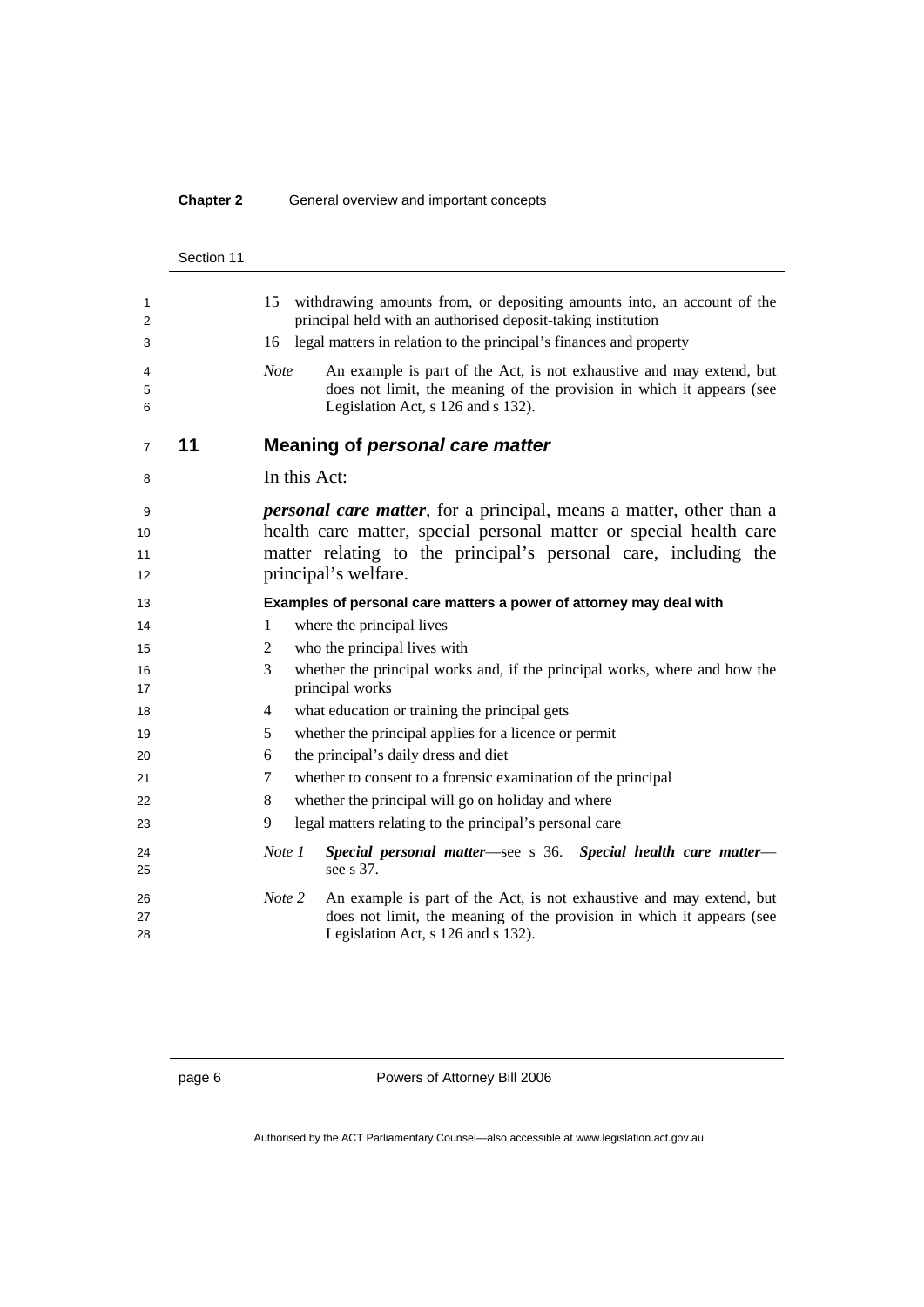15 withdrawing amounts from, or depositing amounts into, an account of the principal held with an authorised deposit-taking institution

16 legal matters in relation to the principal's finances and property

*Note* An example is part of the Act, is not exhaustive and may extend, but does not limit, the meaning of the provision in which it appears (see Legislation Act, s 126 and s 132).

## 11 Meaning of *personal care matter*

In this Act:

***personal care matter***, for a principal, means a matter, other than a health care matter, special personal matter or special health care matter relating to the principal's personal care, including the principal's welfare.

**Examples of personal care matters a power of attorney may deal with**

1 where the principal lives

2 who the principal lives with

3 whether the principal works and, if the principal works, where and how the principal works

4 what education or training the principal gets

5 whether the principal applies for a licence or permit

6 the principal's daily dress and diet

7 whether to consent to a forensic examination of the principal

8 whether the principal will go on holiday and where

9 legal matters relating to the principal's personal care

*Note 1* ***Special personal matter***—see s 36. ***Special health care matter***—see s 37.

*Note 2* An example is part of the Act, is not exhaustive and may extend, but does not limit, the meaning of the provision in which it appears (see Legislation Act, s 126 and s 132).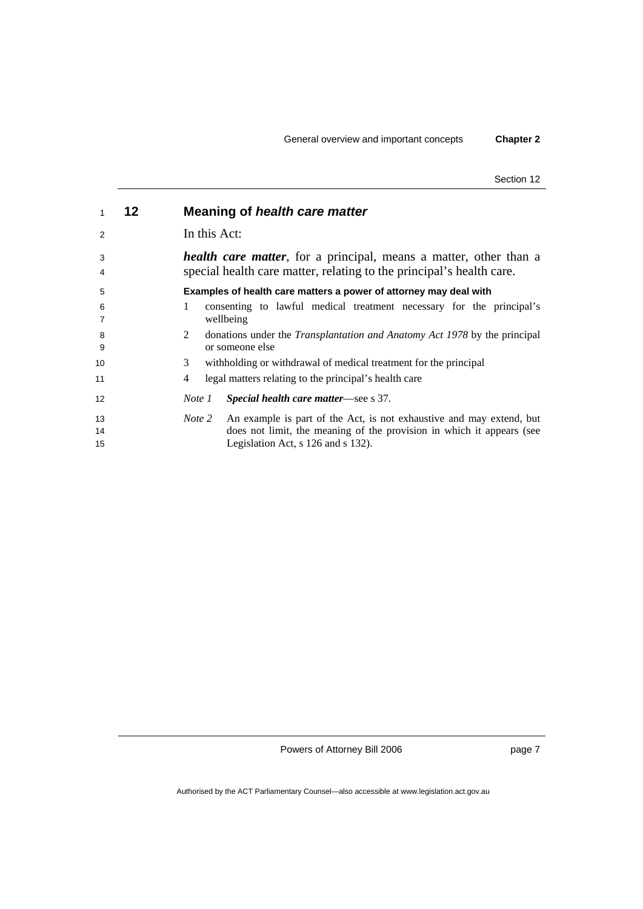## 12 Meaning of *health care matter*

In this Act:

***health care matter***, for a principal, means a matter, other than a special health care matter, relating to the principal's health care.

**Examples of health care matters a power of attorney may deal with**

1. consenting to lawful medical treatment necessary for the principal's wellbeing
2. donations under the *Transplantation and Anatomy Act 1978* by the principal or someone else
3. withholding or withdrawal of medical treatment for the principal
4. legal matters relating to the principal's health care

*Note 1* ***Special health care matter***—see s 37.

*Note 2* An example is part of the Act, is not exhaustive and may extend, but does not limit, the meaning of the provision in which it appears (see Legislation Act, s 126 and s 132).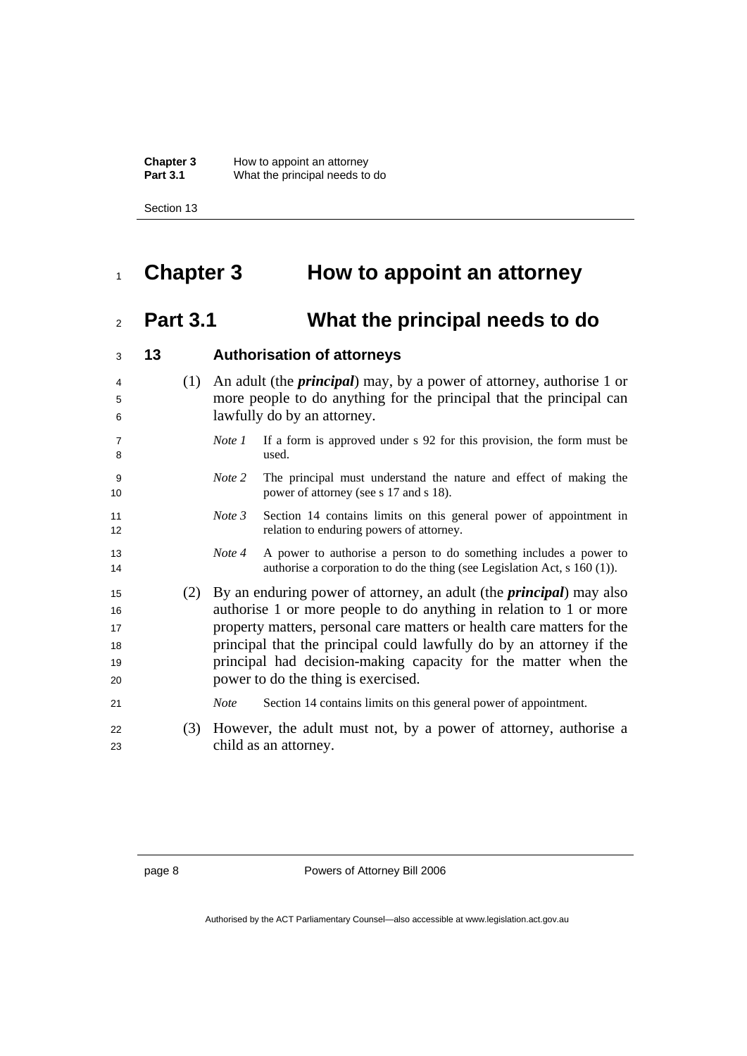# Chapter 3 How to appoint an attorney

## Part 3.1 What the principal needs to do

### 13 Authorisation of attorneys

(1) An adult (the ***principal***) may, by a power of attorney, authorise 1 or more people to do anything for the principal that the principal can lawfully do by an attorney.

*Note 1* If a form is approved under s 92 for this provision, the form must be used.

*Note 2* The principal must understand the nature and effect of making the power of attorney (see s 17 and s 18).

*Note 3* Section 14 contains limits on this general power of appointment in relation to enduring powers of attorney.

*Note 4* A power to authorise a person to do something includes a power to authorise a corporation to do the thing (see Legislation Act, s 160 (1)).

(2) By an enduring power of attorney, an adult (the ***principal***) may also authorise 1 or more people to do anything in relation to 1 or more property matters, personal care matters or health care matters for the principal that the principal could lawfully do by an attorney if the principal had decision-making capacity for the matter when the power to do the thing is exercised.

*Note* Section 14 contains limits on this general power of appointment.

(3) However, the adult must not, by a power of attorney, authorise a child as an attorney.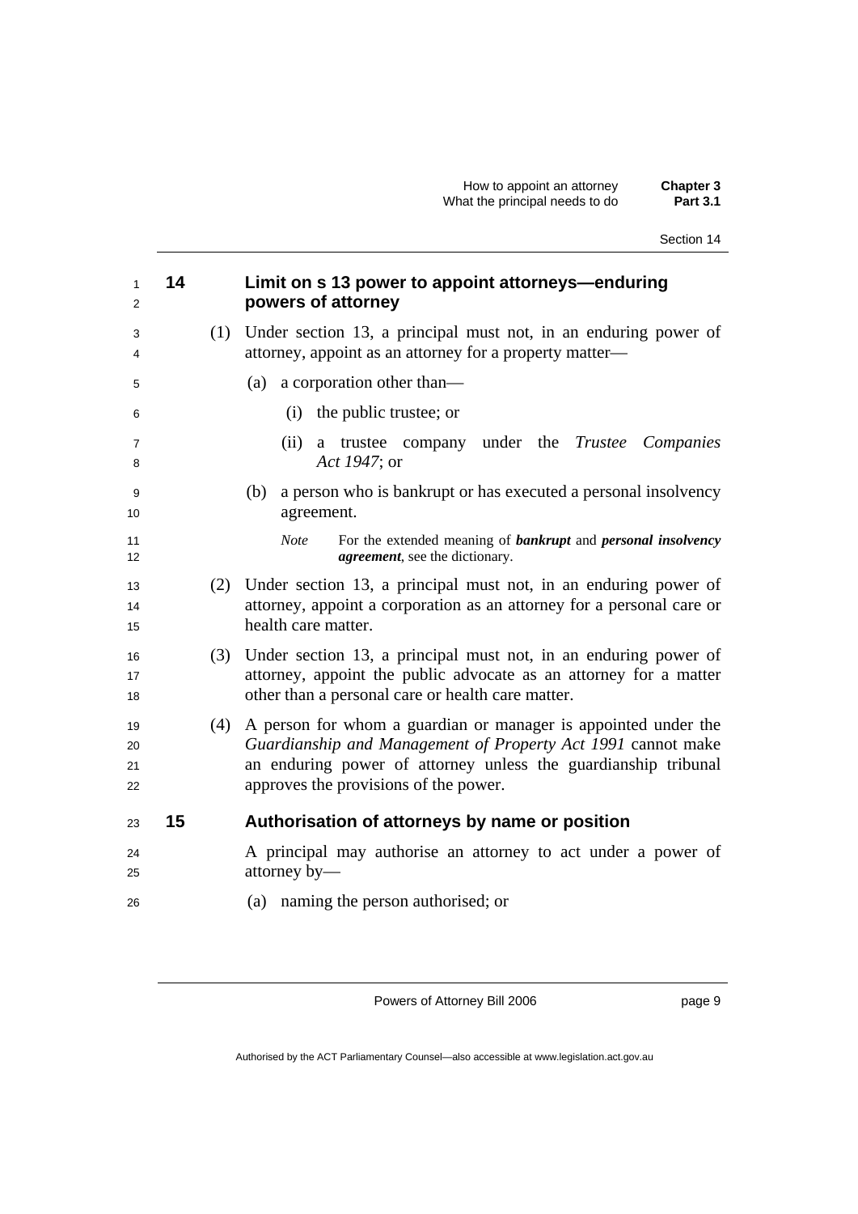## 14 Limit on s 13 power to appoint attorneys—enduring powers of attorney

(1) Under section 13, a principal must not, in an enduring power of attorney, appoint as an attorney for a property matter—

(a) a corporation other than—

(i) the public trustee; or

(ii) a trustee company under the *Trustee Companies Act 1947*; or

(b) a person who is bankrupt or has executed a personal insolvency agreement.

*Note* For the extended meaning of ***bankrupt*** and ***personal insolvency agreement***, see the dictionary.

(2) Under section 13, a principal must not, in an enduring power of attorney, appoint a corporation as an attorney for a personal care or health care matter.

(3) Under section 13, a principal must not, in an enduring power of attorney, appoint the public advocate as an attorney for a matter other than a personal care or health care matter.

(4) A person for whom a guardian or manager is appointed under the *Guardianship and Management of Property Act 1991* cannot make an enduring power of attorney unless the guardianship tribunal approves the provisions of the power.

## 15 Authorisation of attorneys by name or position

A principal may authorise an attorney to act under a power of attorney by—

(a) naming the person authorised; or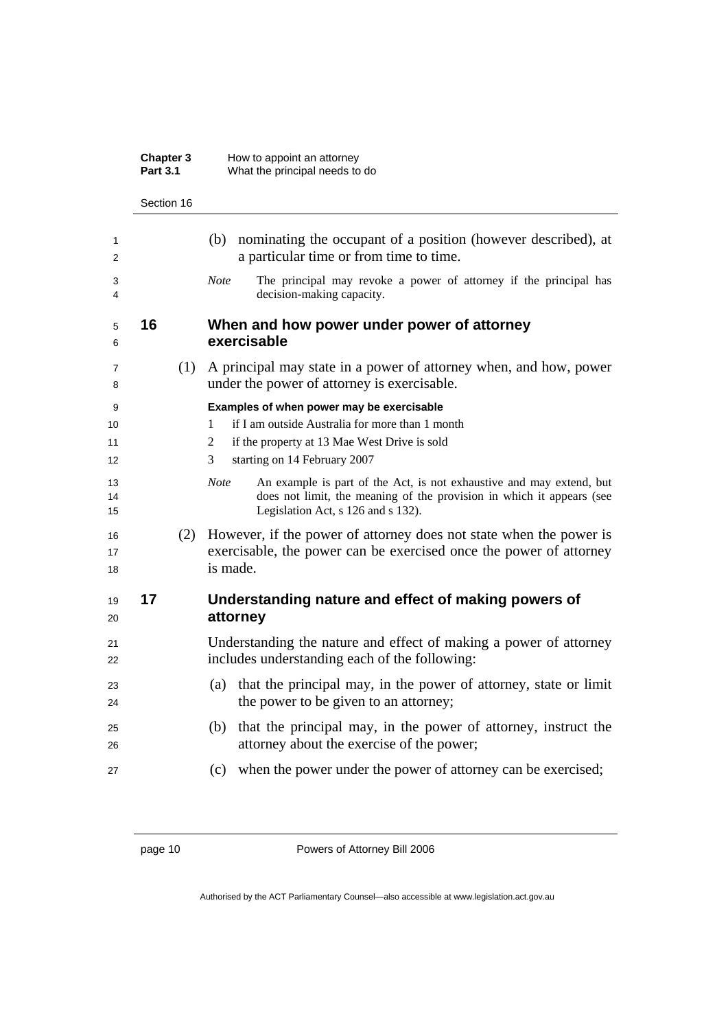(b) nominating the occupant of a position (however described), at a particular time or from time to time.

*Note* The principal may revoke a power of attorney if the principal has decision-making capacity.

## 16 When and how power under power of attorney exercisable

(1) A principal may state in a power of attorney when, and how, power under the power of attorney is exercisable.

**Examples of when power may be exercisable**

1 if I am outside Australia for more than 1 month

2 if the property at 13 Mae West Drive is sold

3 starting on 14 February 2007

*Note* An example is part of the Act, is not exhaustive and may extend, but does not limit, the meaning of the provision in which it appears (see Legislation Act, s 126 and s 132).

(2) However, if the power of attorney does not state when the power is exercisable, the power can be exercised once the power of attorney is made.

## 17 Understanding nature and effect of making powers of attorney

Understanding the nature and effect of making a power of attorney includes understanding each of the following:

(a) that the principal may, in the power of attorney, state or limit the power to be given to an attorney;

(b) that the principal may, in the power of attorney, instruct the attorney about the exercise of the power;

(c) when the power under the power of attorney can be exercised;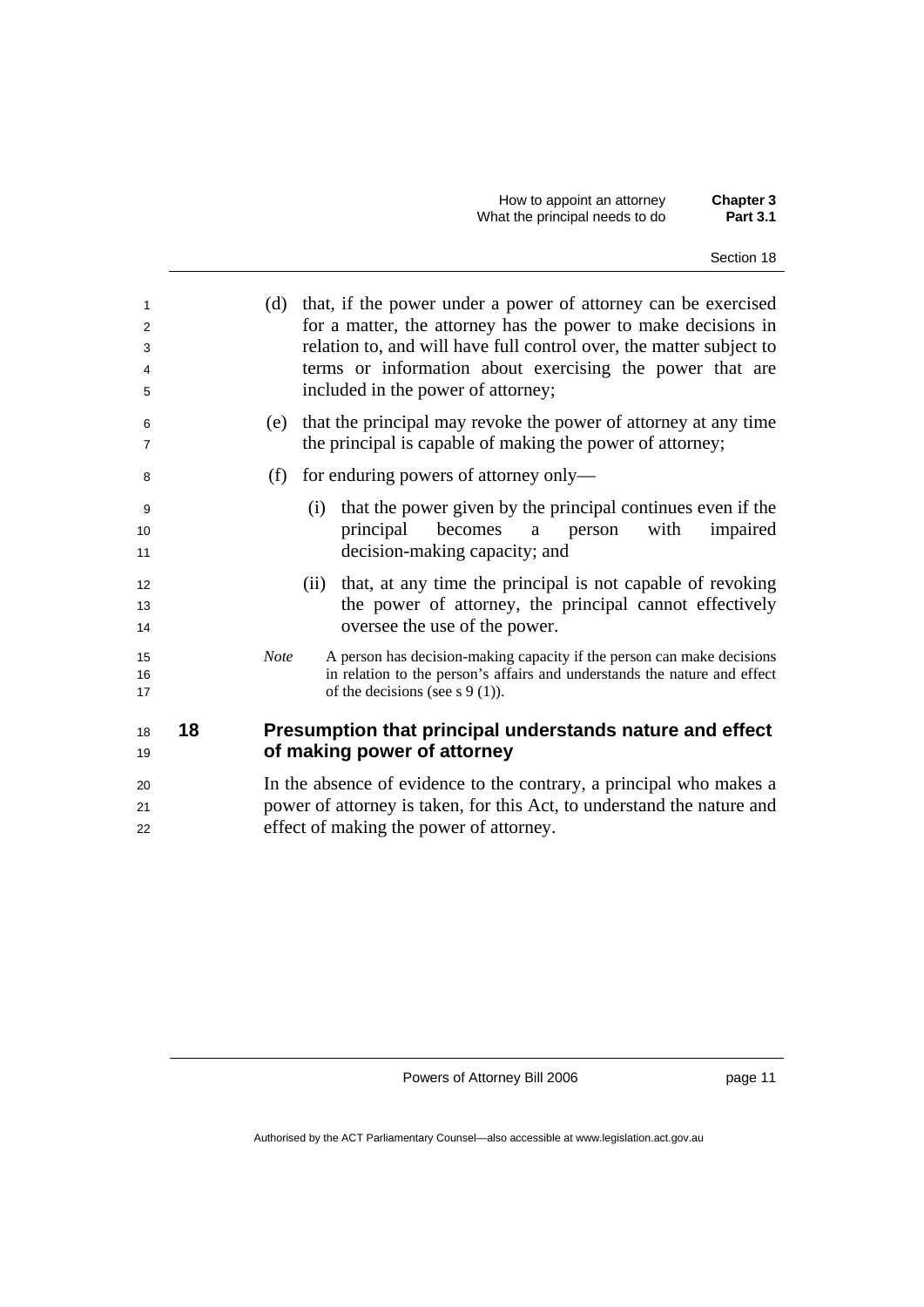(d) that, if the power under a power of attorney can be exercised for a matter, the attorney has the power to make decisions in relation to, and will have full control over, the matter subject to terms or information about exercising the power that are included in the power of attorney;

(e) that the principal may revoke the power of attorney at any time the principal is capable of making the power of attorney;

(f) for enduring powers of attorney only—

(i) that the power given by the principal continues even if the principal becomes a person with impaired decision-making capacity; and

(ii) that, at any time the principal is not capable of revoking the power of attorney, the principal cannot effectively oversee the use of the power.

*Note* A person has decision-making capacity if the person can make decisions in relation to the person's affairs and understands the nature and effect of the decisions (see s 9 (1)).

## 18 Presumption that principal understands nature and effect of making power of attorney

In the absence of evidence to the contrary, a principal who makes a power of attorney is taken, for this Act, to understand the nature and effect of making the power of attorney.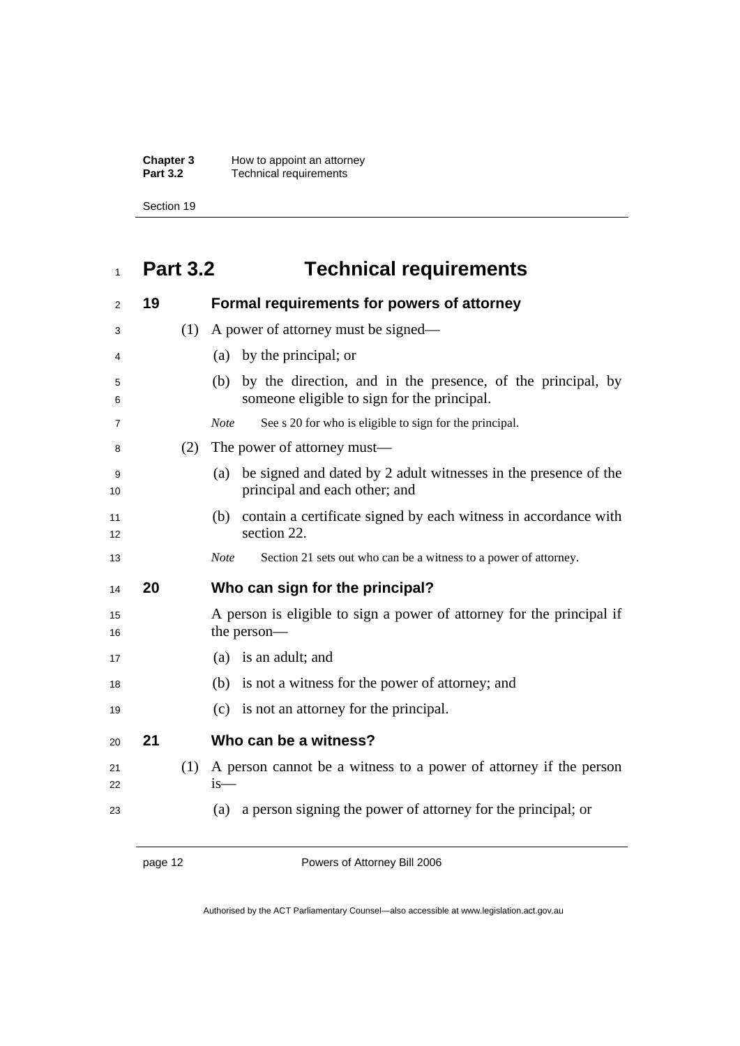## Part 3.2 Technical requirements

### 19 Formal requirements for powers of attorney

(1) A power of attorney must be signed—

(a) by the principal; or

(b) by the direction, and in the presence, of the principal, by someone eligible to sign for the principal.

*Note* See s 20 for who is eligible to sign for the principal.

(2) The power of attorney must—

(a) be signed and dated by 2 adult witnesses in the presence of the principal and each other; and

(b) contain a certificate signed by each witness in accordance with section 22.

*Note* Section 21 sets out who can be a witness to a power of attorney.

### 20 Who can sign for the principal?

A person is eligible to sign a power of attorney for the principal if the person—

(a) is an adult; and

(b) is not a witness for the power of attorney; and

(c) is not an attorney for the principal.

### 21 Who can be a witness?

(1) A person cannot be a witness to a power of attorney if the person is—

(a) a person signing the power of attorney for the principal; or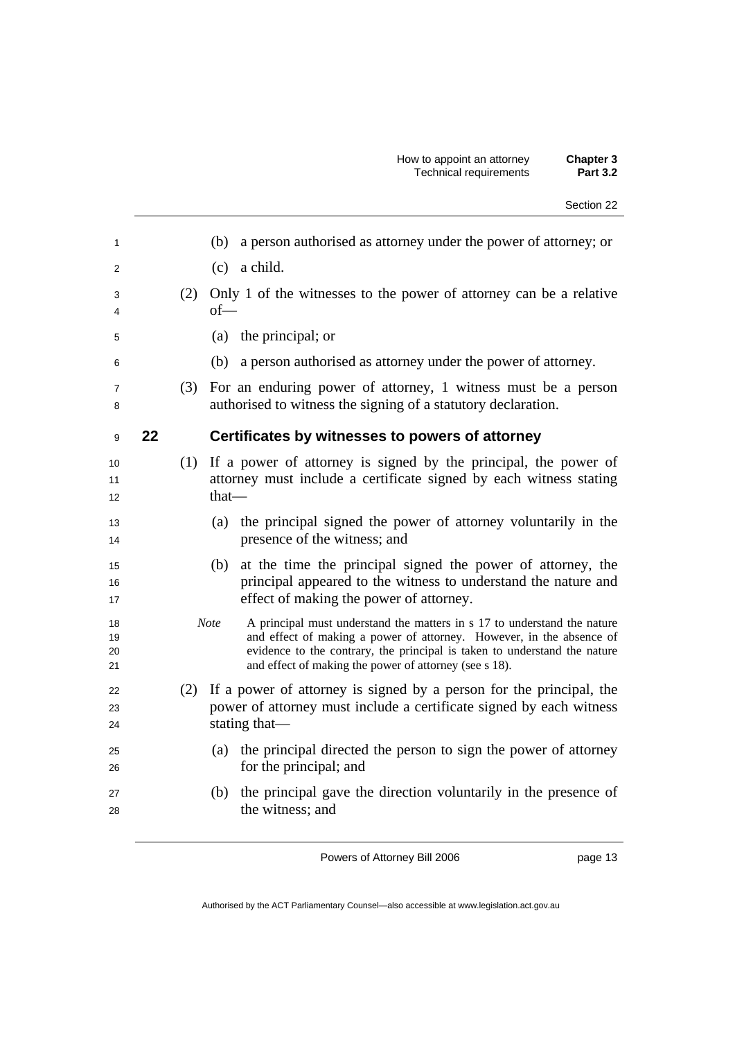(b) a person authorised as attorney under the power of attorney; or

(c) a child.

(2) Only 1 of the witnesses to the power of attorney can be a relative of—

(a) the principal; or

(b) a person authorised as attorney under the power of attorney.

(3) For an enduring power of attorney, 1 witness must be a person authorised to witness the signing of a statutory declaration.

## 22 Certificates by witnesses to powers of attorney

(1) If a power of attorney is signed by the principal, the power of attorney must include a certificate signed by each witness stating that—

(a) the principal signed the power of attorney voluntarily in the presence of the witness; and

(b) at the time the principal signed the power of attorney, the principal appeared to the witness to understand the nature and effect of making the power of attorney.

*Note* A principal must understand the matters in s 17 to understand the nature and effect of making a power of attorney. However, in the absence of evidence to the contrary, the principal is taken to understand the nature and effect of making the power of attorney (see s 18).

(2) If a power of attorney is signed by a person for the principal, the power of attorney must include a certificate signed by each witness stating that—

(a) the principal directed the person to sign the power of attorney for the principal; and

(b) the principal gave the direction voluntarily in the presence of the witness; and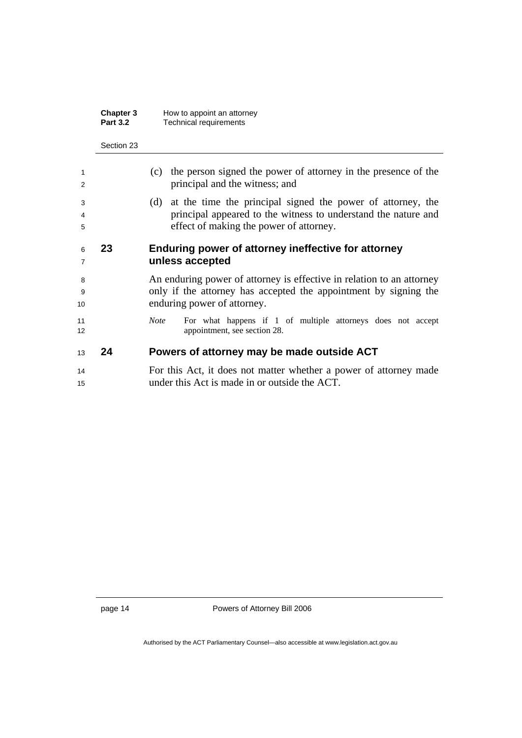(c) the person signed the power of attorney in the presence of the principal and the witness; and

(d) at the time the principal signed the power of attorney, the principal appeared to the witness to understand the nature and effect of making the power of attorney.

## 23 Enduring power of attorney ineffective for attorney unless accepted

An enduring power of attorney is effective in relation to an attorney only if the attorney has accepted the appointment by signing the enduring power of attorney.

*Note* For what happens if 1 of multiple attorneys does not accept appointment, see section 28.

## 24 Powers of attorney may be made outside ACT

For this Act, it does not matter whether a power of attorney made under this Act is made in or outside the ACT.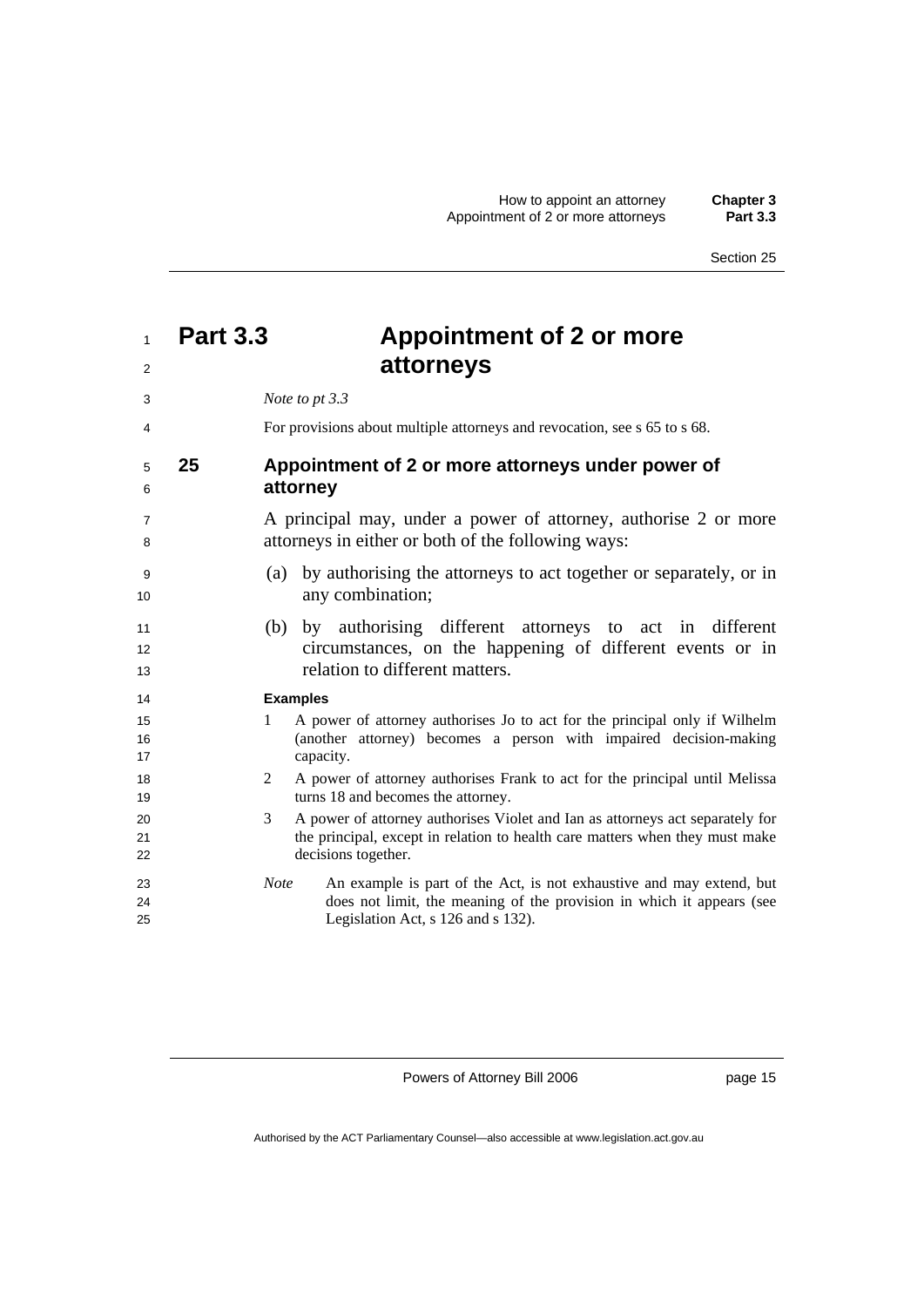# Part 3.3 Appointment of 2 or more attorneys

*Note to pt 3.3*

For provisions about multiple attorneys and revocation, see s 65 to s 68.

## 25 Appointment of 2 or more attorneys under power of attorney

A principal may, under a power of attorney, authorise 2 or more attorneys in either or both of the following ways:

(a) by authorising the attorneys to act together or separately, or in any combination;

(b) by authorising different attorneys to act in different circumstances, on the happening of different events or in relation to different matters.

**Examples**

1 A power of attorney authorises Jo to act for the principal only if Wilhelm (another attorney) becomes a person with impaired decision-making capacity.

2 A power of attorney authorises Frank to act for the principal until Melissa turns 18 and becomes the attorney.

3 A power of attorney authorises Violet and Ian as attorneys act separately for the principal, except in relation to health care matters when they must make decisions together.

*Note* An example is part of the Act, is not exhaustive and may extend, but does not limit, the meaning of the provision in which it appears (see Legislation Act, s 126 and s 132).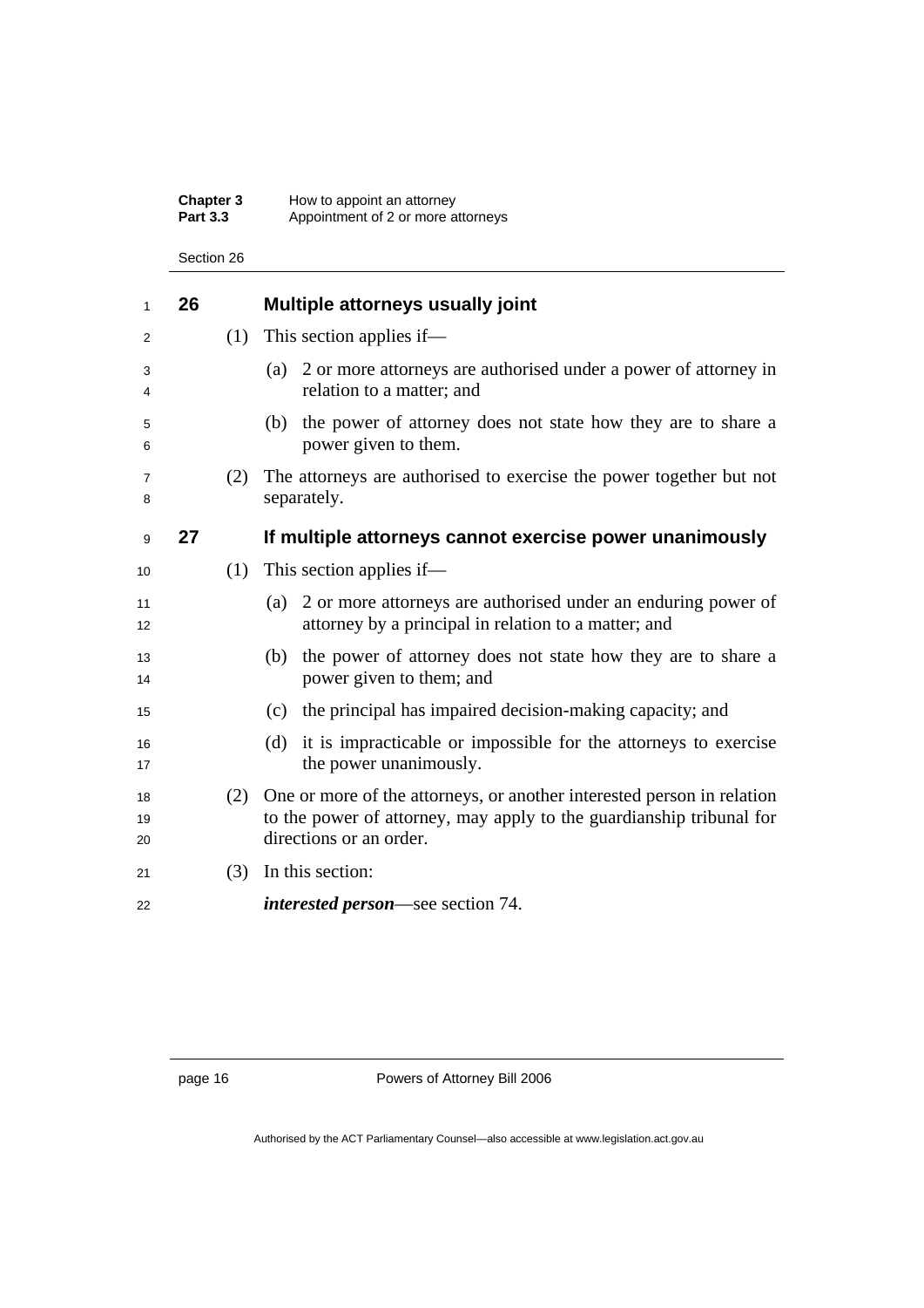## 26 Multiple attorneys usually joint

(1) This section applies if—

(a) 2 or more attorneys are authorised under a power of attorney in relation to a matter; and

(b) the power of attorney does not state how they are to share a power given to them.

(2) The attorneys are authorised to exercise the power together but not separately.

## 27 If multiple attorneys cannot exercise power unanimously

(1) This section applies if—

(a) 2 or more attorneys are authorised under an enduring power of attorney by a principal in relation to a matter; and

(b) the power of attorney does not state how they are to share a power given to them; and

(c) the principal has impaired decision-making capacity; and

(d) it is impracticable or impossible for the attorneys to exercise the power unanimously.

(2) One or more of the attorneys, or another interested person in relation to the power of attorney, may apply to the guardianship tribunal for directions or an order.

(3) In this section:

***interested person***—see section 74.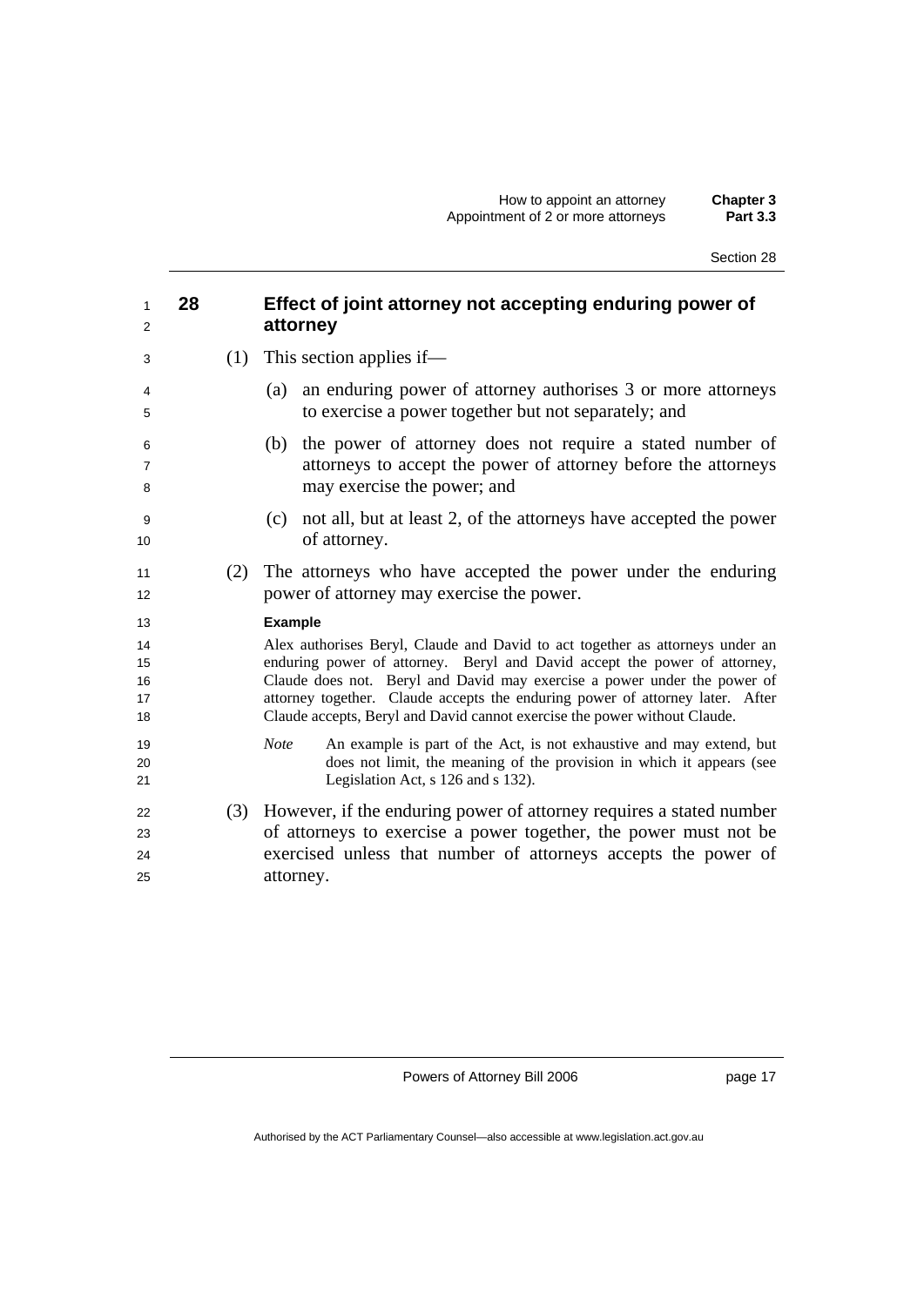## 28 Effect of joint attorney not accepting enduring power of attorney

(1) This section applies if—

(a) an enduring power of attorney authorises 3 or more attorneys to exercise a power together but not separately; and

(b) the power of attorney does not require a stated number of attorneys to accept the power of attorney before the attorneys may exercise the power; and

(c) not all, but at least 2, of the attorneys have accepted the power of attorney.

(2) The attorneys who have accepted the power under the enduring power of attorney may exercise the power.

**Example**

Alex authorises Beryl, Claude and David to act together as attorneys under an enduring power of attorney. Beryl and David accept the power of attorney, Claude does not. Beryl and David may exercise a power under the power of attorney together. Claude accepts the enduring power of attorney later. After Claude accepts, Beryl and David cannot exercise the power without Claude.

*Note* An example is part of the Act, is not exhaustive and may extend, but does not limit, the meaning of the provision in which it appears (see Legislation Act, s 126 and s 132).

(3) However, if the enduring power of attorney requires a stated number of attorneys to exercise a power together, the power must not be exercised unless that number of attorneys accepts the power of attorney.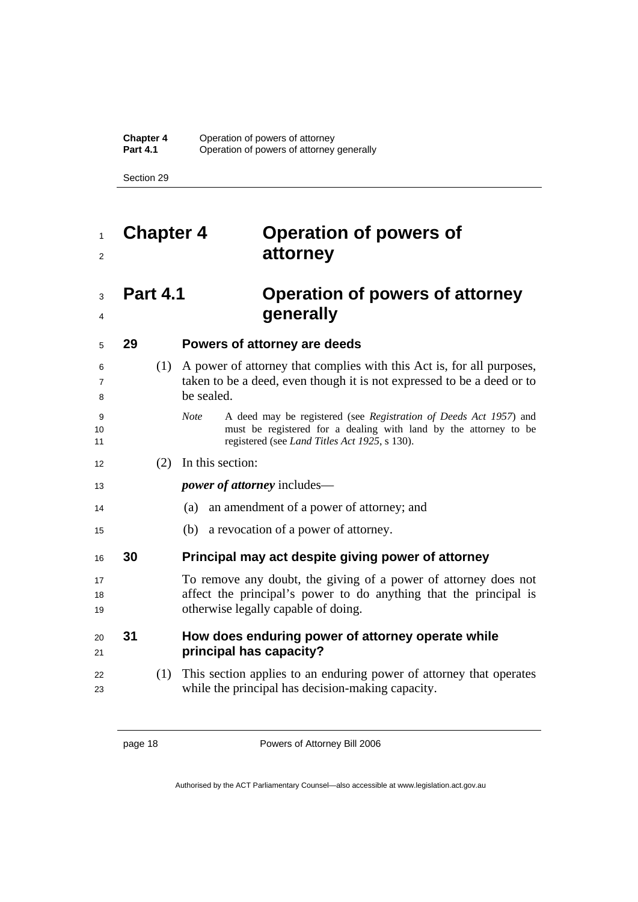# Chapter 4 Operation of powers of attorney

## Part 4.1 Operation of powers of attorney generally

### 29 Powers of attorney are deeds

(1) A power of attorney that complies with this Act is, for all purposes, taken to be a deed, even though it is not expressed to be a deed or to be sealed.

*Note* A deed may be registered (see *Registration of Deeds Act 1957*) and must be registered for a dealing with land by the attorney to be registered (see *Land Titles Act 1925*, s 130).

(2) In this section:

***power of attorney*** includes—

(a) an amendment of a power of attorney; and

(b) a revocation of a power of attorney.

### 30 Principal may act despite giving power of attorney

To remove any doubt, the giving of a power of attorney does not affect the principal's power to do anything that the principal is otherwise legally capable of doing.

### 31 How does enduring power of attorney operate while principal has capacity?

(1) This section applies to an enduring power of attorney that operates while the principal has decision-making capacity.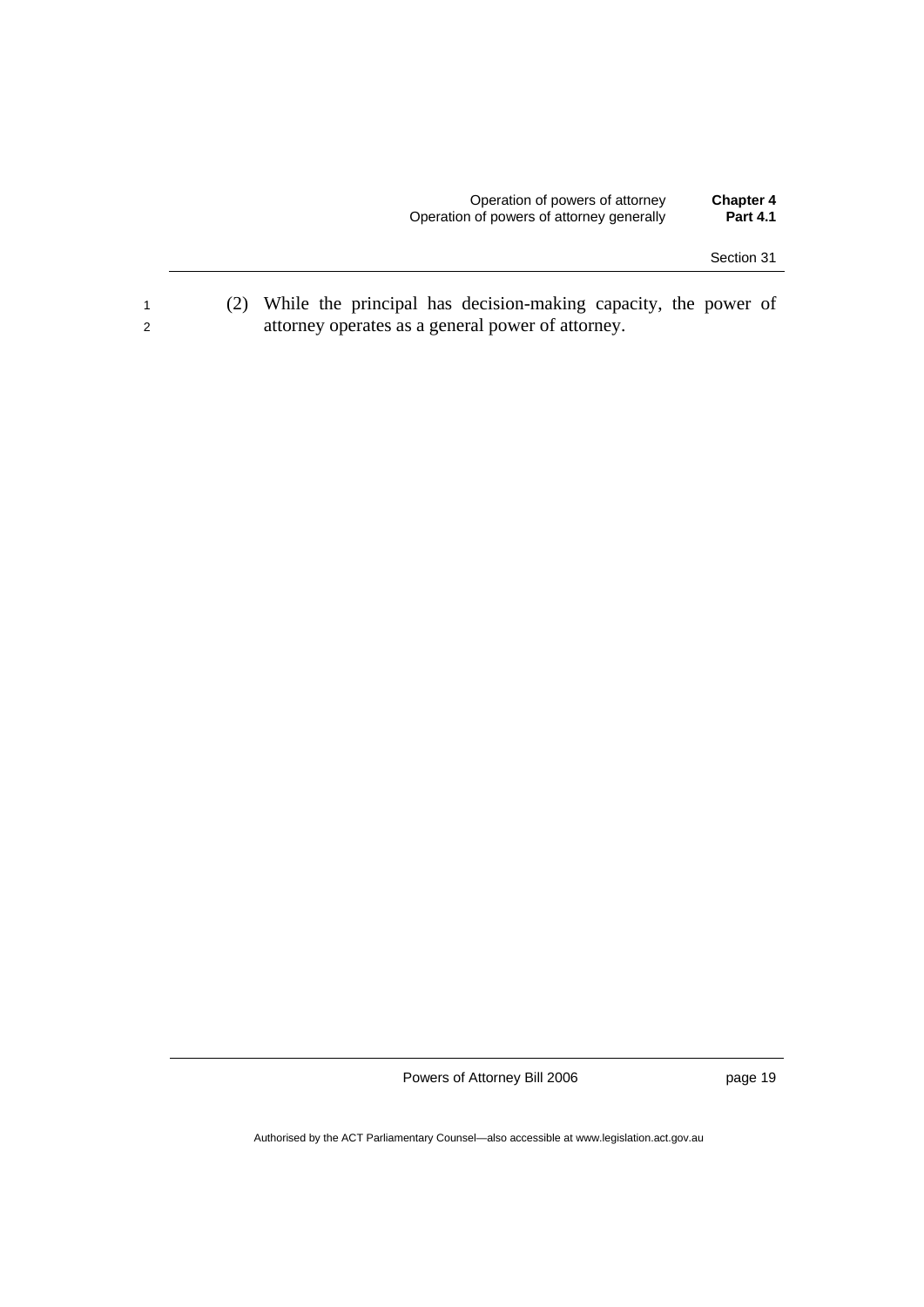(2) While the principal has decision-making capacity, the power of attorney operates as a general power of attorney.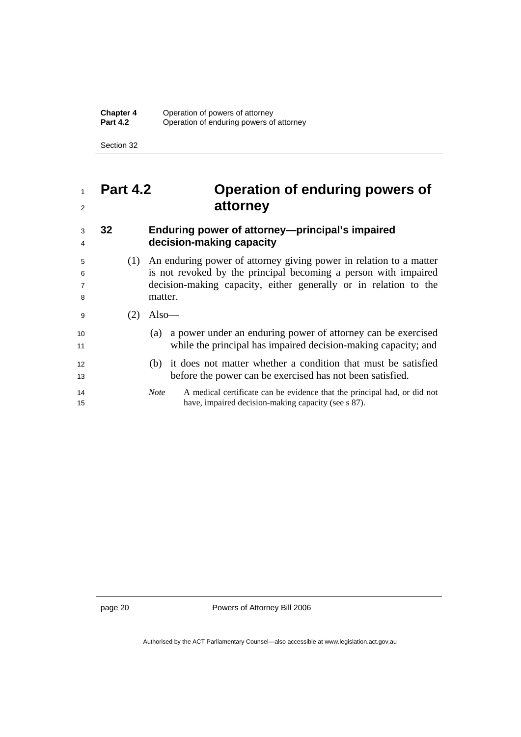# Part 4.2 Operation of enduring powers of attorney

## 32 Enduring power of attorney—principal's impaired decision-making capacity

(1) An enduring power of attorney giving power in relation to a matter is not revoked by the principal becoming a person with impaired decision-making capacity, either generally or in relation to the matter.

(2) Also—

(a) a power under an enduring power of attorney can be exercised while the principal has impaired decision-making capacity; and

(b) it does not matter whether a condition that must be satisfied before the power can be exercised has not been satisfied.

*Note* A medical certificate can be evidence that the principal had, or did not have, impaired decision-making capacity (see s 87).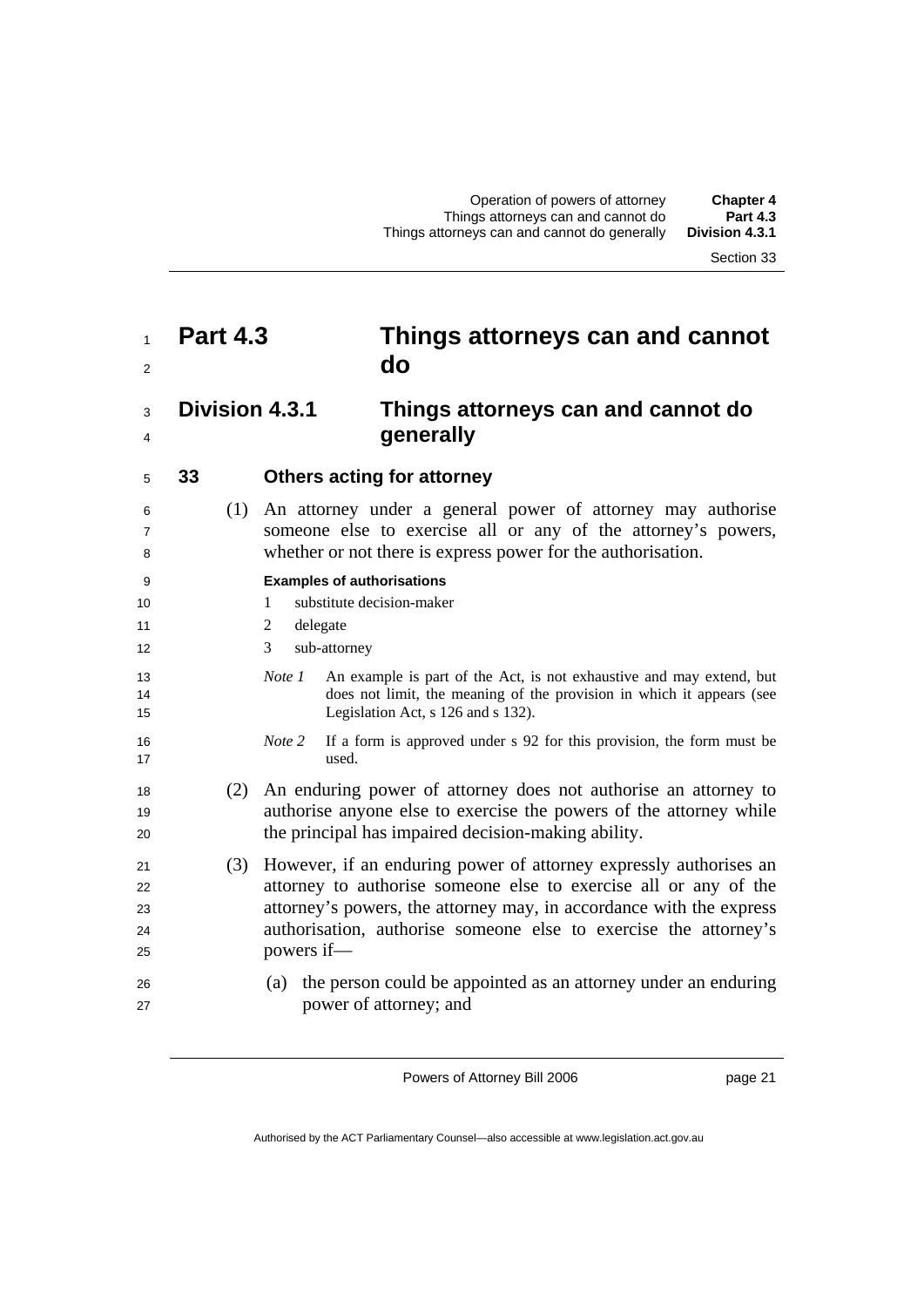# Part 4.3 Things attorneys can and cannot do

## Division 4.3.1 Things attorneys can and cannot do generally

### 33 Others acting for attorney

(1) An attorney under a general power of attorney may authorise someone else to exercise all or any of the attorney's powers, whether or not there is express power for the authorisation.

**Examples of authorisations**

1 substitute decision-maker

2 delegate

3 sub-attorney

*Note 1* An example is part of the Act, is not exhaustive and may extend, but does not limit, the meaning of the provision in which it appears (see Legislation Act, s 126 and s 132).

*Note 2* If a form is approved under s 92 for this provision, the form must be used.

(2) An enduring power of attorney does not authorise an attorney to authorise anyone else to exercise the powers of the attorney while the principal has impaired decision-making ability.

(3) However, if an enduring power of attorney expressly authorises an attorney to authorise someone else to exercise all or any of the attorney's powers, the attorney may, in accordance with the express authorisation, authorise someone else to exercise the attorney's powers if—

(a) the person could be appointed as an attorney under an enduring power of attorney; and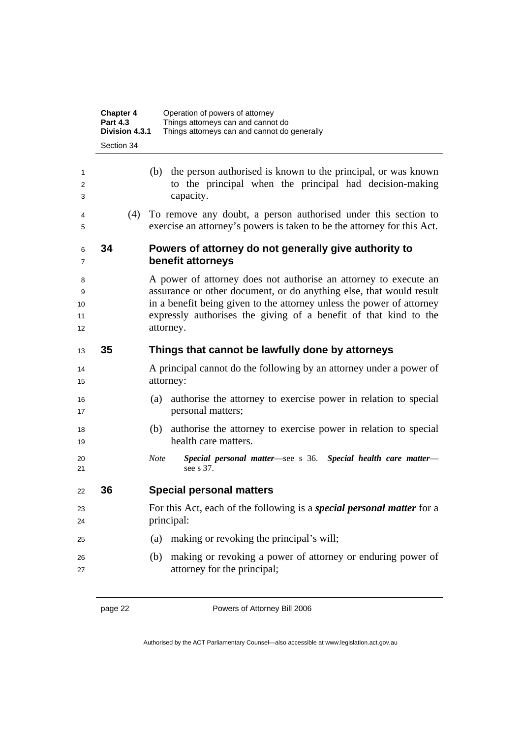(b) the person authorised is known to the principal, or was known to the principal when the principal had decision-making capacity.

(4) To remove any doubt, a person authorised under this section to exercise an attorney's powers is taken to be the attorney for this Act.

## 34 Powers of attorney do not generally give authority to benefit attorneys

A power of attorney does not authorise an attorney to execute an assurance or other document, or do anything else, that would result in a benefit being given to the attorney unless the power of attorney expressly authorises the giving of a benefit of that kind to the attorney.

## 35 Things that cannot be lawfully done by attorneys

A principal cannot do the following by an attorney under a power of attorney:

(a) authorise the attorney to exercise power in relation to special personal matters;

(b) authorise the attorney to exercise power in relation to special health care matters.

*Note* ***Special personal matter***—see s 36. ***Special health care matter***—see s 37.

## 36 Special personal matters

For this Act, each of the following is a ***special personal matter*** for a principal:

(a) making or revoking the principal's will;

(b) making or revoking a power of attorney or enduring power of attorney for the principal;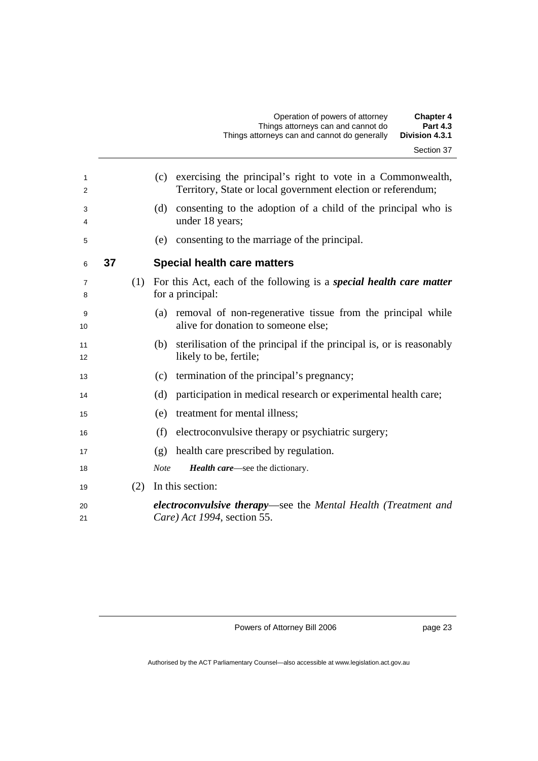(c) exercising the principal's right to vote in a Commonwealth, Territory, State or local government election or referendum;

(d) consenting to the adoption of a child of the principal who is under 18 years;

(e) consenting to the marriage of the principal.

## 37 Special health care matters

(1) For this Act, each of the following is a ***special health care matter*** for a principal:

(a) removal of non-regenerative tissue from the principal while alive for donation to someone else;

(b) sterilisation of the principal if the principal is, or is reasonably likely to be, fertile;

(c) termination of the principal's pregnancy;

(d) participation in medical research or experimental health care;

(e) treatment for mental illness;

(f) electroconvulsive therapy or psychiatric surgery;

(g) health care prescribed by regulation.

*Note* ***Health care***—see the dictionary.

(2) In this section:

***electroconvulsive therapy***—see the *Mental Health (Treatment and Care) Act 1994*, section 55.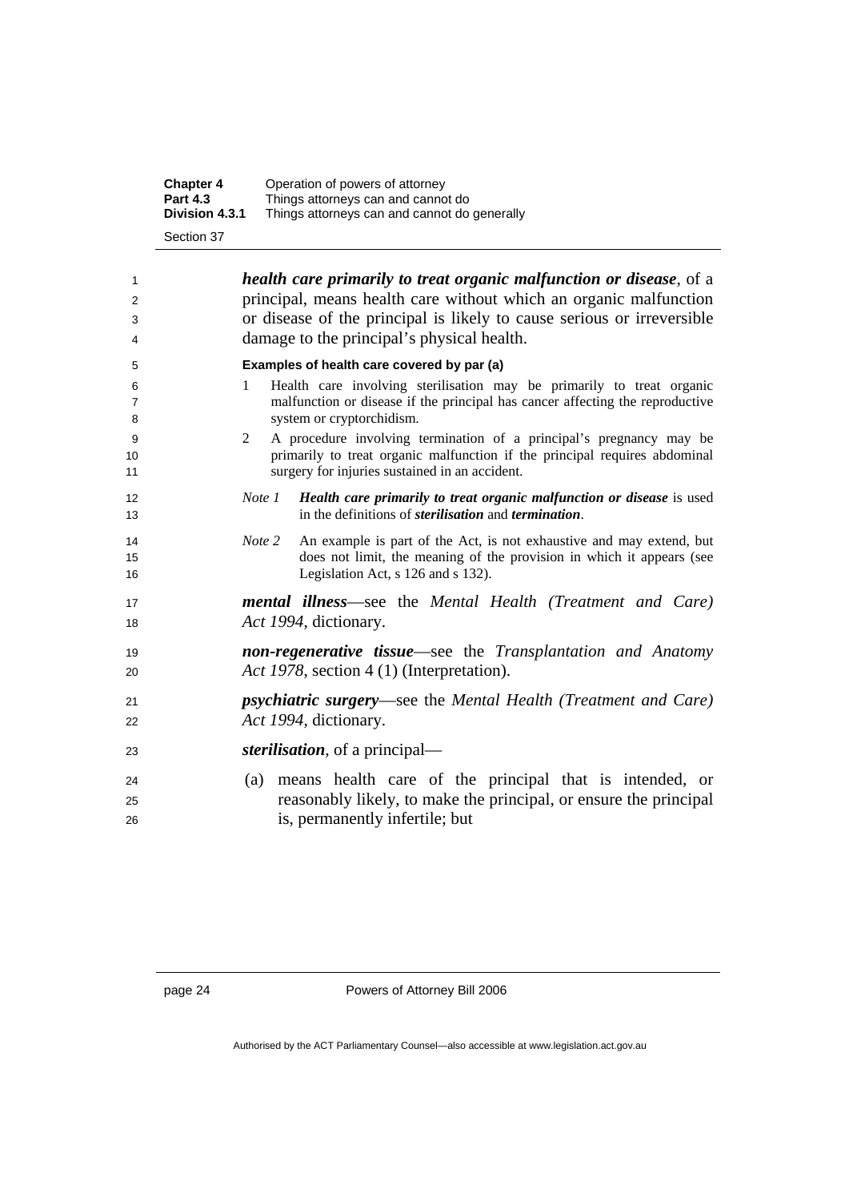***health care primarily to treat organic malfunction or disease***, of a principal, means health care without which an organic malfunction or disease of the principal is likely to cause serious or irreversible damage to the principal's physical health.

**Examples of health care covered by par (a)**

1. Health care involving sterilisation may be primarily to treat organic malfunction or disease if the principal has cancer affecting the reproductive system or cryptorchidism.
2. A procedure involving termination of a principal's pregnancy may be primarily to treat organic malfunction if the principal requires abdominal surgery for injuries sustained in an accident.

*Note 1* ***Health care primarily to treat organic malfunction or disease*** is used in the definitions of ***sterilisation*** and ***termination***.

*Note 2* An example is part of the Act, is not exhaustive and may extend, but does not limit, the meaning of the provision in which it appears (see Legislation Act, s 126 and s 132).

***mental illness***—see the *Mental Health (Treatment and Care) Act 1994*, dictionary.

***non-regenerative tissue***—see the *Transplantation and Anatomy Act 1978*, section 4 (1) (Interpretation).

***psychiatric surgery***—see the *Mental Health (Treatment and Care) Act 1994*, dictionary.

***sterilisation***, of a principal—

(a) means health care of the principal that is intended, or reasonably likely, to make the principal, or ensure the principal is, permanently infertile; but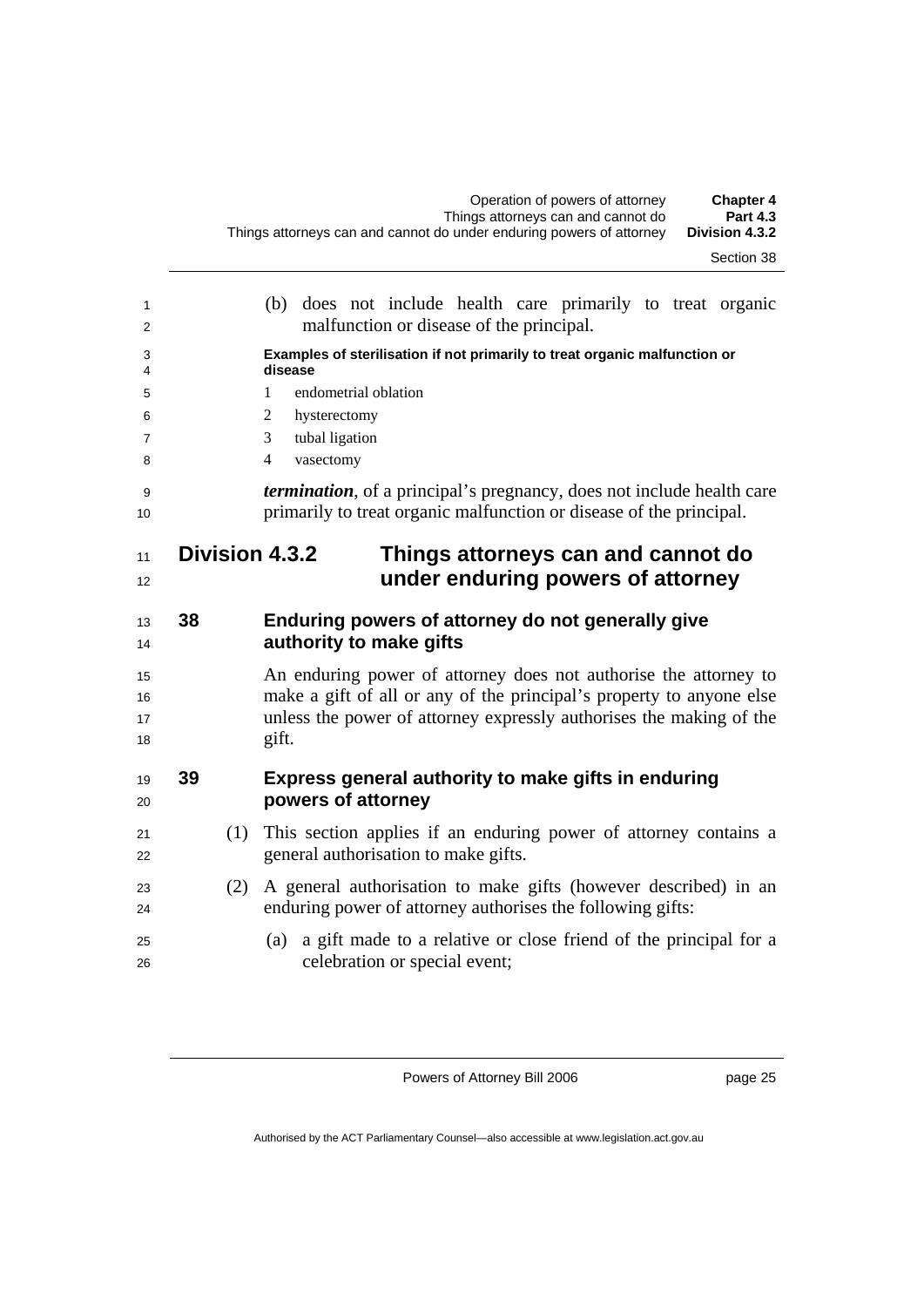(b) does not include health care primarily to treat organic malfunction or disease of the principal.

**Examples of sterilisation if not primarily to treat organic malfunction or disease**

1 endometrial oblation
2 hysterectomy
3 tubal ligation
4 vasectomy

***termination***, of a principal's pregnancy, does not include health care primarily to treat organic malfunction or disease of the principal.

## Division 4.3.2 Things attorneys can and cannot do under enduring powers of attorney

### 38 Enduring powers of attorney do not generally give authority to make gifts

An enduring power of attorney does not authorise the attorney to make a gift of all or any of the principal's property to anyone else unless the power of attorney expressly authorises the making of the gift.

### 39 Express general authority to make gifts in enduring powers of attorney

(1) This section applies if an enduring power of attorney contains a general authorisation to make gifts.

(2) A general authorisation to make gifts (however described) in an enduring power of attorney authorises the following gifts:

(a) a gift made to a relative or close friend of the principal for a celebration or special event;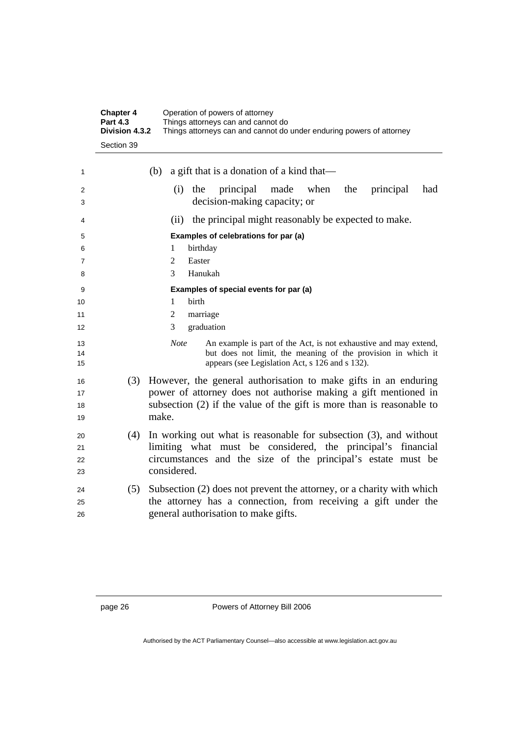(b) a gift that is a donation of a kind that—

(i) the principal made when the principal had decision-making capacity; or

(ii) the principal might reasonably be expected to make.

**Examples of celebrations for par (a)**

1 birthday

2 Easter

3 Hanukah

**Examples of special events for par (a)**

1 birth

2 marriage

3 graduation

*Note* An example is part of the Act, is not exhaustive and may extend, but does not limit, the meaning of the provision in which it appears (see Legislation Act, s 126 and s 132).

(3) However, the general authorisation to make gifts in an enduring power of attorney does not authorise making a gift mentioned in subsection (2) if the value of the gift is more than is reasonable to make.

(4) In working out what is reasonable for subsection (3), and without limiting what must be considered, the principal's financial circumstances and the size of the principal's estate must be considered.

(5) Subsection (2) does not prevent the attorney, or a charity with which the attorney has a connection, from receiving a gift under the general authorisation to make gifts.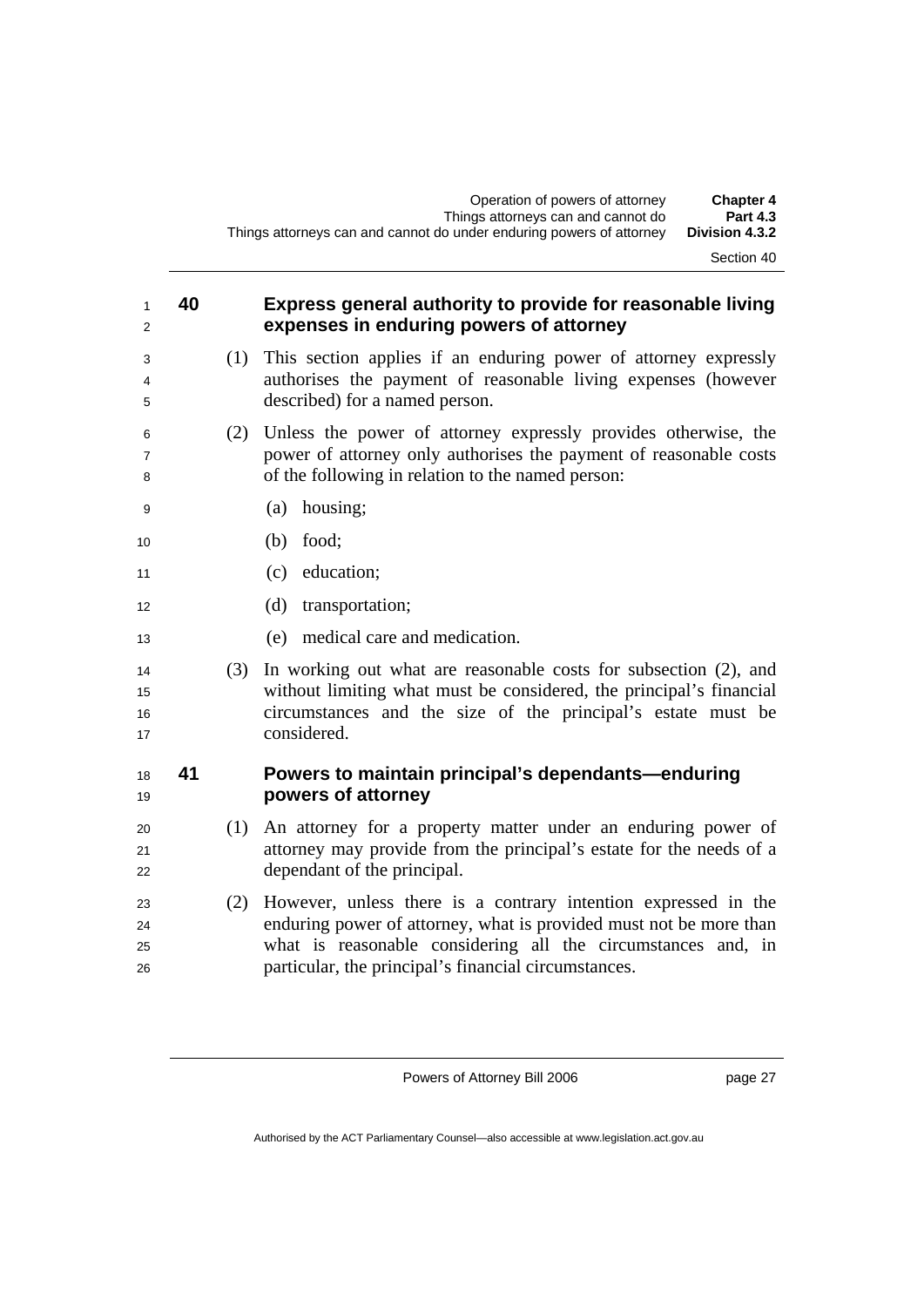## 40 Express general authority to provide for reasonable living expenses in enduring powers of attorney

(1) This section applies if an enduring power of attorney expressly authorises the payment of reasonable living expenses (however described) for a named person.

(2) Unless the power of attorney expressly provides otherwise, the power of attorney only authorises the payment of reasonable costs of the following in relation to the named person:

(a) housing;

(b) food;

(c) education;

(d) transportation;

(e) medical care and medication.

(3) In working out what are reasonable costs for subsection (2), and without limiting what must be considered, the principal's financial circumstances and the size of the principal's estate must be considered.

## 41 Powers to maintain principal's dependants—enduring powers of attorney

(1) An attorney for a property matter under an enduring power of attorney may provide from the principal's estate for the needs of a dependant of the principal.

(2) However, unless there is a contrary intention expressed in the enduring power of attorney, what is provided must not be more than what is reasonable considering all the circumstances and, in particular, the principal's financial circumstances.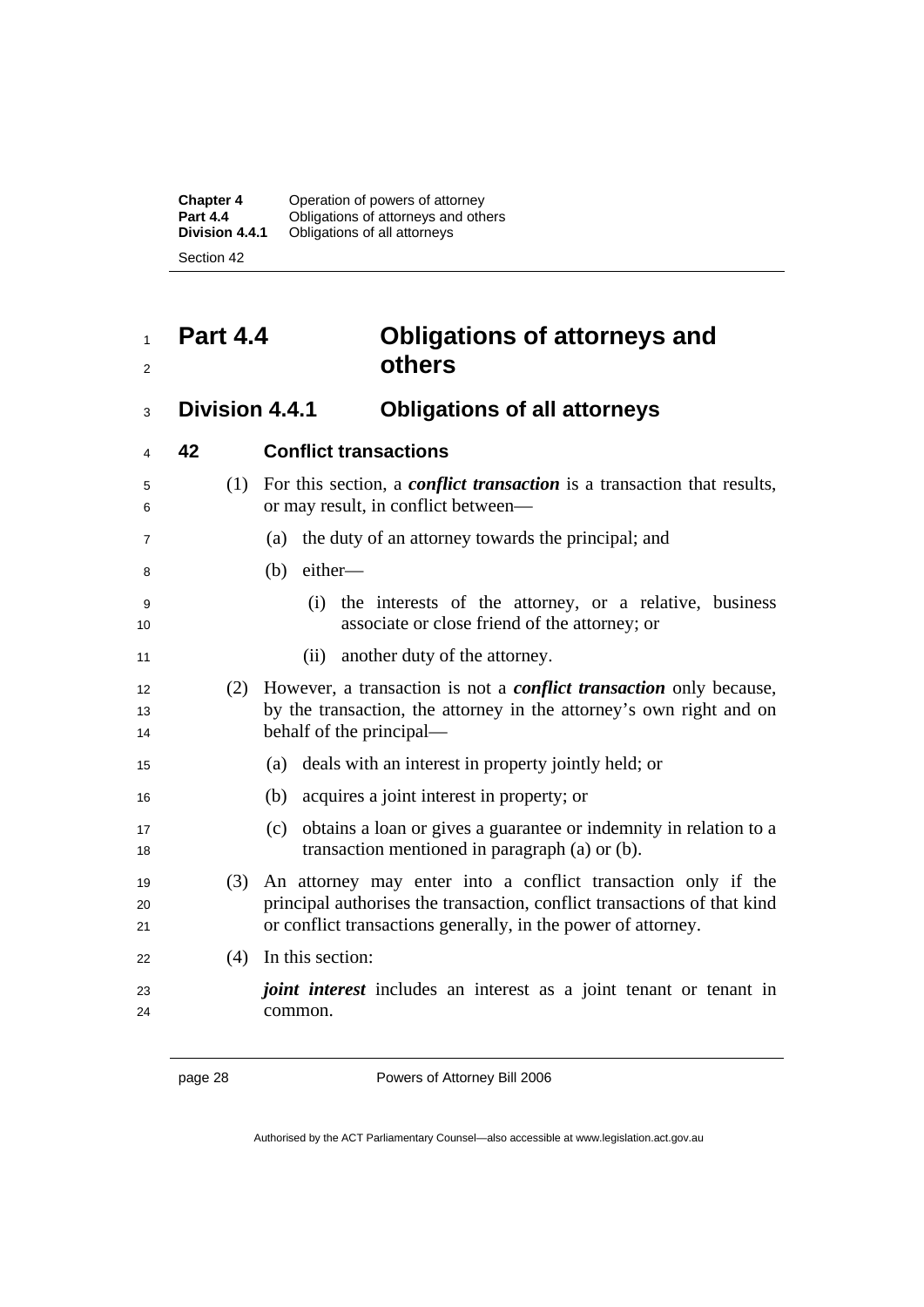# Part 4.4 Obligations of attorneys and others

## Division 4.4.1 Obligations of all attorneys

### 42 Conflict transactions

(1) For this section, a ***conflict transaction*** is a transaction that results, or may result, in conflict between—

(a) the duty of an attorney towards the principal; and

(b) either—

(i) the interests of the attorney, or a relative, business associate or close friend of the attorney; or

(ii) another duty of the attorney.

(2) However, a transaction is not a ***conflict transaction*** only because, by the transaction, the attorney in the attorney's own right and on behalf of the principal—

(a) deals with an interest in property jointly held; or

(b) acquires a joint interest in property; or

(c) obtains a loan or gives a guarantee or indemnity in relation to a transaction mentioned in paragraph (a) or (b).

(3) An attorney may enter into a conflict transaction only if the principal authorises the transaction, conflict transactions of that kind or conflict transactions generally, in the power of attorney.

(4) In this section:

***joint interest*** includes an interest as a joint tenant or tenant in common.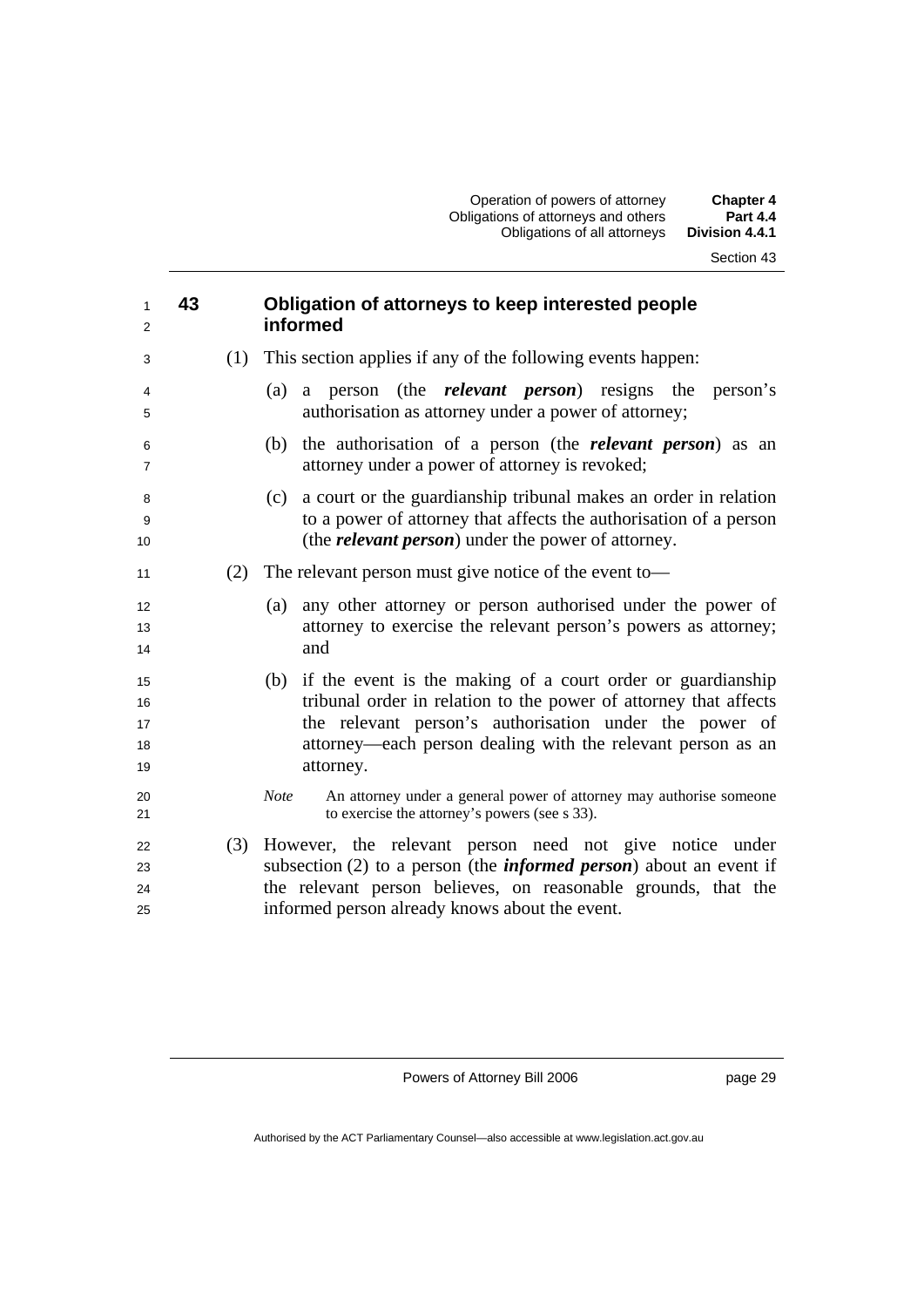## 43 Obligation of attorneys to keep interested people informed

(1) This section applies if any of the following events happen:

(a) a person (the ***relevant person***) resigns the person's authorisation as attorney under a power of attorney;

(b) the authorisation of a person (the ***relevant person***) as an attorney under a power of attorney is revoked;

(c) a court or the guardianship tribunal makes an order in relation to a power of attorney that affects the authorisation of a person (the ***relevant person***) under the power of attorney.

(2) The relevant person must give notice of the event to—

(a) any other attorney or person authorised under the power of attorney to exercise the relevant person's powers as attorney; and

(b) if the event is the making of a court order or guardianship tribunal order in relation to the power of attorney that affects the relevant person's authorisation under the power of attorney—each person dealing with the relevant person as an attorney.

*Note* An attorney under a general power of attorney may authorise someone to exercise the attorney's powers (see s 33).

(3) However, the relevant person need not give notice under subsection (2) to a person (the ***informed person***) about an event if the relevant person believes, on reasonable grounds, that the informed person already knows about the event.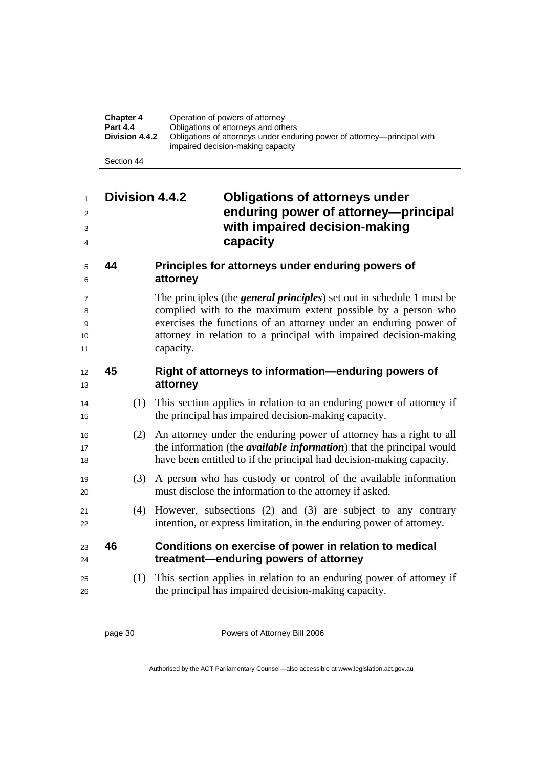## Division 4.4.2 Obligations of attorneys under enduring power of attorney—principal with impaired decision-making capacity

### 44 Principles for attorneys under enduring powers of attorney

The principles (the ***general principles***) set out in schedule 1 must be complied with to the maximum extent possible by a person who exercises the functions of an attorney under an enduring power of attorney in relation to a principal with impaired decision-making capacity.

### 45 Right of attorneys to information—enduring powers of attorney

(1) This section applies in relation to an enduring power of attorney if the principal has impaired decision-making capacity.

(2) An attorney under the enduring power of attorney has a right to all the information (the ***available information***) that the principal would have been entitled to if the principal had decision-making capacity.

(3) A person who has custody or control of the available information must disclose the information to the attorney if asked.

(4) However, subsections (2) and (3) are subject to any contrary intention, or express limitation, in the enduring power of attorney.

### 46 Conditions on exercise of power in relation to medical treatment—enduring powers of attorney

(1) This section applies in relation to an enduring power of attorney if the principal has impaired decision-making capacity.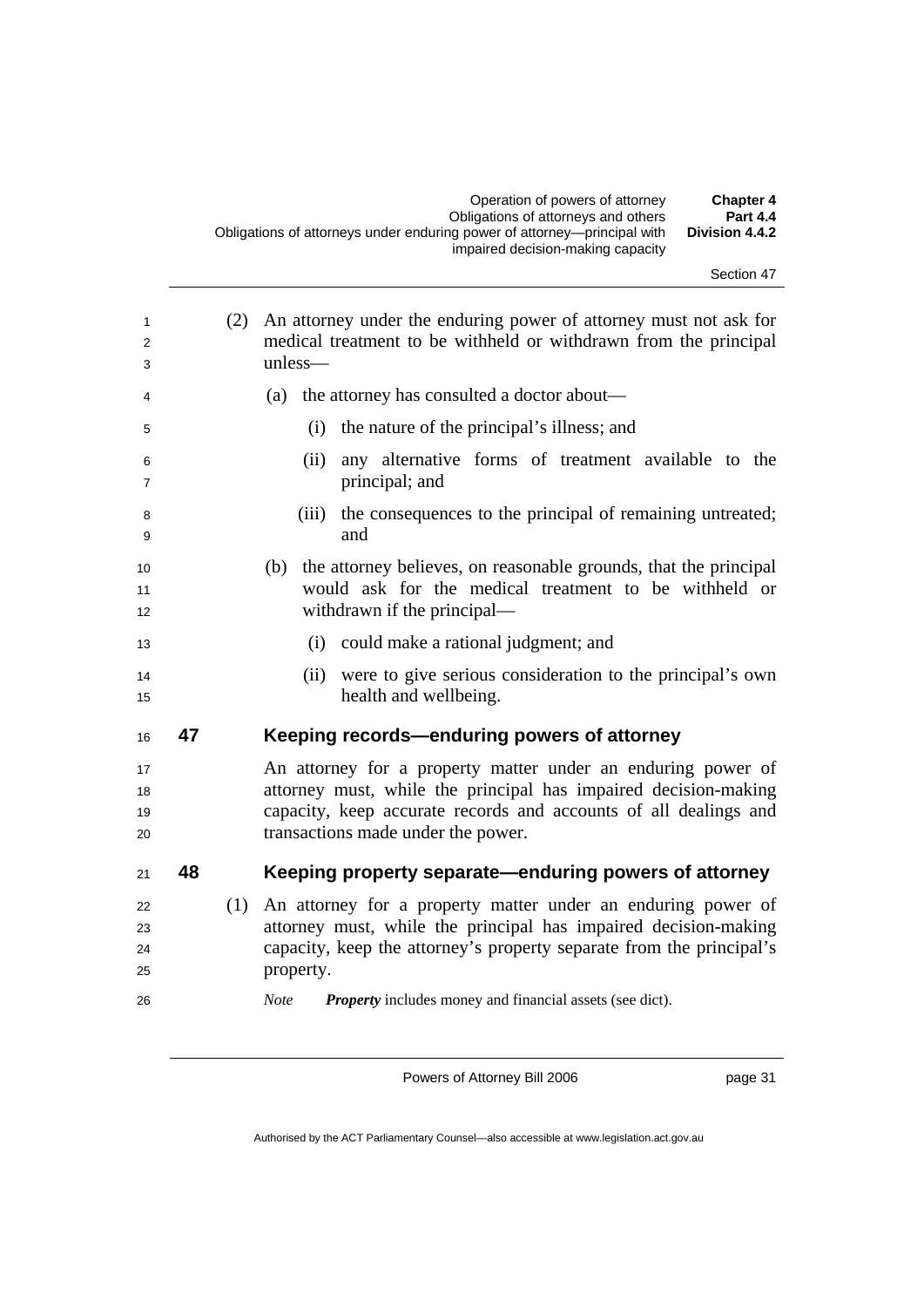(2) An attorney under the enduring power of attorney must not ask for medical treatment to be withheld or withdrawn from the principal unless—

(a) the attorney has consulted a doctor about—

(i) the nature of the principal's illness; and

(ii) any alternative forms of treatment available to the principal; and

(iii) the consequences to the principal of remaining untreated; and

(b) the attorney believes, on reasonable grounds, that the principal would ask for the medical treatment to be withheld or withdrawn if the principal—

(i) could make a rational judgment; and

(ii) were to give serious consideration to the principal's own health and wellbeing.

## 47 Keeping records—enduring powers of attorney

An attorney for a property matter under an enduring power of attorney must, while the principal has impaired decision-making capacity, keep accurate records and accounts of all dealings and transactions made under the power.

## 48 Keeping property separate—enduring powers of attorney

(1) An attorney for a property matter under an enduring power of attorney must, while the principal has impaired decision-making capacity, keep the attorney's property separate from the principal's property.

*Note* ***Property*** includes money and financial assets (see dict).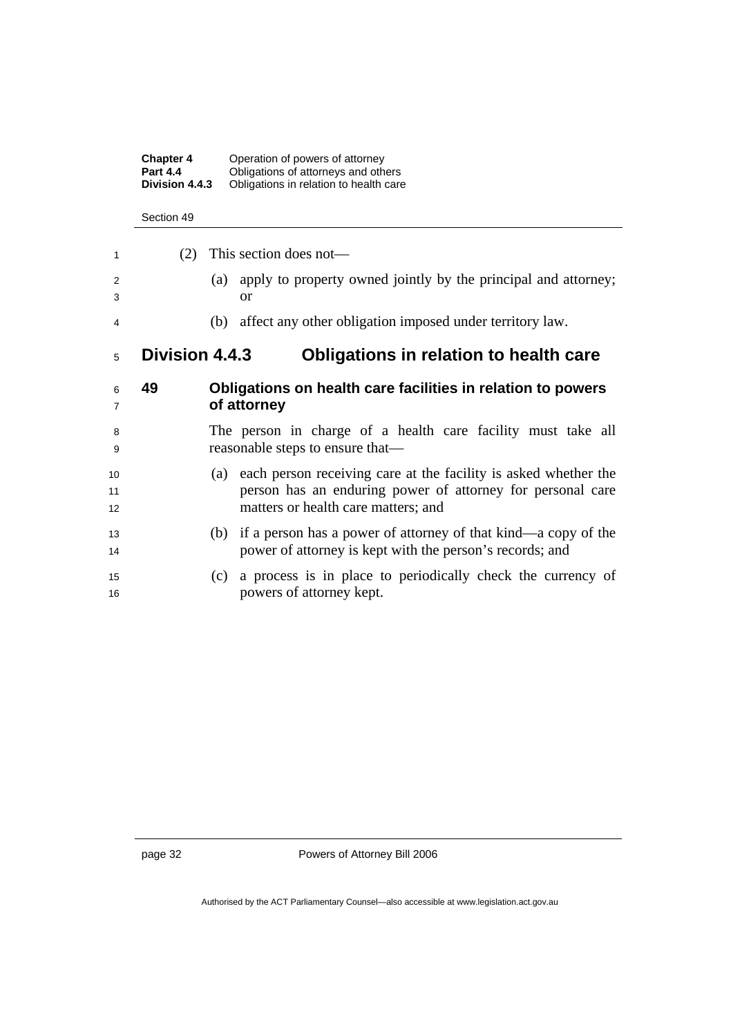(2) This section does not—

(a) apply to property owned jointly by the principal and attorney; or

(b) affect any other obligation imposed under territory law.

## Division 4.4.3 Obligations in relation to health care

### 49 Obligations on health care facilities in relation to powers of attorney

The person in charge of a health care facility must take all reasonable steps to ensure that—

(a) each person receiving care at the facility is asked whether the person has an enduring power of attorney for personal care matters or health care matters; and

(b) if a person has a power of attorney of that kind—a copy of the power of attorney is kept with the person's records; and

(c) a process is in place to periodically check the currency of powers of attorney kept.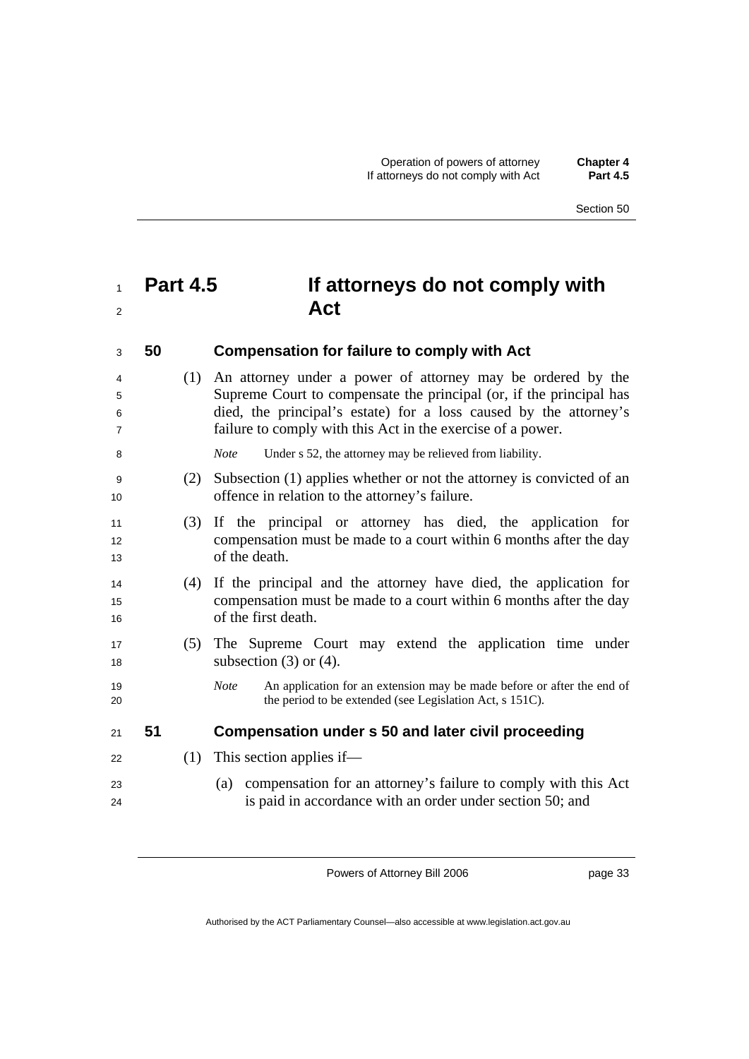# Part 4.5 If attorneys do not comply with Act

## 50 Compensation for failure to comply with Act

(1) An attorney under a power of attorney may be ordered by the Supreme Court to compensate the principal (or, if the principal has died, the principal's estate) for a loss caused by the attorney's failure to comply with this Act in the exercise of a power.

*Note* Under s 52, the attorney may be relieved from liability.

(2) Subsection (1) applies whether or not the attorney is convicted of an offence in relation to the attorney's failure.

(3) If the principal or attorney has died, the application for compensation must be made to a court within 6 months after the day of the death.

(4) If the principal and the attorney have died, the application for compensation must be made to a court within 6 months after the day of the first death.

(5) The Supreme Court may extend the application time under subsection (3) or (4).

*Note* An application for an extension may be made before or after the end of the period to be extended (see Legislation Act, s 151C).

## 51 Compensation under s 50 and later civil proceeding

(1) This section applies if—

(a) compensation for an attorney's failure to comply with this Act is paid in accordance with an order under section 50; and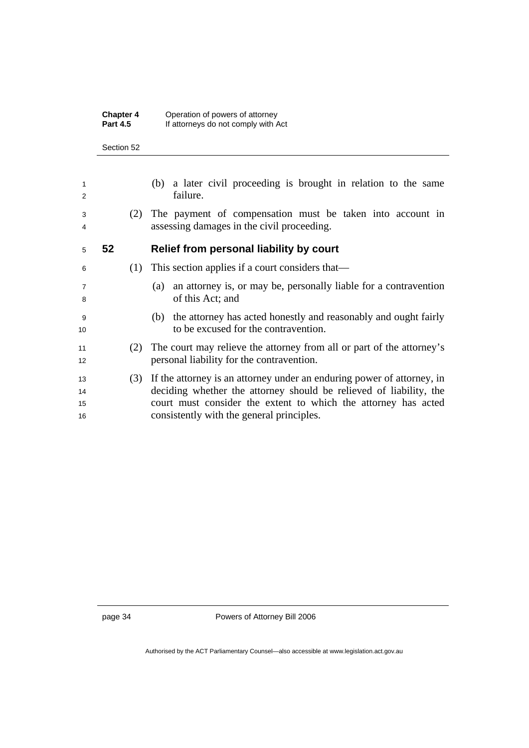(b) a later civil proceeding is brought in relation to the same failure.

(2) The payment of compensation must be taken into account in assessing damages in the civil proceeding.

## 52 Relief from personal liability by court

(1) This section applies if a court considers that—

(a) an attorney is, or may be, personally liable for a contravention of this Act; and

(b) the attorney has acted honestly and reasonably and ought fairly to be excused for the contravention.

(2) The court may relieve the attorney from all or part of the attorney's personal liability for the contravention.

(3) If the attorney is an attorney under an enduring power of attorney, in deciding whether the attorney should be relieved of liability, the court must consider the extent to which the attorney has acted consistently with the general principles.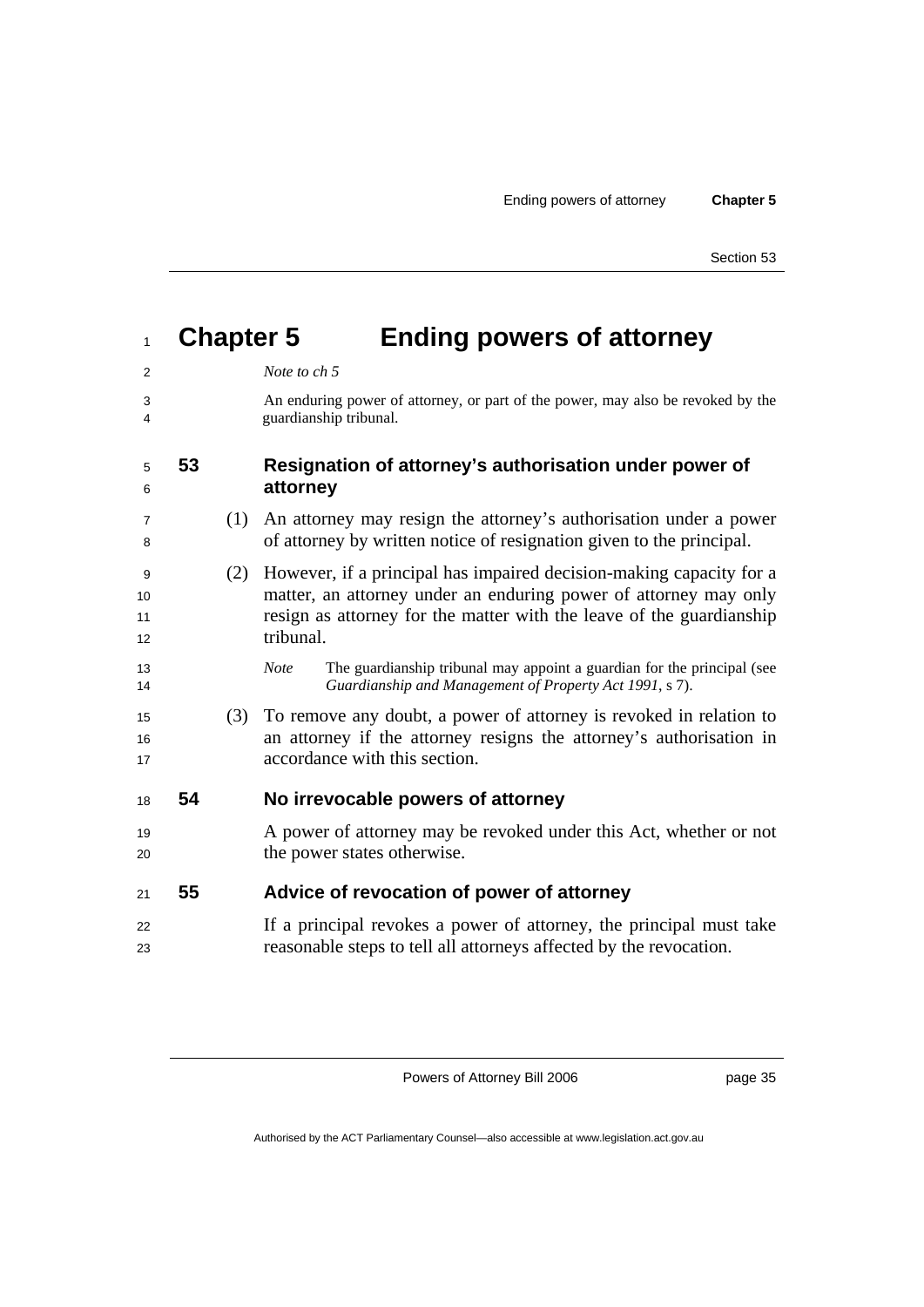# Chapter 5 Ending powers of attorney

*Note to ch 5*

An enduring power of attorney, or part of the power, may also be revoked by the guardianship tribunal.

## 53 Resignation of attorney's authorisation under power of attorney

(1) An attorney may resign the attorney's authorisation under a power of attorney by written notice of resignation given to the principal.

(2) However, if a principal has impaired decision-making capacity for a matter, an attorney under an enduring power of attorney may only resign as attorney for the matter with the leave of the guardianship tribunal.

*Note* The guardianship tribunal may appoint a guardian for the principal (see *Guardianship and Management of Property Act 1991*, s 7).

(3) To remove any doubt, a power of attorney is revoked in relation to an attorney if the attorney resigns the attorney's authorisation in accordance with this section.

## 54 No irrevocable powers of attorney

A power of attorney may be revoked under this Act, whether or not the power states otherwise.

## 55 Advice of revocation of power of attorney

If a principal revokes a power of attorney, the principal must take reasonable steps to tell all attorneys affected by the revocation.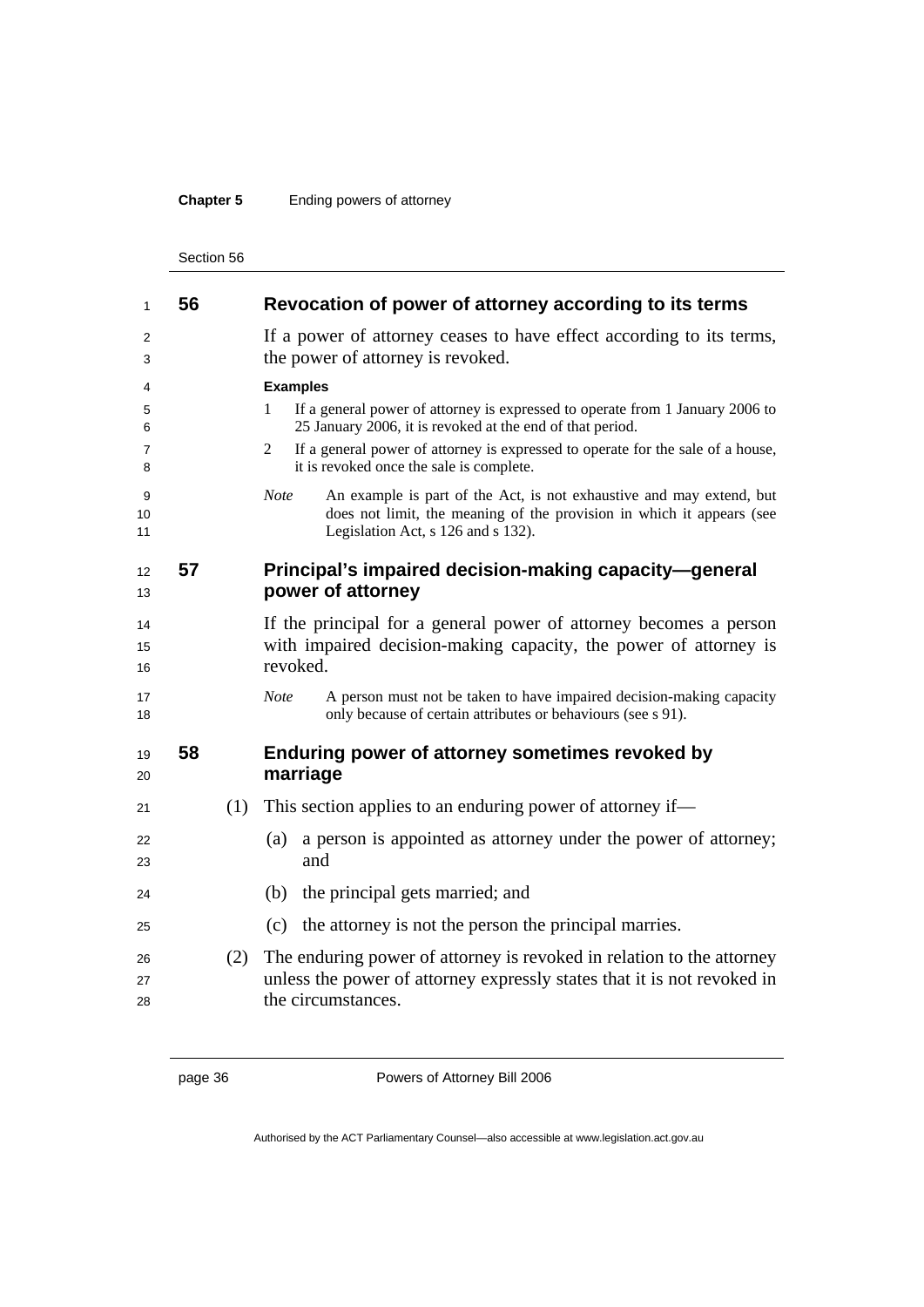## 56 Revocation of power of attorney according to its terms

If a power of attorney ceases to have effect according to its terms, the power of attorney is revoked.

**Examples**

1 If a general power of attorney is expressed to operate from 1 January 2006 to 25 January 2006, it is revoked at the end of that period.

2 If a general power of attorney is expressed to operate for the sale of a house, it is revoked once the sale is complete.

*Note* An example is part of the Act, is not exhaustive and may extend, but does not limit, the meaning of the provision in which it appears (see Legislation Act, s 126 and s 132).

## 57 Principal's impaired decision-making capacity—general power of attorney

If the principal for a general power of attorney becomes a person with impaired decision-making capacity, the power of attorney is revoked.

*Note* A person must not be taken to have impaired decision-making capacity only because of certain attributes or behaviours (see s 91).

## 58 Enduring power of attorney sometimes revoked by marriage

(1) This section applies to an enduring power of attorney if—

(a) a person is appointed as attorney under the power of attorney; and

(b) the principal gets married; and

(c) the attorney is not the person the principal marries.

(2) The enduring power of attorney is revoked in relation to the attorney unless the power of attorney expressly states that it is not revoked in the circumstances.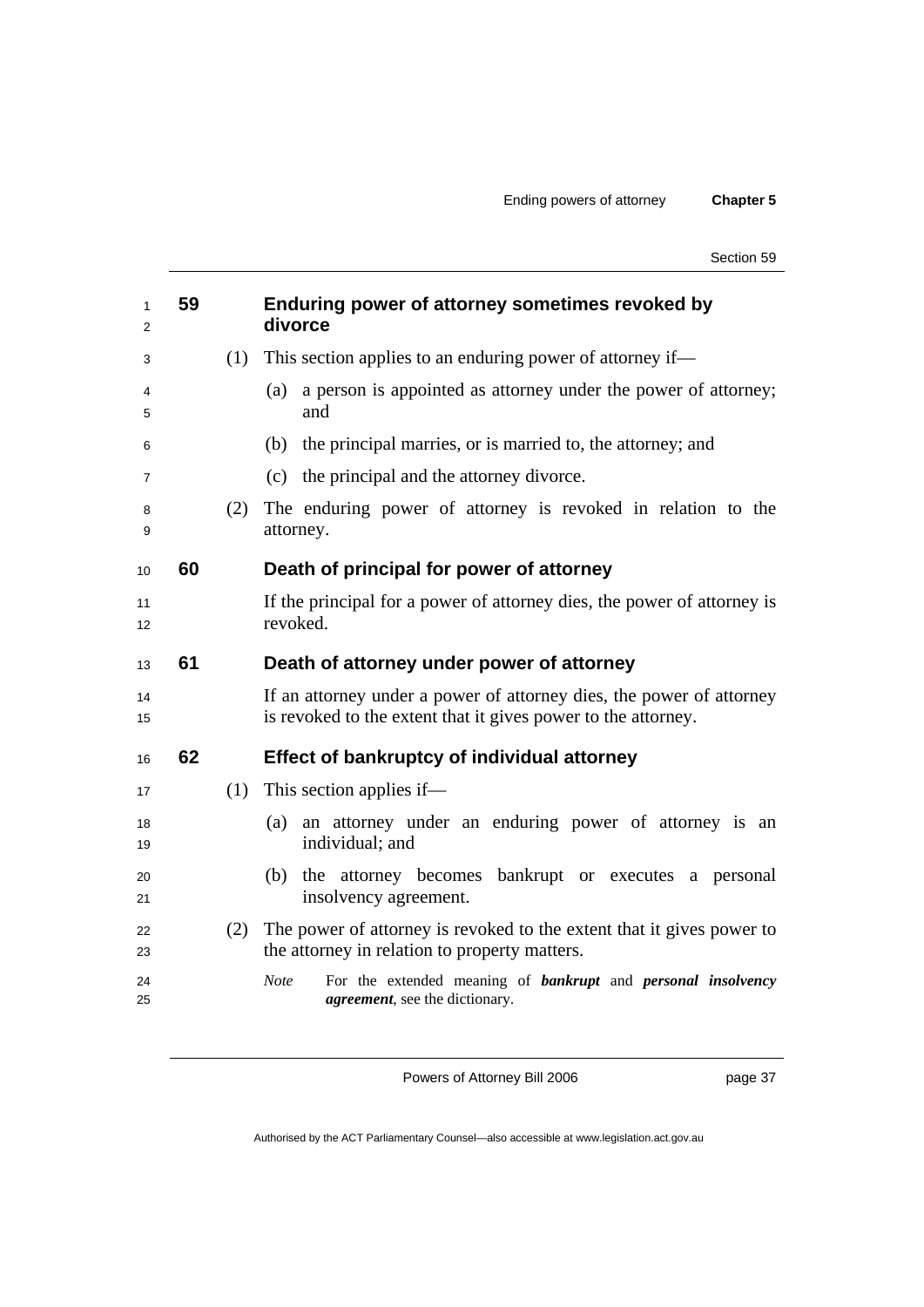## 59 Enduring power of attorney sometimes revoked by divorce

(1) This section applies to an enduring power of attorney if—

(a) a person is appointed as attorney under the power of attorney; and

(b) the principal marries, or is married to, the attorney; and

(c) the principal and the attorney divorce.

(2) The enduring power of attorney is revoked in relation to the attorney.

## 60 Death of principal for power of attorney

If the principal for a power of attorney dies, the power of attorney is revoked.

## 61 Death of attorney under power of attorney

If an attorney under a power of attorney dies, the power of attorney is revoked to the extent that it gives power to the attorney.

## 62 Effect of bankruptcy of individual attorney

(1) This section applies if—

(a) an attorney under an enduring power of attorney is an individual; and

(b) the attorney becomes bankrupt or executes a personal insolvency agreement.

(2) The power of attorney is revoked to the extent that it gives power to the attorney in relation to property matters.

*Note* For the extended meaning of ***bankrupt*** and ***personal insolvency agreement***, see the dictionary.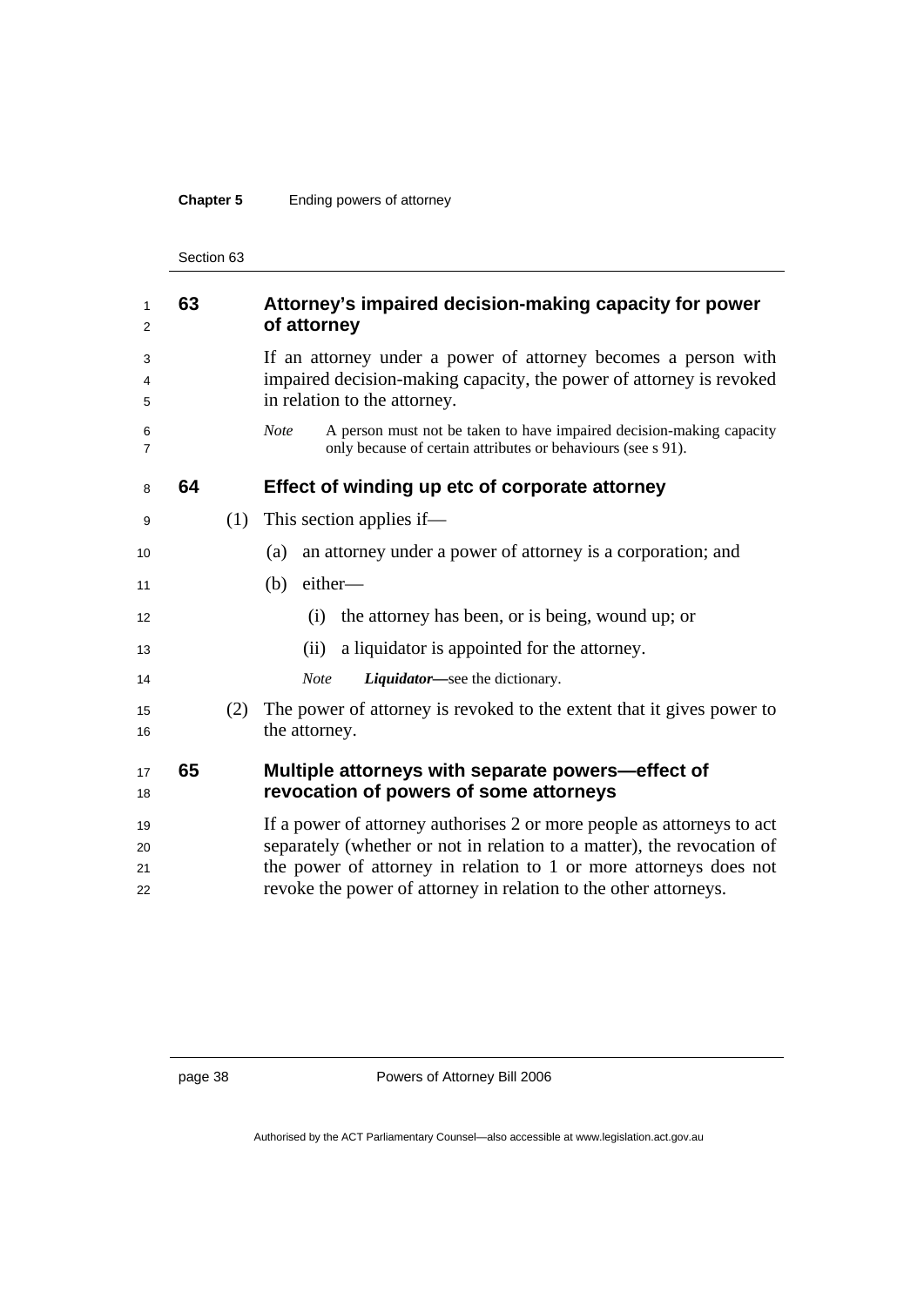## 63 Attorney's impaired decision-making capacity for power of attorney

If an attorney under a power of attorney becomes a person with impaired decision-making capacity, the power of attorney is revoked in relation to the attorney.

*Note* A person must not be taken to have impaired decision-making capacity only because of certain attributes or behaviours (see s 91).

## 64 Effect of winding up etc of corporate attorney

(1) This section applies if—

(a) an attorney under a power of attorney is a corporation; and

(b) either—

(i) the attorney has been, or is being, wound up; or

(ii) a liquidator is appointed for the attorney.

*Note* ***Liquidator***—see the dictionary.

(2) The power of attorney is revoked to the extent that it gives power to the attorney.

## 65 Multiple attorneys with separate powers—effect of revocation of powers of some attorneys

If a power of attorney authorises 2 or more people as attorneys to act separately (whether or not in relation to a matter), the revocation of the power of attorney in relation to 1 or more attorneys does not revoke the power of attorney in relation to the other attorneys.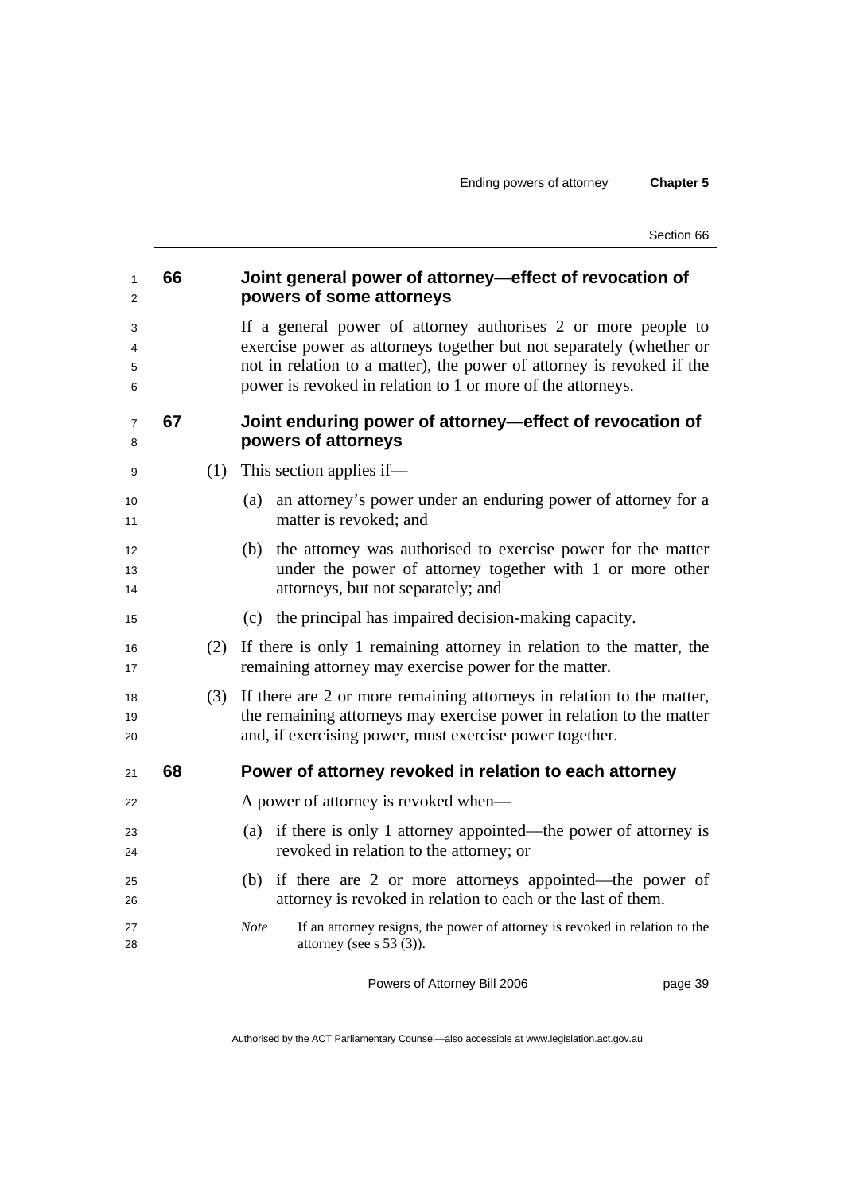## 66 Joint general power of attorney—effect of revocation of powers of some attorneys

If a general power of attorney authorises 2 or more people to exercise power as attorneys together but not separately (whether or not in relation to a matter), the power of attorney is revoked if the power is revoked in relation to 1 or more of the attorneys.

## 67 Joint enduring power of attorney—effect of revocation of powers of attorneys

(1) This section applies if—

(a) an attorney's power under an enduring power of attorney for a matter is revoked; and

(b) the attorney was authorised to exercise power for the matter under the power of attorney together with 1 or more other attorneys, but not separately; and

(c) the principal has impaired decision-making capacity.

(2) If there is only 1 remaining attorney in relation to the matter, the remaining attorney may exercise power for the matter.

(3) If there are 2 or more remaining attorneys in relation to the matter, the remaining attorneys may exercise power in relation to the matter and, if exercising power, must exercise power together.

## 68 Power of attorney revoked in relation to each attorney

A power of attorney is revoked when—

(a) if there is only 1 attorney appointed—the power of attorney is revoked in relation to the attorney; or

(b) if there are 2 or more attorneys appointed—the power of attorney is revoked in relation to each or the last of them.

*Note* If an attorney resigns, the power of attorney is revoked in relation to the attorney (see s 53 (3)).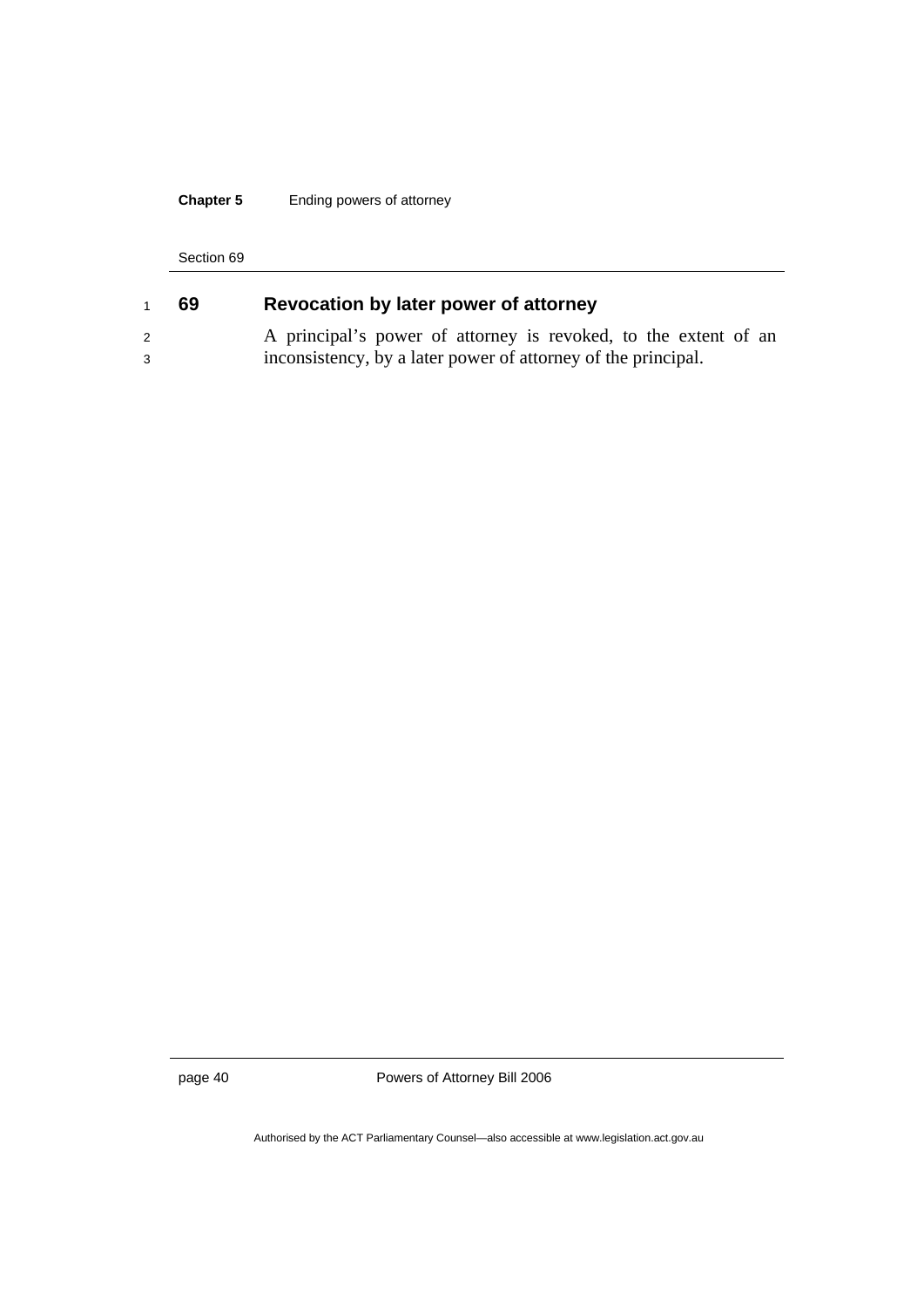## 69 Revocation by later power of attorney

A principal's power of attorney is revoked, to the extent of an inconsistency, by a later power of attorney of the principal.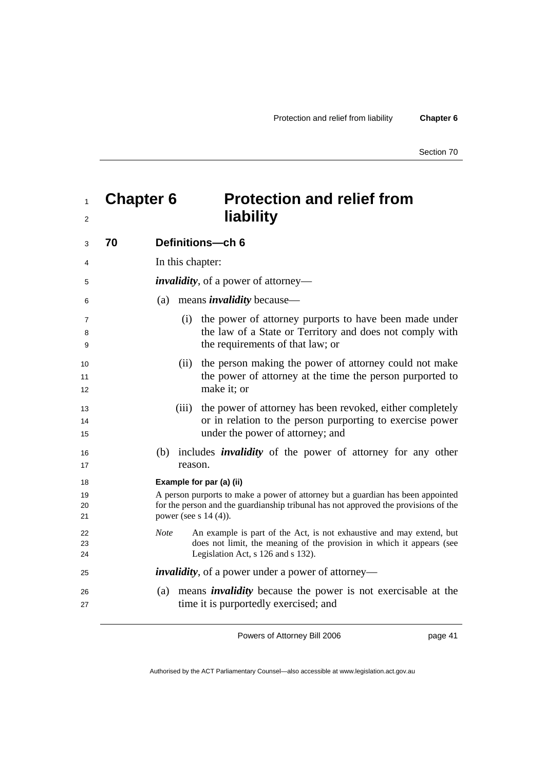# Chapter 6 Protection and relief from liability

## 70 Definitions—ch 6

In this chapter:

***invalidity***, of a power of attorney—

(a) means ***invalidity*** because—

(i) the power of attorney purports to have been made under the law of a State or Territory and does not comply with the requirements of that law; or

(ii) the person making the power of attorney could not make the power of attorney at the time the person purported to make it; or

(iii) the power of attorney has been revoked, either completely or in relation to the person purporting to exercise power under the power of attorney; and

(b) includes ***invalidity*** of the power of attorney for any other reason.

**Example for par (a) (ii)**

A person purports to make a power of attorney but a guardian has been appointed for the person and the guardianship tribunal has not approved the provisions of the power (see s 14 (4)).

*Note* An example is part of the Act, is not exhaustive and may extend, but does not limit, the meaning of the provision in which it appears (see Legislation Act, s 126 and s 132).

***invalidity***, of a power under a power of attorney—

(a) means ***invalidity*** because the power is not exercisable at the time it is purportedly exercised; and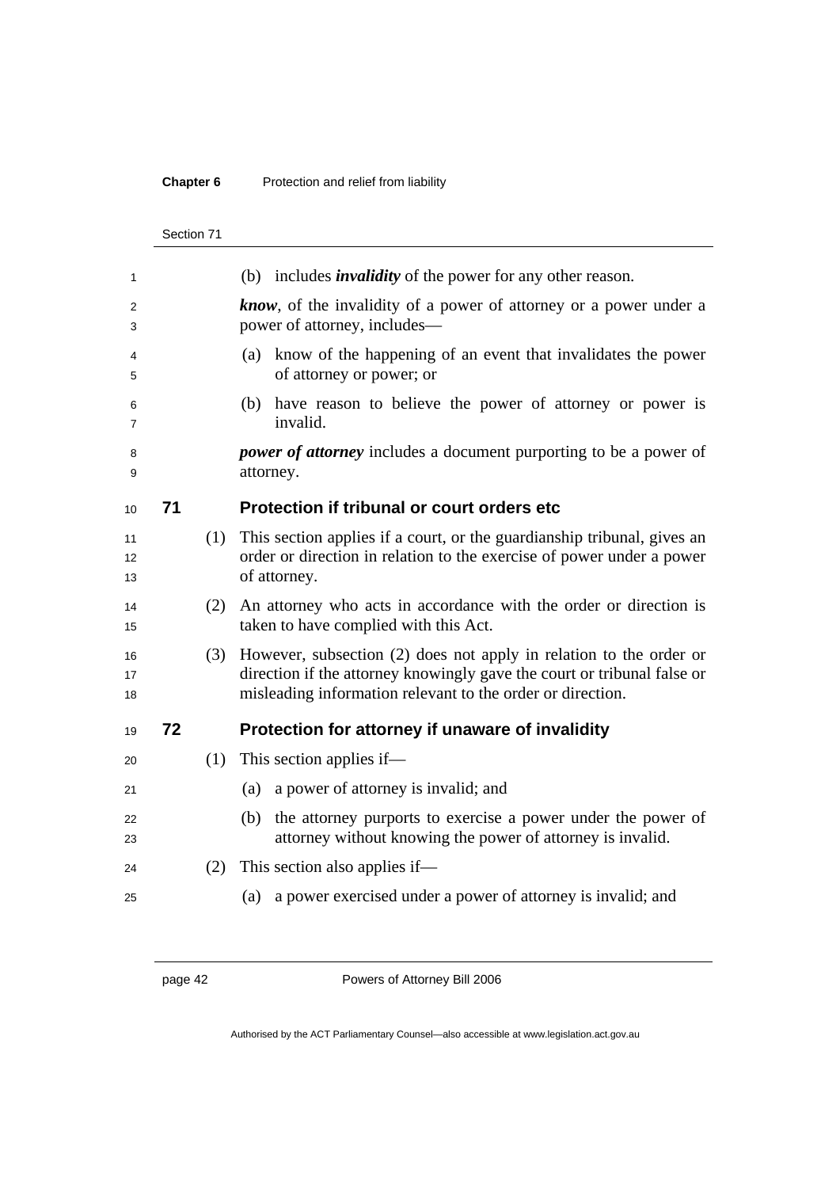(b) includes ***invalidity*** of the power for any other reason.

***know***, of the invalidity of a power of attorney or a power under a power of attorney, includes—

(a) know of the happening of an event that invalidates the power of attorney or power; or

(b) have reason to believe the power of attorney or power is invalid.

***power of attorney*** includes a document purporting to be a power of attorney.

## 71 Protection if tribunal or court orders etc

(1) This section applies if a court, or the guardianship tribunal, gives an order or direction in relation to the exercise of power under a power of attorney.

(2) An attorney who acts in accordance with the order or direction is taken to have complied with this Act.

(3) However, subsection (2) does not apply in relation to the order or direction if the attorney knowingly gave the court or tribunal false or misleading information relevant to the order or direction.

## 72 Protection for attorney if unaware of invalidity

(1) This section applies if—

(a) a power of attorney is invalid; and

(b) the attorney purports to exercise a power under the power of attorney without knowing the power of attorney is invalid.

(2) This section also applies if—

(a) a power exercised under a power of attorney is invalid; and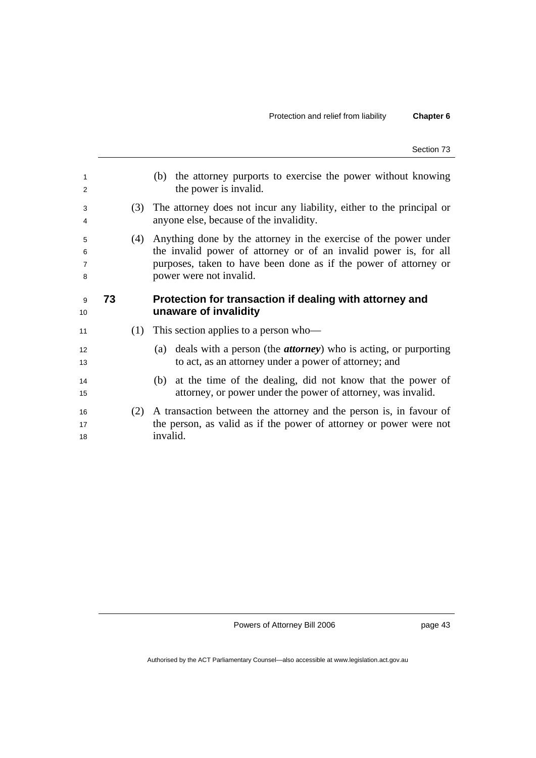(b) the attorney purports to exercise the power without knowing the power is invalid.

(3) The attorney does not incur any liability, either to the principal or anyone else, because of the invalidity.

(4) Anything done by the attorney in the exercise of the power under the invalid power of attorney or of an invalid power is, for all purposes, taken to have been done as if the power of attorney or power were not invalid.

## 73 Protection for transaction if dealing with attorney and unaware of invalidity

(1) This section applies to a person who—

(a) deals with a person (the ***attorney***) who is acting, or purporting to act, as an attorney under a power of attorney; and

(b) at the time of the dealing, did not know that the power of attorney, or power under the power of attorney, was invalid.

(2) A transaction between the attorney and the person is, in favour of the person, as valid as if the power of attorney or power were not invalid.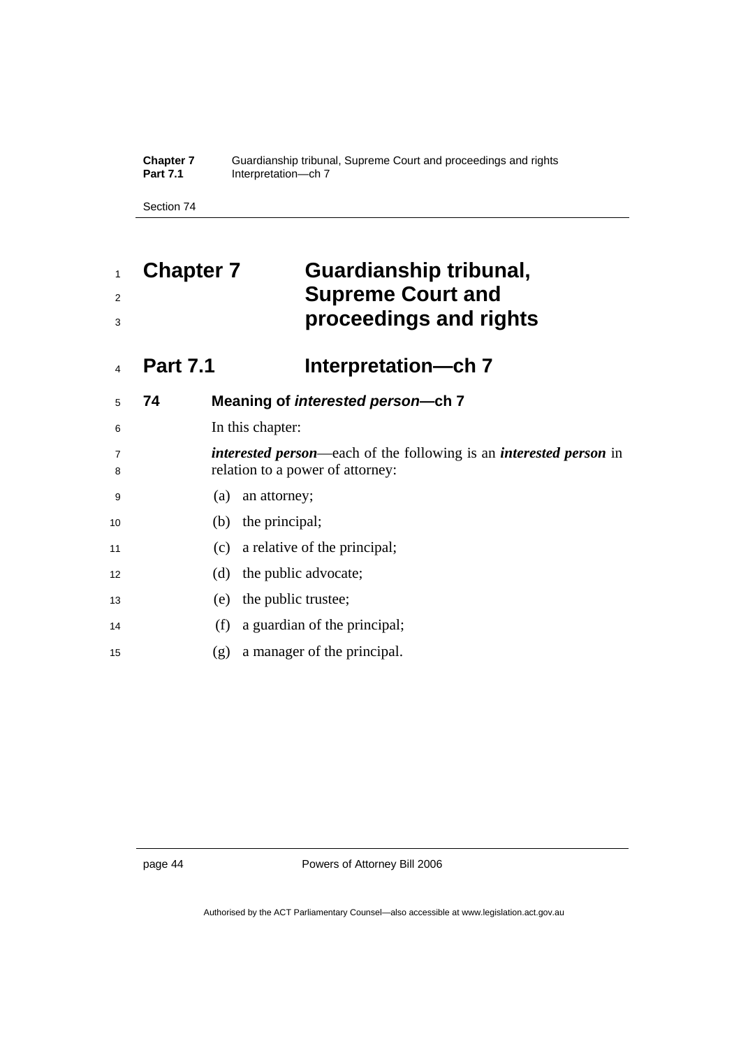# Chapter 7 Guardianship tribunal, Supreme Court and proceedings and rights

## Part 7.1 Interpretation—ch 7

### 74 Meaning of *interested person*—ch 7

In this chapter:

***interested person***—each of the following is an ***interested person*** in relation to a power of attorney:

(a) an attorney;

(b) the principal;

(c) a relative of the principal;

(d) the public advocate;

(e) the public trustee;

(f) a guardian of the principal;

(g) a manager of the principal.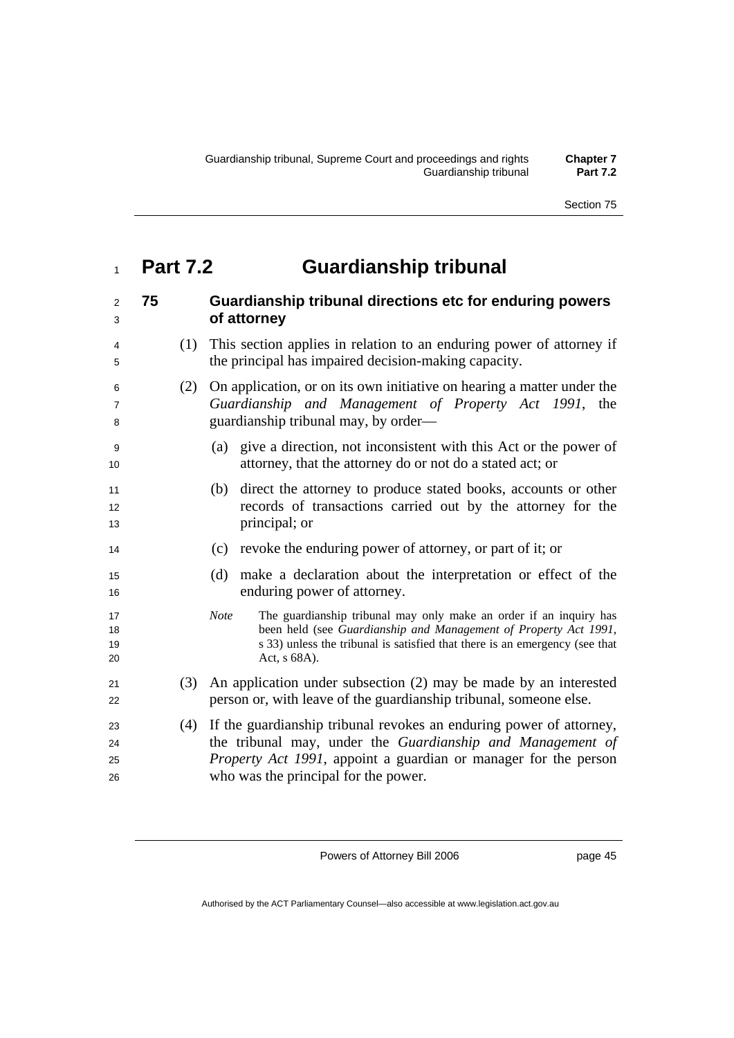# Part 7.2 Guardianship tribunal

## 75 Guardianship tribunal directions etc for enduring powers of attorney

(1) This section applies in relation to an enduring power of attorney if the principal has impaired decision-making capacity.

(2) On application, or on its own initiative on hearing a matter under the *Guardianship and Management of Property Act 1991*, the guardianship tribunal may, by order—

(a) give a direction, not inconsistent with this Act or the power of attorney, that the attorney do or not do a stated act; or

(b) direct the attorney to produce stated books, accounts or other records of transactions carried out by the attorney for the principal; or

(c) revoke the enduring power of attorney, or part of it; or

(d) make a declaration about the interpretation or effect of the enduring power of attorney.

*Note* The guardianship tribunal may only make an order if an inquiry has been held (see *Guardianship and Management of Property Act 1991*, s 33) unless the tribunal is satisfied that there is an emergency (see that Act, s 68A).

(3) An application under subsection (2) may be made by an interested person or, with leave of the guardianship tribunal, someone else.

(4) If the guardianship tribunal revokes an enduring power of attorney, the tribunal may, under the *Guardianship and Management of Property Act 1991*, appoint a guardian or manager for the person who was the principal for the power.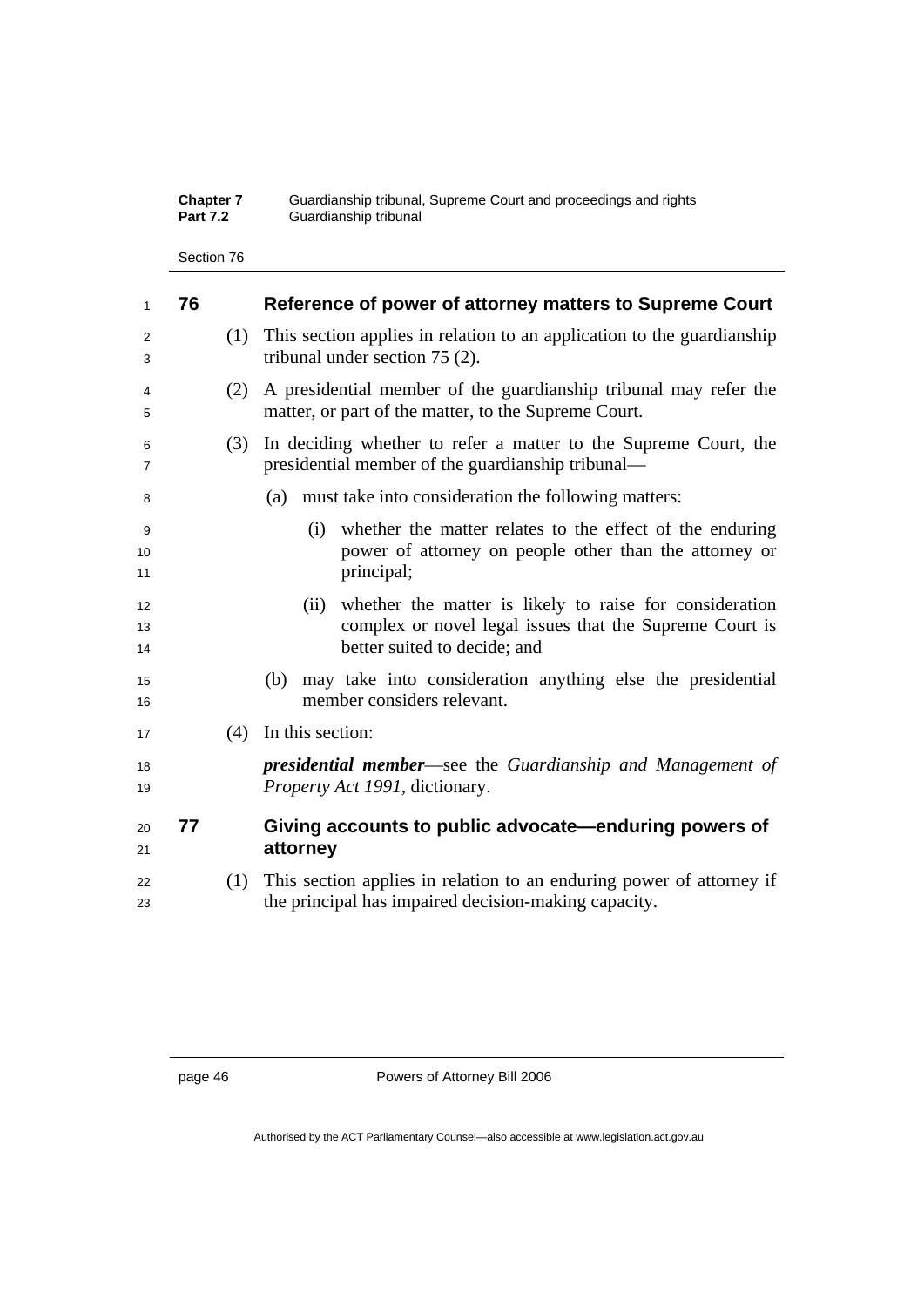## 76 Reference of power of attorney matters to Supreme Court

(1) This section applies in relation to an application to the guardianship tribunal under section 75 (2).

(2) A presidential member of the guardianship tribunal may refer the matter, or part of the matter, to the Supreme Court.

(3) In deciding whether to refer a matter to the Supreme Court, the presidential member of the guardianship tribunal—

(a) must take into consideration the following matters:

(i) whether the matter relates to the effect of the enduring power of attorney on people other than the attorney or principal;

(ii) whether the matter is likely to raise for consideration complex or novel legal issues that the Supreme Court is better suited to decide; and

(b) may take into consideration anything else the presidential member considers relevant.

(4) In this section:

***presidential member***—see the *Guardianship and Management of Property Act 1991*, dictionary.

## 77 Giving accounts to public advocate—enduring powers of attorney

(1) This section applies in relation to an enduring power of attorney if the principal has impaired decision-making capacity.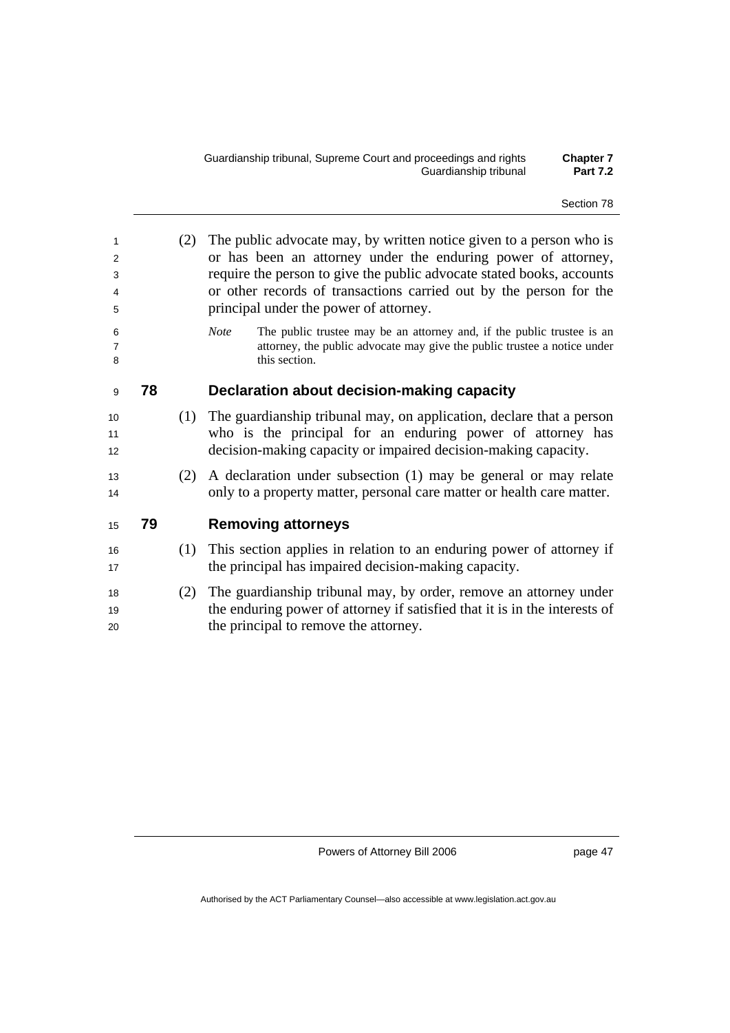(2) The public advocate may, by written notice given to a person who is or has been an attorney under the enduring power of attorney, require the person to give the public advocate stated books, accounts or other records of transactions carried out by the person for the principal under the power of attorney.

*Note* The public trustee may be an attorney and, if the public trustee is an attorney, the public advocate may give the public trustee a notice under this section.

### 78 Declaration about decision-making capacity

(1) The guardianship tribunal may, on application, declare that a person who is the principal for an enduring power of attorney has decision-making capacity or impaired decision-making capacity.

(2) A declaration under subsection (1) may be general or may relate only to a property matter, personal care matter or health care matter.

### 79 Removing attorneys

(1) This section applies in relation to an enduring power of attorney if the principal has impaired decision-making capacity.

(2) The guardianship tribunal may, by order, remove an attorney under the enduring power of attorney if satisfied that it is in the interests of the principal to remove the attorney.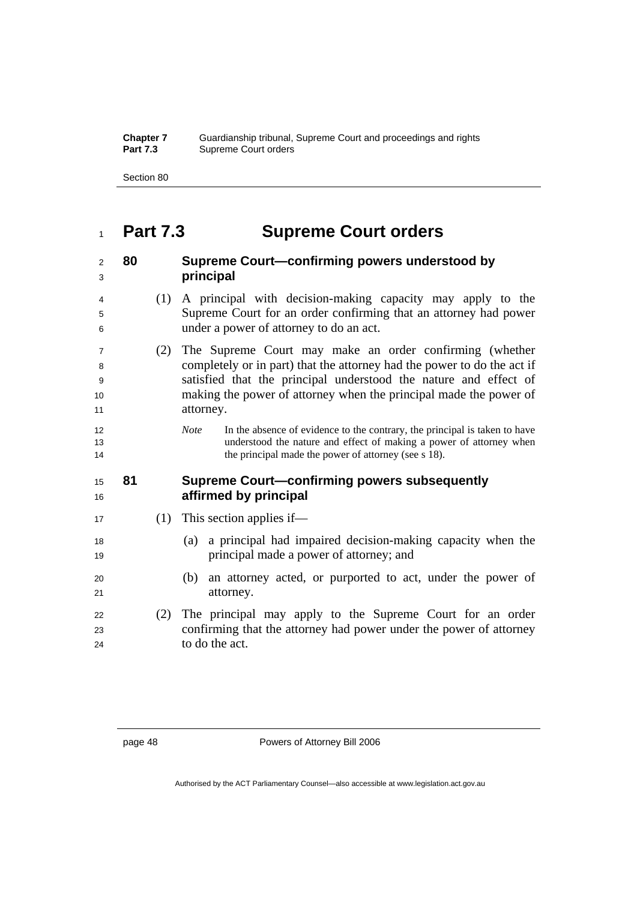# Part 7.3 Supreme Court orders

### 80 Supreme Court—confirming powers understood by principal

(1) A principal with decision-making capacity may apply to the Supreme Court for an order confirming that an attorney had power under a power of attorney to do an act.

(2) The Supreme Court may make an order confirming (whether completely or in part) that the attorney had the power to do the act if satisfied that the principal understood the nature and effect of making the power of attorney when the principal made the power of attorney.

*Note* In the absence of evidence to the contrary, the principal is taken to have understood the nature and effect of making a power of attorney when the principal made the power of attorney (see s 18).

### 81 Supreme Court—confirming powers subsequently affirmed by principal

(1) This section applies if—

(a) a principal had impaired decision-making capacity when the principal made a power of attorney; and

(b) an attorney acted, or purported to act, under the power of attorney.

(2) The principal may apply to the Supreme Court for an order confirming that the attorney had power under the power of attorney to do the act.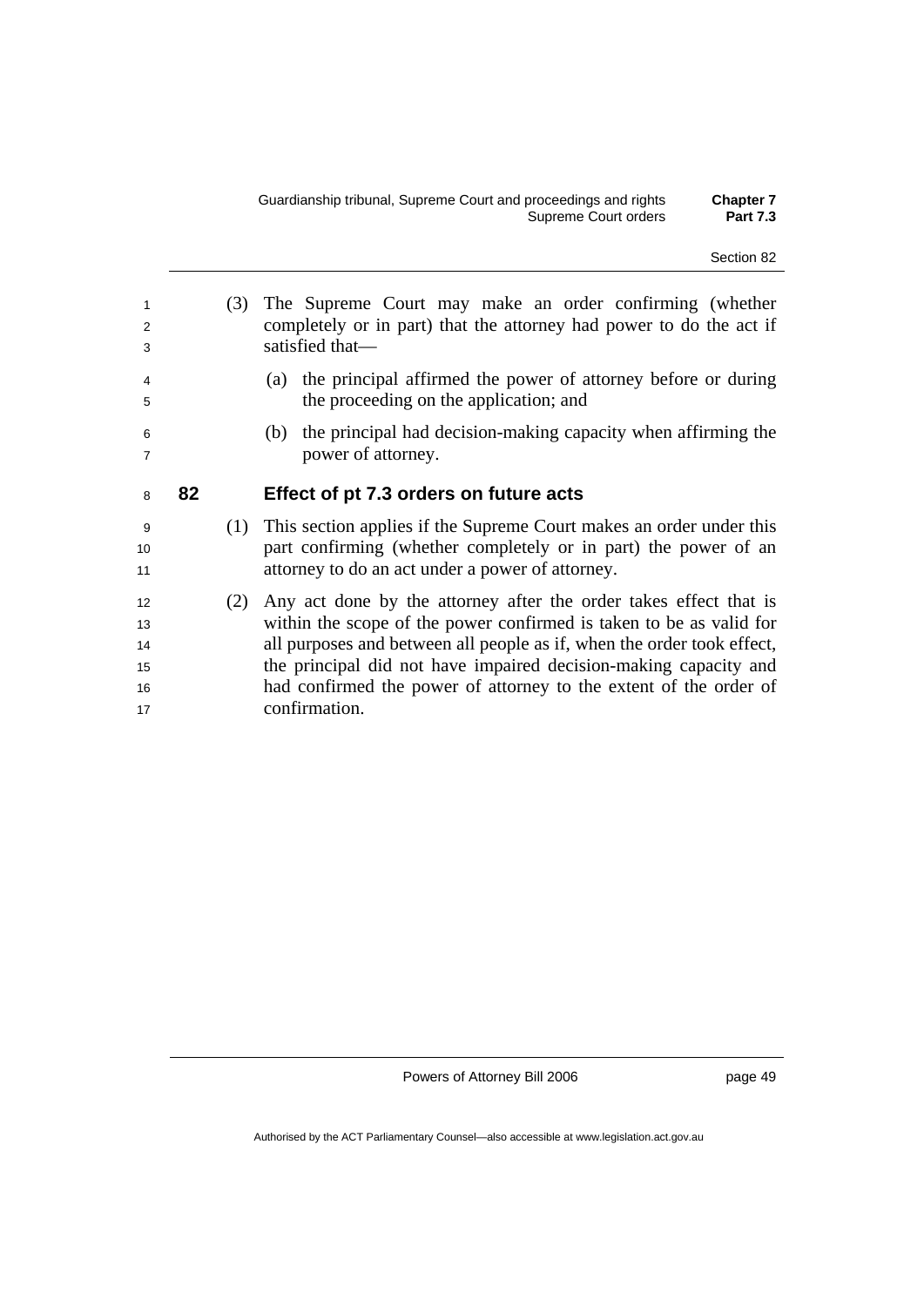(3) The Supreme Court may make an order confirming (whether completely or in part) that the attorney had power to do the act if satisfied that—

(a) the principal affirmed the power of attorney before or during the proceeding on the application; and

(b) the principal had decision-making capacity when affirming the power of attorney.

### 82 Effect of pt 7.3 orders on future acts

(1) This section applies if the Supreme Court makes an order under this part confirming (whether completely or in part) the power of an attorney to do an act under a power of attorney.

(2) Any act done by the attorney after the order takes effect that is within the scope of the power confirmed is taken to be as valid for all purposes and between all people as if, when the order took effect, the principal did not have impaired decision-making capacity and had confirmed the power of attorney to the extent of the order of confirmation.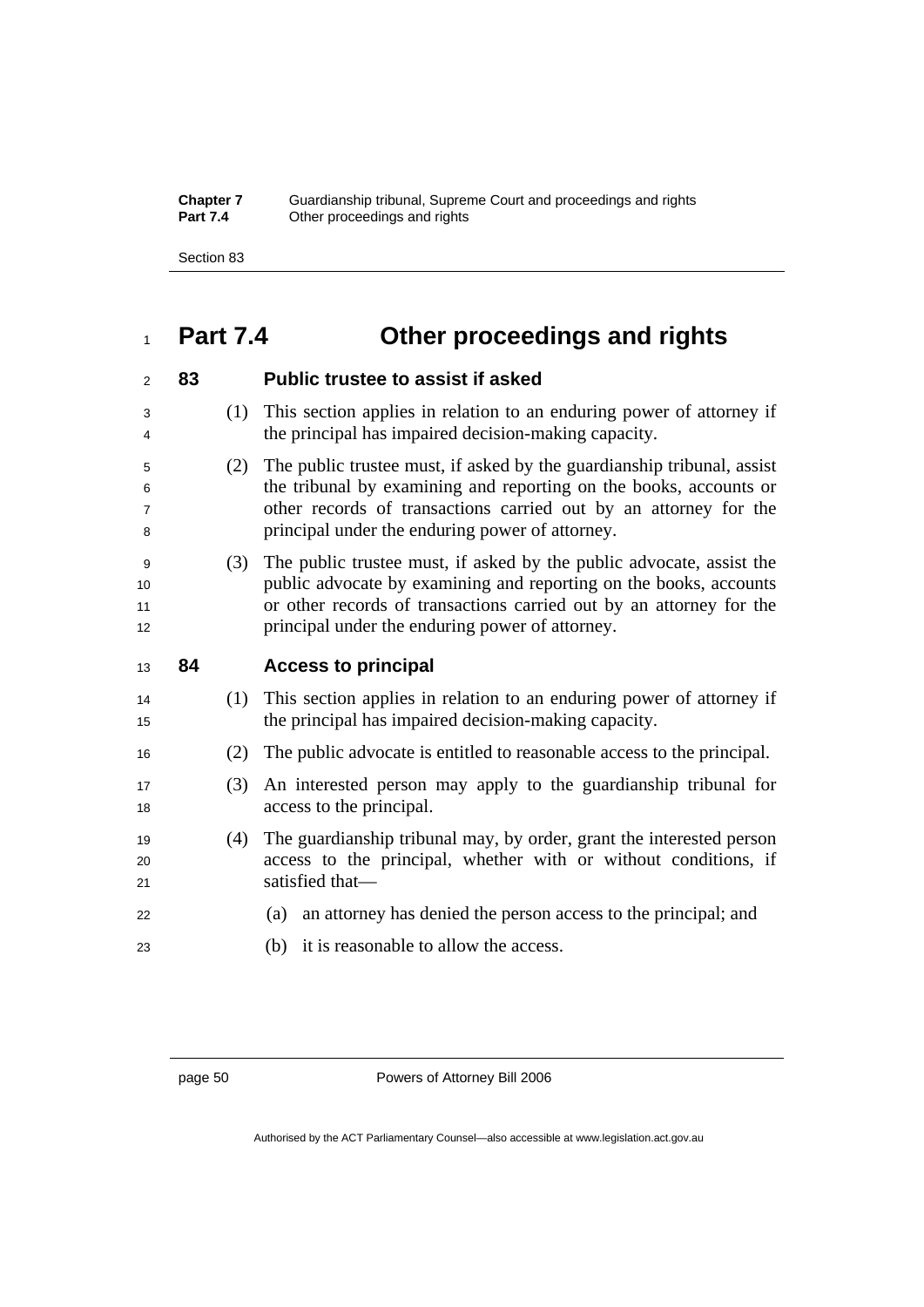# Part 7.4 Other proceedings and rights

## 83 Public trustee to assist if asked

(1) This section applies in relation to an enduring power of attorney if the principal has impaired decision-making capacity.

(2) The public trustee must, if asked by the guardianship tribunal, assist the tribunal by examining and reporting on the books, accounts or other records of transactions carried out by an attorney for the principal under the enduring power of attorney.

(3) The public trustee must, if asked by the public advocate, assist the public advocate by examining and reporting on the books, accounts or other records of transactions carried out by an attorney for the principal under the enduring power of attorney.

## 84 Access to principal

(1) This section applies in relation to an enduring power of attorney if the principal has impaired decision-making capacity.

(2) The public advocate is entitled to reasonable access to the principal.

(3) An interested person may apply to the guardianship tribunal for access to the principal.

(4) The guardianship tribunal may, by order, grant the interested person access to the principal, whether with or without conditions, if satisfied that—

(a) an attorney has denied the person access to the principal; and

(b) it is reasonable to allow the access.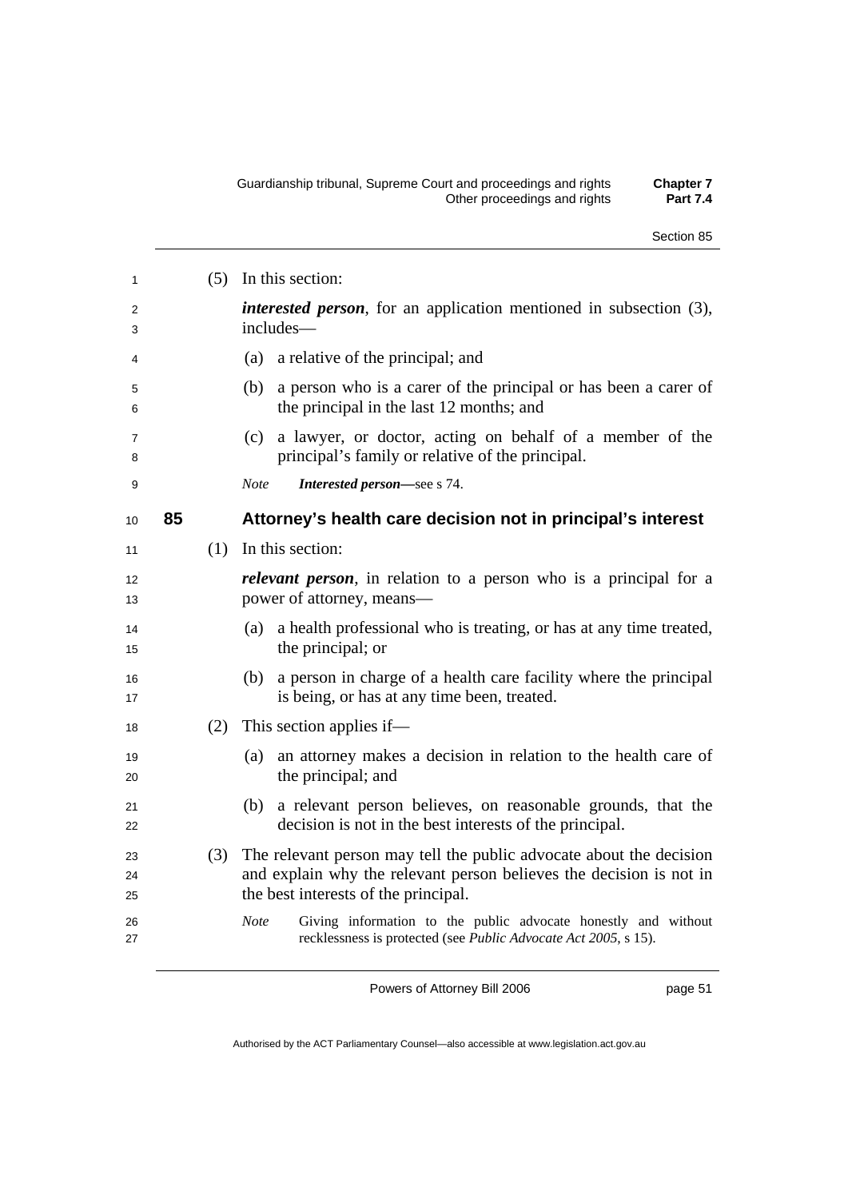(5) In this section:

***interested person***, for an application mentioned in subsection (3), includes—

(a) a relative of the principal; and

(b) a person who is a carer of the principal or has been a carer of the principal in the last 12 months; and

(c) a lawyer, or doctor, acting on behalf of a member of the principal's family or relative of the principal.

*Note* ***Interested person—***see s 74.

## 85 Attorney's health care decision not in principal's interest

(1) In this section:

***relevant person***, in relation to a person who is a principal for a power of attorney, means—

(a) a health professional who is treating, or has at any time treated, the principal; or

(b) a person in charge of a health care facility where the principal is being, or has at any time been, treated.

(2) This section applies if—

(a) an attorney makes a decision in relation to the health care of the principal; and

(b) a relevant person believes, on reasonable grounds, that the decision is not in the best interests of the principal.

(3) The relevant person may tell the public advocate about the decision and explain why the relevant person believes the decision is not in the best interests of the principal.

*Note* Giving information to the public advocate honestly and without recklessness is protected (see *Public Advocate Act 2005*, s 15).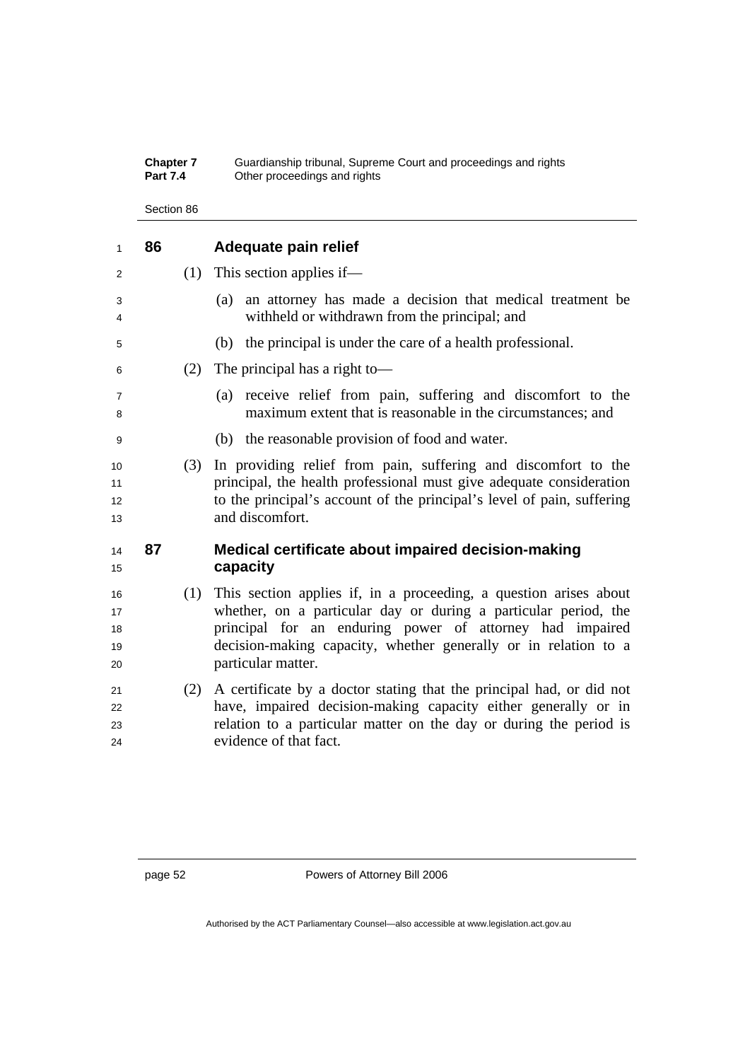## 86 Adequate pain relief

(1) This section applies if—

(a) an attorney has made a decision that medical treatment be withheld or withdrawn from the principal; and

(b) the principal is under the care of a health professional.

(2) The principal has a right to—

(a) receive relief from pain, suffering and discomfort to the maximum extent that is reasonable in the circumstances; and

(b) the reasonable provision of food and water.

(3) In providing relief from pain, suffering and discomfort to the principal, the health professional must give adequate consideration to the principal's account of the principal's level of pain, suffering and discomfort.

## 87 Medical certificate about impaired decision-making capacity

(1) This section applies if, in a proceeding, a question arises about whether, on a particular day or during a particular period, the principal for an enduring power of attorney had impaired decision-making capacity, whether generally or in relation to a particular matter.

(2) A certificate by a doctor stating that the principal had, or did not have, impaired decision-making capacity either generally or in relation to a particular matter on the day or during the period is evidence of that fact.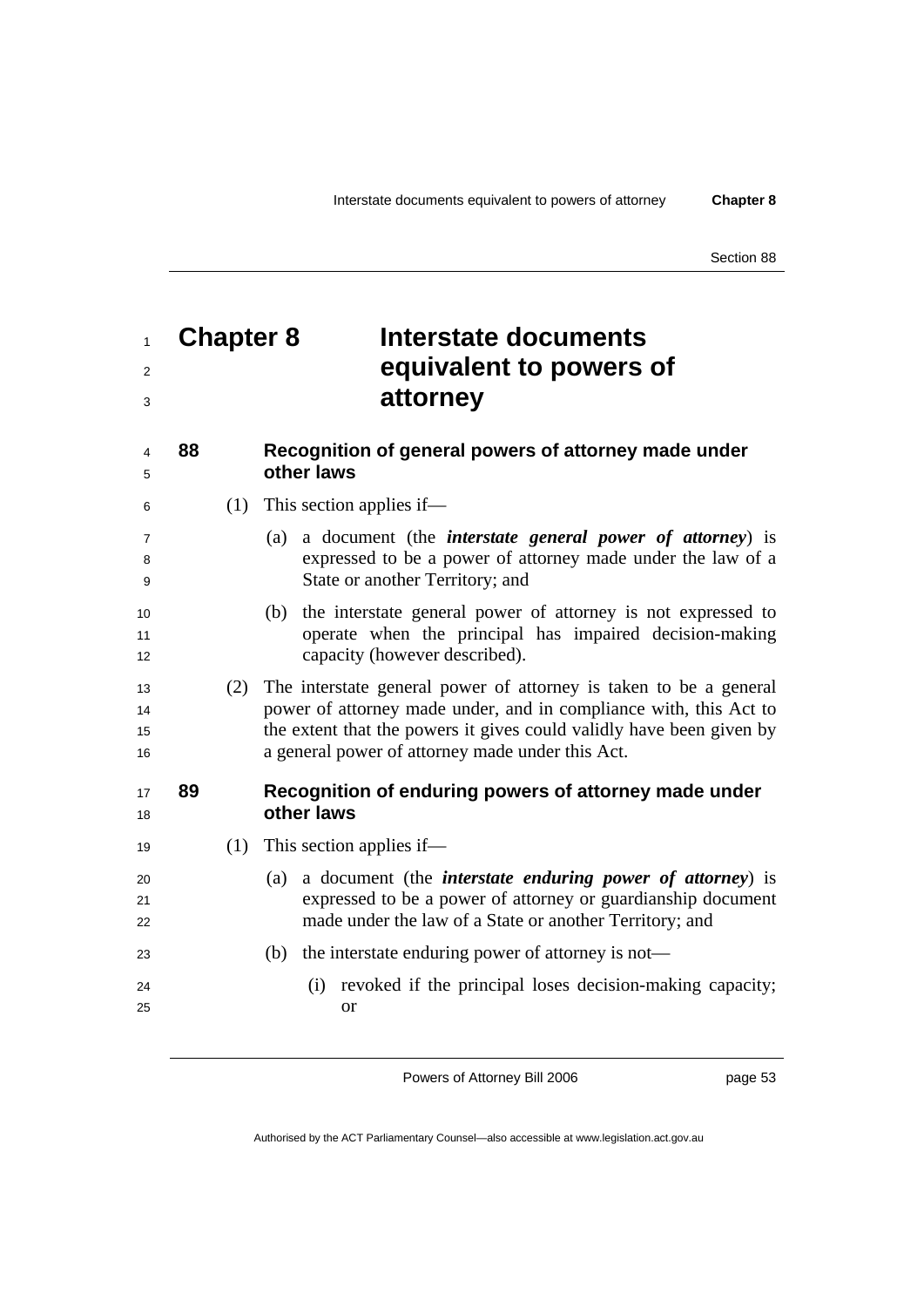# Chapter 8 Interstate documents equivalent to powers of attorney

## 88 Recognition of general powers of attorney made under other laws

(1) This section applies if—

(a) a document (the ***interstate general power of attorney***) is expressed to be a power of attorney made under the law of a State or another Territory; and

(b) the interstate general power of attorney is not expressed to operate when the principal has impaired decision-making capacity (however described).

(2) The interstate general power of attorney is taken to be a general power of attorney made under, and in compliance with, this Act to the extent that the powers it gives could validly have been given by a general power of attorney made under this Act.

## 89 Recognition of enduring powers of attorney made under other laws

(1) This section applies if—

(a) a document (the ***interstate enduring power of attorney***) is expressed to be a power of attorney or guardianship document made under the law of a State or another Territory; and

(b) the interstate enduring power of attorney is not—

(i) revoked if the principal loses decision-making capacity; or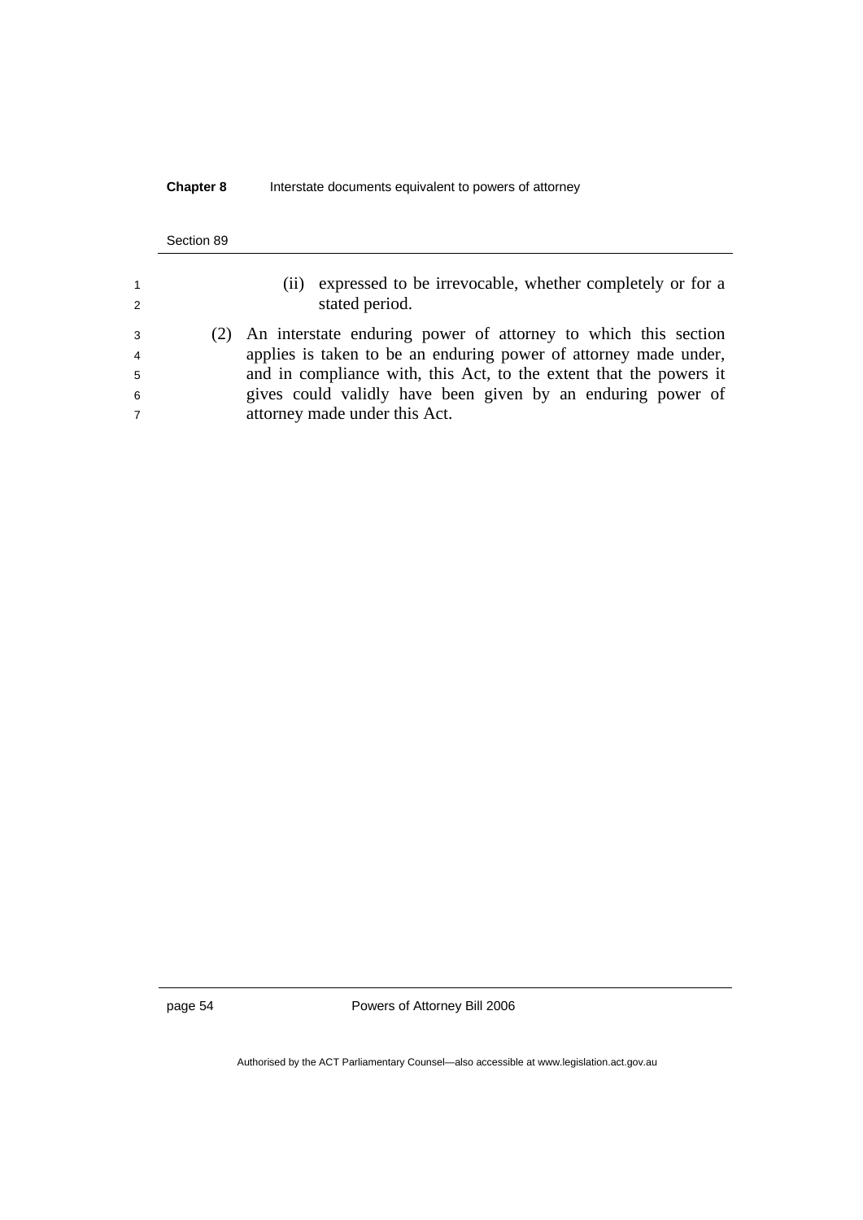(ii) expressed to be irrevocable, whether completely or for a stated period.

(2) An interstate enduring power of attorney to which this section applies is taken to be an enduring power of attorney made under, and in compliance with, this Act, to the extent that the powers it gives could validly have been given by an enduring power of attorney made under this Act.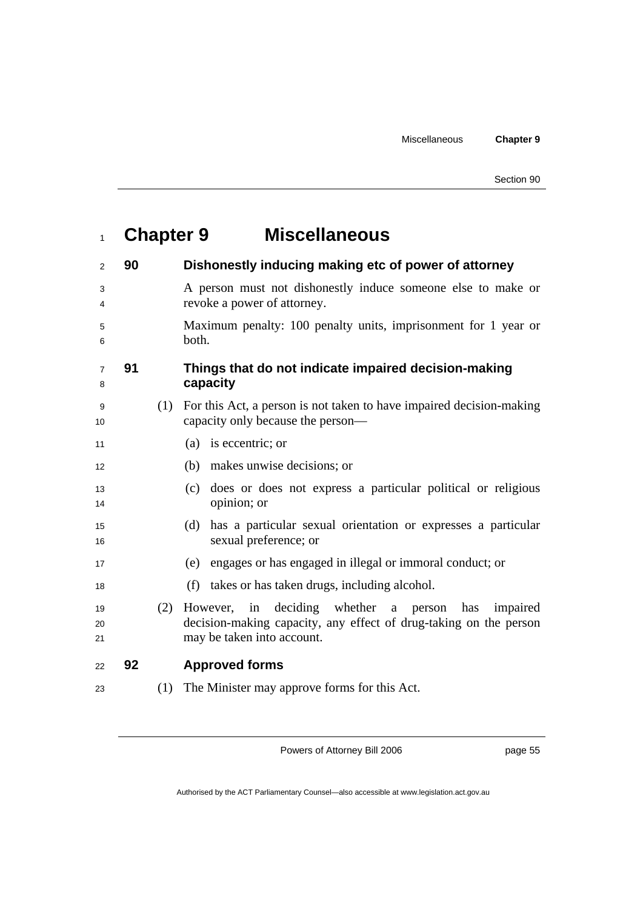# Chapter 9 Miscellaneous

## 90 Dishonestly inducing making etc of power of attorney

A person must not dishonestly induce someone else to make or revoke a power of attorney.

Maximum penalty: 100 penalty units, imprisonment for 1 year or both.

## 91 Things that do not indicate impaired decision-making capacity

(1) For this Act, a person is not taken to have impaired decision-making capacity only because the person—

(a) is eccentric; or

(b) makes unwise decisions; or

(c) does or does not express a particular political or religious opinion; or

(d) has a particular sexual orientation or expresses a particular sexual preference; or

(e) engages or has engaged in illegal or immoral conduct; or

(f) takes or has taken drugs, including alcohol.

(2) However, in deciding whether a person has impaired decision-making capacity, any effect of drug-taking on the person may be taken into account.

## 92 Approved forms

(1) The Minister may approve forms for this Act.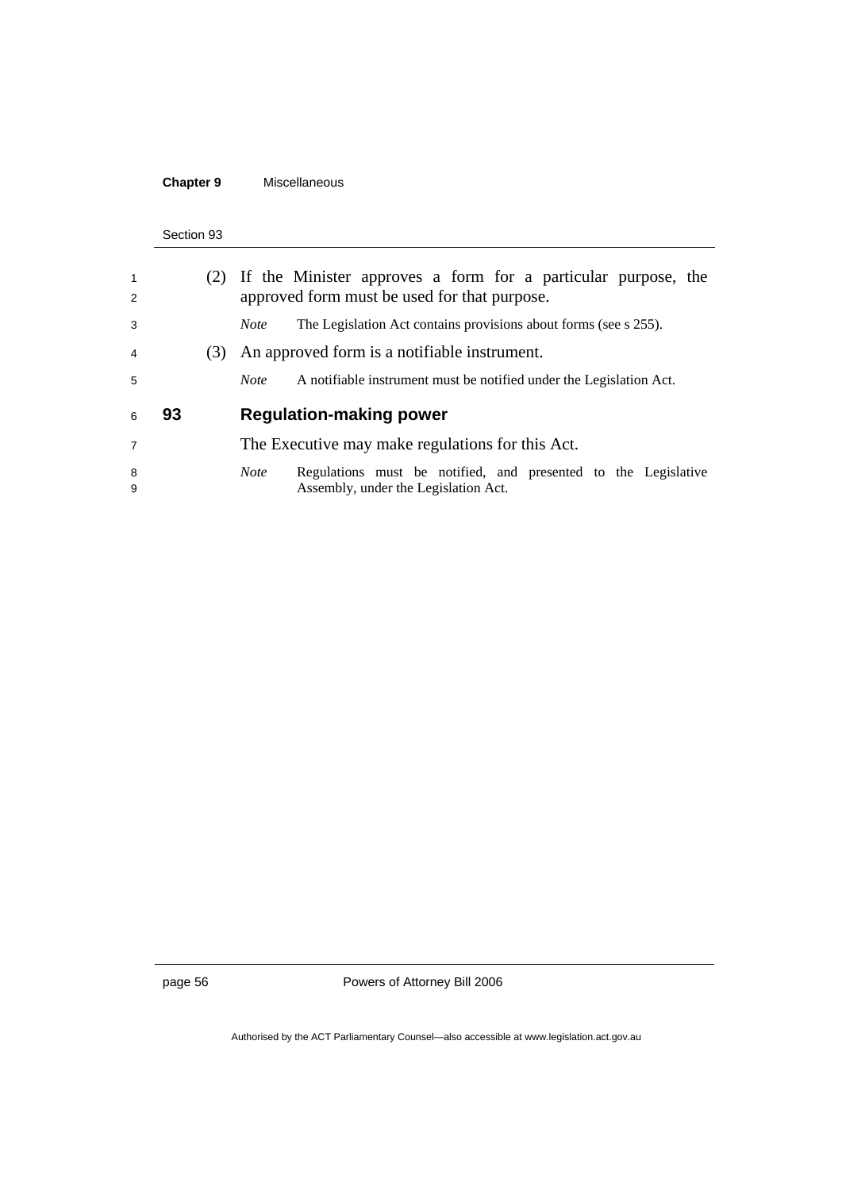(2) If the Minister approves a form for a particular purpose, the approved form must be used for that purpose.

*Note* The Legislation Act contains provisions about forms (see s 255).

(3) An approved form is a notifiable instrument.

*Note* A notifiable instrument must be notified under the Legislation Act.

### 93 Regulation-making power

The Executive may make regulations for this Act.

*Note* Regulations must be notified, and presented to the Legislative Assembly, under the Legislation Act.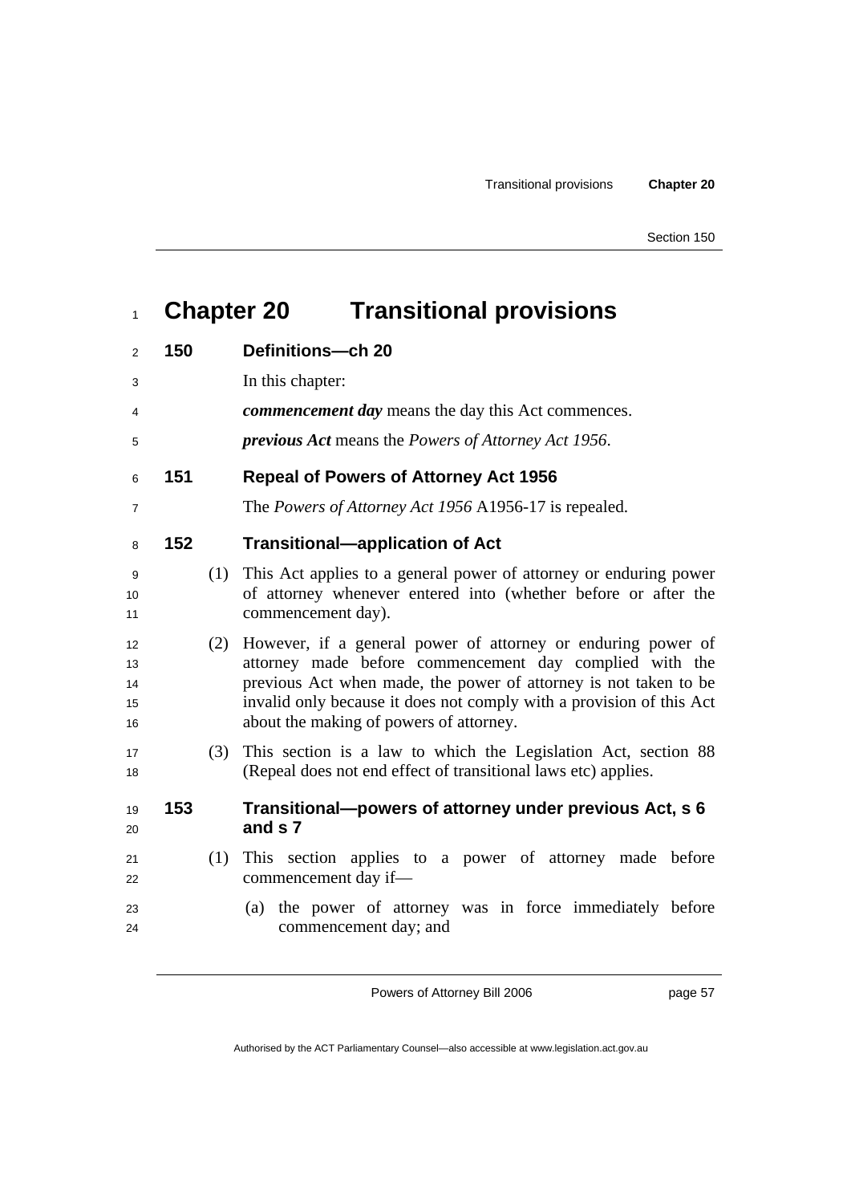# Chapter 20 Transitional provisions

## 150 Definitions—ch 20

In this chapter:

***commencement day*** means the day this Act commences.

***previous Act*** means the *Powers of Attorney Act 1956*.

## 151 Repeal of Powers of Attorney Act 1956

The *Powers of Attorney Act 1956* A1956-17 is repealed.

## 152 Transitional—application of Act

(1) This Act applies to a general power of attorney or enduring power of attorney whenever entered into (whether before or after the commencement day).

(2) However, if a general power of attorney or enduring power of attorney made before commencement day complied with the previous Act when made, the power of attorney is not taken to be invalid only because it does not comply with a provision of this Act about the making of powers of attorney.

(3) This section is a law to which the Legislation Act, section 88 (Repeal does not end effect of transitional laws etc) applies.

## 153 Transitional—powers of attorney under previous Act, s 6 and s 7

(1) This section applies to a power of attorney made before commencement day if—

(a) the power of attorney was in force immediately before commencement day; and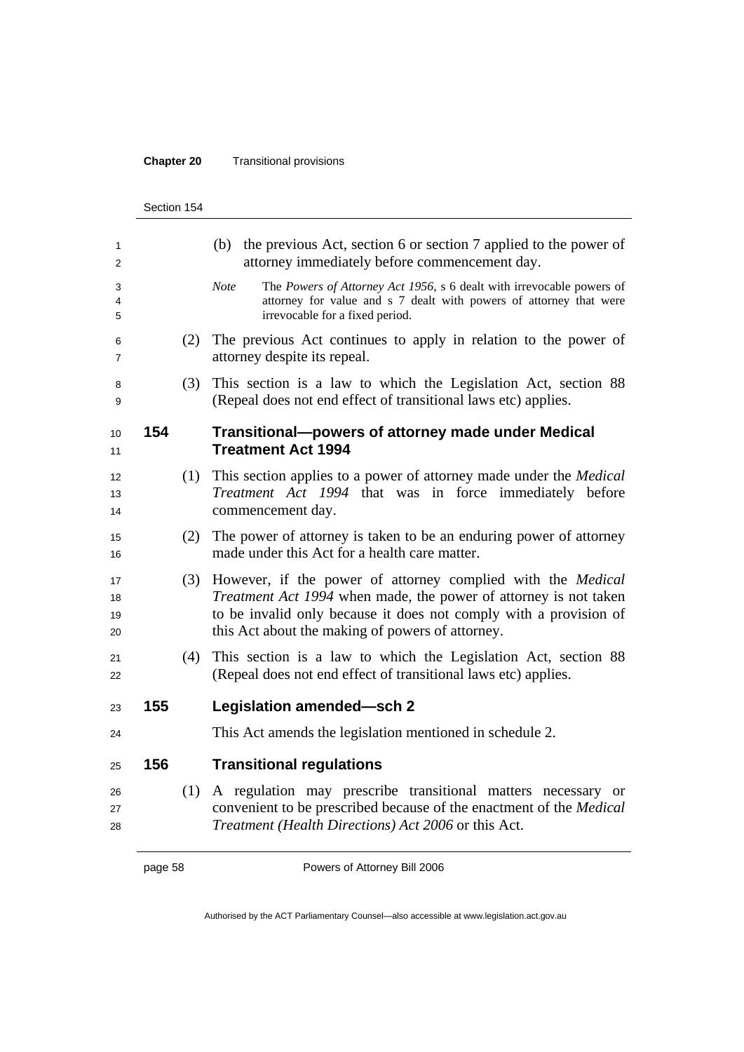(b) the previous Act, section 6 or section 7 applied to the power of attorney immediately before commencement day.

*Note* The *Powers of Attorney Act 1956*, s 6 dealt with irrevocable powers of attorney for value and s 7 dealt with powers of attorney that were irrevocable for a fixed period.

(2) The previous Act continues to apply in relation to the power of attorney despite its repeal.

(3) This section is a law to which the Legislation Act, section 88 (Repeal does not end effect of transitional laws etc) applies.

### 154 Transitional—powers of attorney made under Medical Treatment Act 1994

(1) This section applies to a power of attorney made under the *Medical Treatment Act 1994* that was in force immediately before commencement day.

(2) The power of attorney is taken to be an enduring power of attorney made under this Act for a health care matter.

(3) However, if the power of attorney complied with the *Medical Treatment Act 1994* when made, the power of attorney is not taken to be invalid only because it does not comply with a provision of this Act about the making of powers of attorney.

(4) This section is a law to which the Legislation Act, section 88 (Repeal does not end effect of transitional laws etc) applies.

### 155 Legislation amended—sch 2

This Act amends the legislation mentioned in schedule 2.

### 156 Transitional regulations

(1) A regulation may prescribe transitional matters necessary or convenient to be prescribed because of the enactment of the *Medical Treatment (Health Directions) Act 2006* or this Act.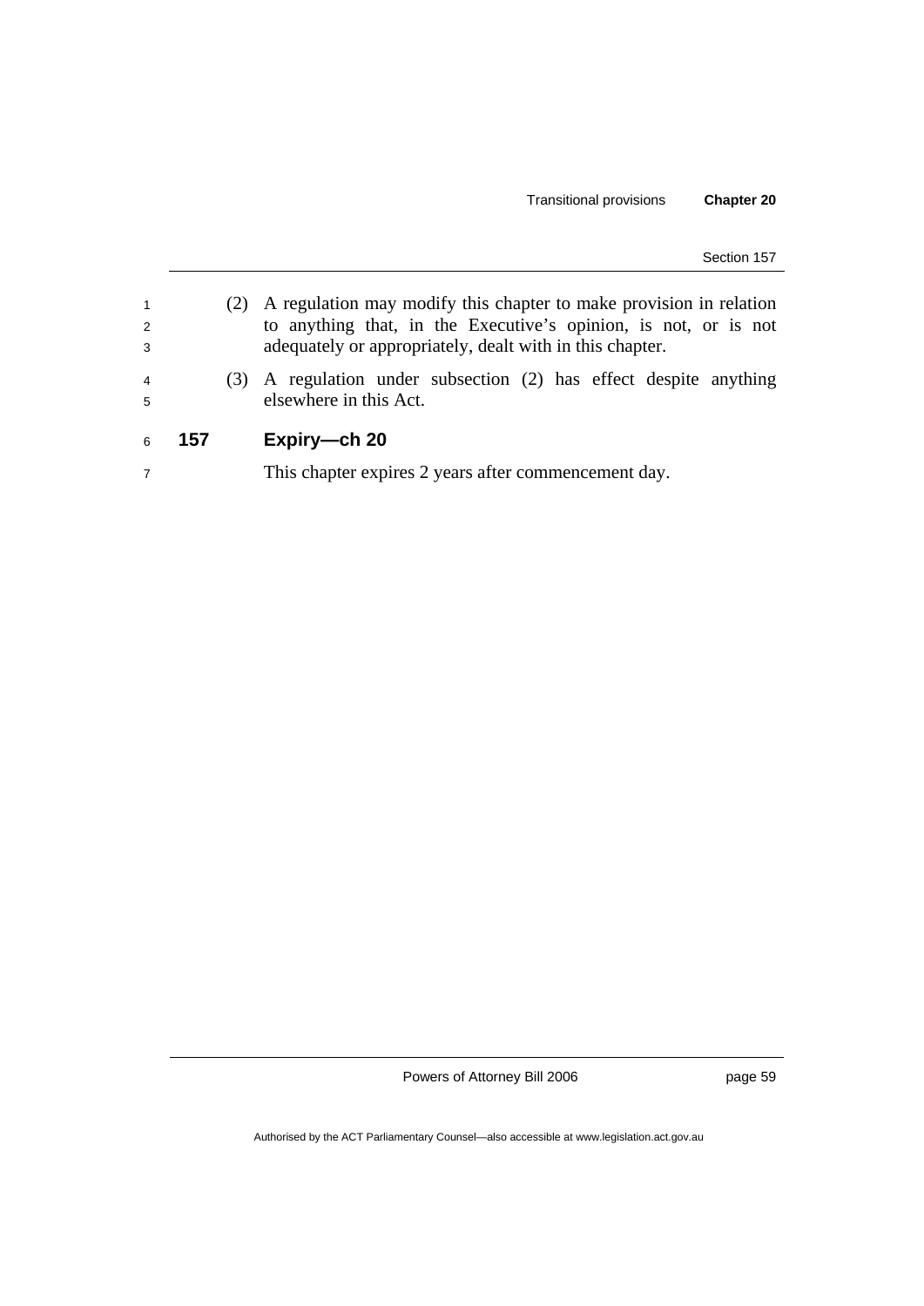(2) A regulation may modify this chapter to make provision in relation to anything that, in the Executive's opinion, is not, or is not adequately or appropriately, dealt with in this chapter.

(3) A regulation under subsection (2) has effect despite anything elsewhere in this Act.

### 157 Expiry—ch 20

This chapter expires 2 years after commencement day.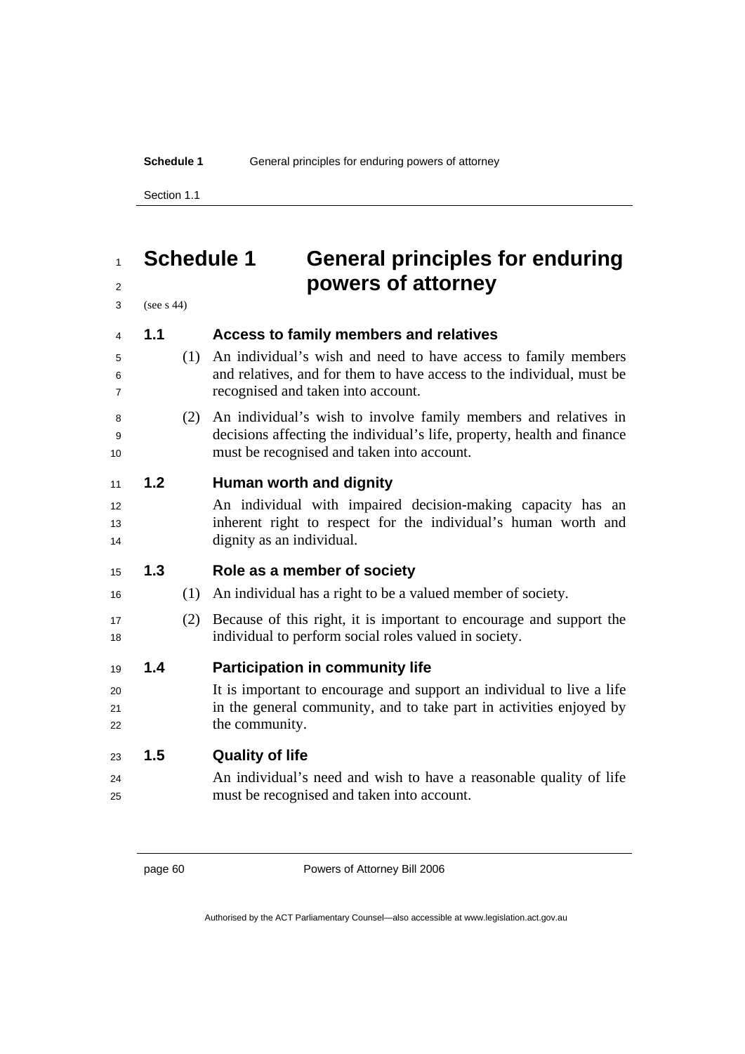# Schedule 1 General principles for enduring powers of attorney

(see s 44)

### 1.1 Access to family members and relatives

(1) An individual's wish and need to have access to family members and relatives, and for them to have access to the individual, must be recognised and taken into account.

(2) An individual's wish to involve family members and relatives in decisions affecting the individual's life, property, health and finance must be recognised and taken into account.

### 1.2 Human worth and dignity

An individual with impaired decision-making capacity has an inherent right to respect for the individual's human worth and dignity as an individual.

### 1.3 Role as a member of society

(1) An individual has a right to be a valued member of society.

(2) Because of this right, it is important to encourage and support the individual to perform social roles valued in society.

### 1.4 Participation in community life

It is important to encourage and support an individual to live a life in the general community, and to take part in activities enjoyed by the community.

### 1.5 Quality of life

An individual's need and wish to have a reasonable quality of life must be recognised and taken into account.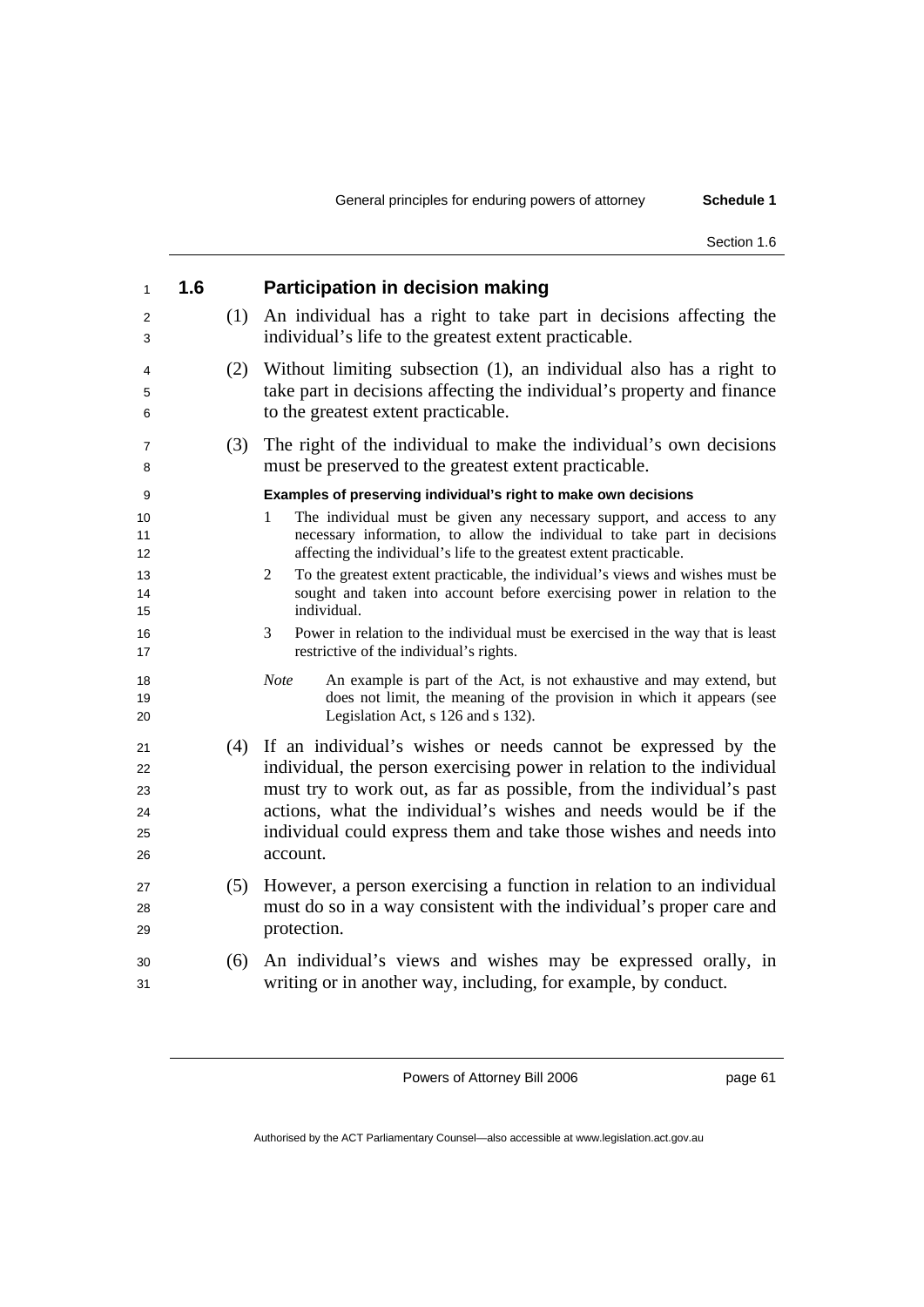## 1.6 Participation in decision making

(1) An individual has a right to take part in decisions affecting the individual's life to the greatest extent practicable.

(2) Without limiting subsection (1), an individual also has a right to take part in decisions affecting the individual's property and finance to the greatest extent practicable.

(3) The right of the individual to make the individual's own decisions must be preserved to the greatest extent practicable.

**Examples of preserving individual's right to make own decisions**

1. The individual must be given any necessary support, and access to any necessary information, to allow the individual to take part in decisions affecting the individual's life to the greatest extent practicable.
2. To the greatest extent practicable, the individual's views and wishes must be sought and taken into account before exercising power in relation to the individual.
3. Power in relation to the individual must be exercised in the way that is least restrictive of the individual's rights.

*Note* An example is part of the Act, is not exhaustive and may extend, but does not limit, the meaning of the provision in which it appears (see Legislation Act, s 126 and s 132).

(4) If an individual's wishes or needs cannot be expressed by the individual, the person exercising power in relation to the individual must try to work out, as far as possible, from the individual's past actions, what the individual's wishes and needs would be if the individual could express them and take those wishes and needs into account.

(5) However, a person exercising a function in relation to an individual must do so in a way consistent with the individual's proper care and protection.

(6) An individual's views and wishes may be expressed orally, in writing or in another way, including, for example, by conduct.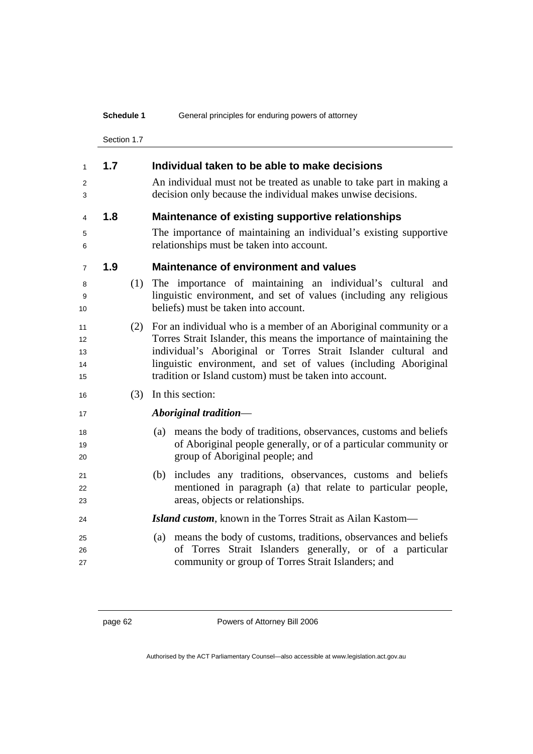### 1.7 Individual taken to be able to make decisions

An individual must not be treated as unable to take part in making a decision only because the individual makes unwise decisions.

### 1.8 Maintenance of existing supportive relationships

The importance of maintaining an individual's existing supportive relationships must be taken into account.

### 1.9 Maintenance of environment and values

(1) The importance of maintaining an individual's cultural and linguistic environment, and set of values (including any religious beliefs) must be taken into account.

(2) For an individual who is a member of an Aboriginal community or a Torres Strait Islander, this means the importance of maintaining the individual's Aboriginal or Torres Strait Islander cultural and linguistic environment, and set of values (including Aboriginal tradition or Island custom) must be taken into account.

(3) In this section:

***Aboriginal tradition***—

(a) means the body of traditions, observances, customs and beliefs of Aboriginal people generally, or of a particular community or group of Aboriginal people; and

(b) includes any traditions, observances, customs and beliefs mentioned in paragraph (a) that relate to particular people, areas, objects or relationships.

***Island custom***, known in the Torres Strait as Ailan Kastom—

(a) means the body of customs, traditions, observances and beliefs of Torres Strait Islanders generally, or of a particular community or group of Torres Strait Islanders; and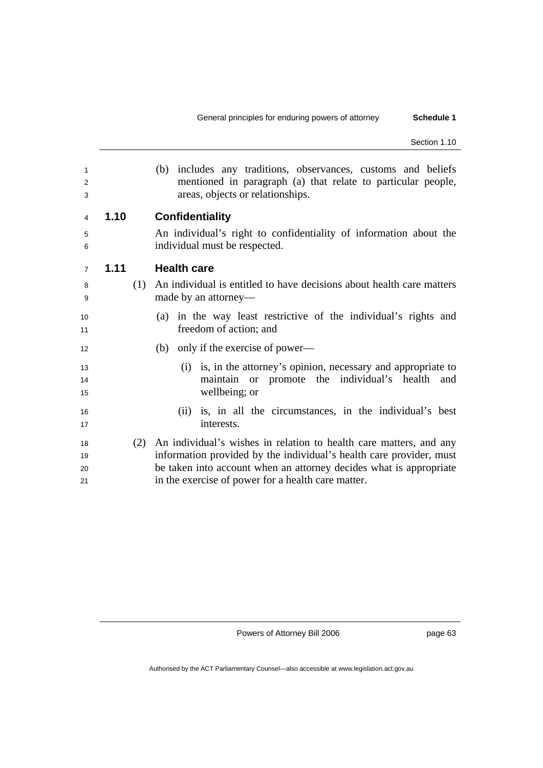(b) includes any traditions, observances, customs and beliefs mentioned in paragraph (a) that relate to particular people, areas, objects or relationships.

### 1.10 Confidentiality

An individual's right to confidentiality of information about the individual must be respected.

### 1.11 Health care

(1) An individual is entitled to have decisions about health care matters made by an attorney—

(a) in the way least restrictive of the individual's rights and freedom of action; and

(b) only if the exercise of power—

(i) is, in the attorney's opinion, necessary and appropriate to maintain or promote the individual's health and wellbeing; or

(ii) is, in all the circumstances, in the individual's best interests.

(2) An individual's wishes in relation to health care matters, and any information provided by the individual's health care provider, must be taken into account when an attorney decides what is appropriate in the exercise of power for a health care matter.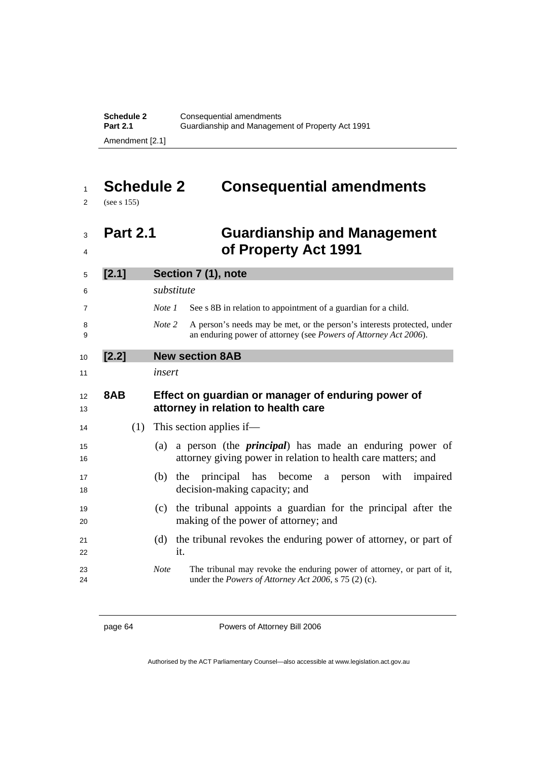# Schedule 2 Consequential amendments

(see s 155)

## Part 2.1 Guardianship and Management of Property Act 1991

### [2.1] Section 7 (1), note

*substitute*

*Note 1* See s 8B in relation to appointment of a guardian for a child.

*Note 2* A person's needs may be met, or the person's interests protected, under an enduring power of attorney (see *Powers of Attorney Act 2006*).

### [2.2] New section 8AB

*insert*

#### 8AB Effect on guardian or manager of enduring power of attorney in relation to health care

(1) This section applies if—

(a) a person (the ***principal***) has made an enduring power of attorney giving power in relation to health care matters; and

(b) the principal has become a person with impaired decision-making capacity; and

(c) the tribunal appoints a guardian for the principal after the making of the power of attorney; and

(d) the tribunal revokes the enduring power of attorney, or part of it.

*Note* The tribunal may revoke the enduring power of attorney, or part of it, under the *Powers of Attorney Act 2006*, s 75 (2) (c).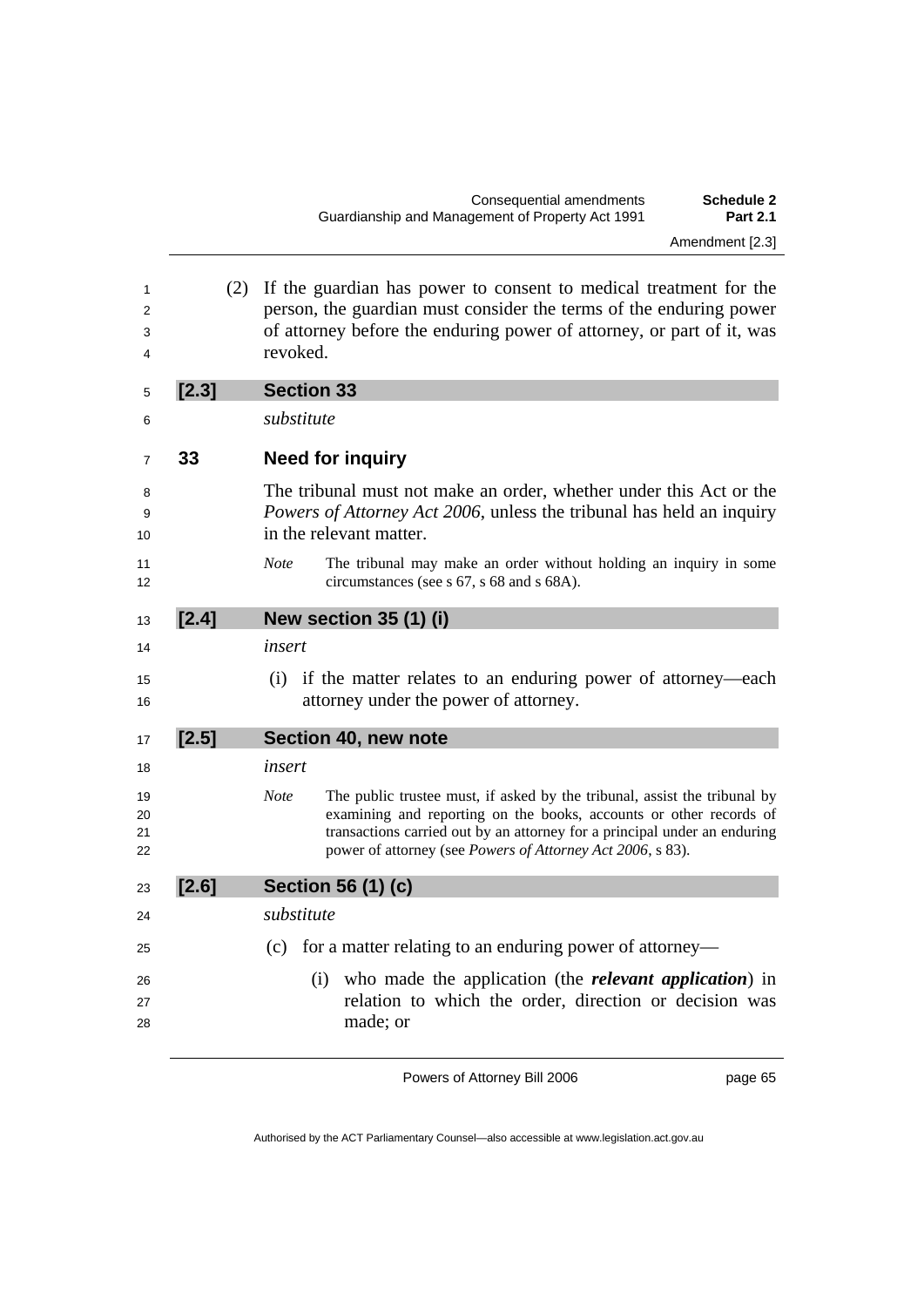(2) If the guardian has power to consent to medical treatment for the person, the guardian must consider the terms of the enduring power of attorney before the enduring power of attorney, or part of it, was revoked.

### [2.3] Section 33

*substitute*

### 33 Need for inquiry

The tribunal must not make an order, whether under this Act or the *Powers of Attorney Act 2006*, unless the tribunal has held an inquiry in the relevant matter.

*Note* The tribunal may make an order without holding an inquiry in some circumstances (see s 67, s 68 and s 68A).

### [2.4] New section 35 (1) (i)

*insert*

(i) if the matter relates to an enduring power of attorney—each attorney under the power of attorney.

### [2.5] Section 40, new note

*insert*

*Note* The public trustee must, if asked by the tribunal, assist the tribunal by examining and reporting on the books, accounts or other records of transactions carried out by an attorney for a principal under an enduring power of attorney (see *Powers of Attorney Act 2006*, s 83).

### [2.6] Section 56 (1) (c)

*substitute*

(c) for a matter relating to an enduring power of attorney—

(i) who made the application (the ***relevant application***) in relation to which the order, direction or decision was made; or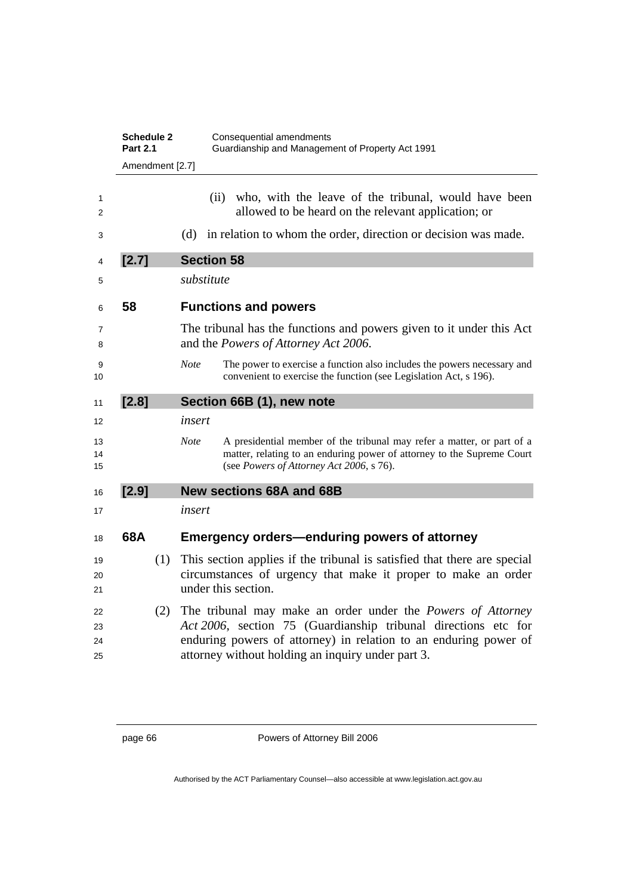(ii) who, with the leave of the tribunal, would have been allowed to be heard on the relevant application; or

(d) in relation to whom the order, direction or decision was made.

## [2.7] Section 58

*substitute*

### 58 Functions and powers

The tribunal has the functions and powers given to it under this Act and the *Powers of Attorney Act 2006*.

*Note* The power to exercise a function also includes the powers necessary and convenient to exercise the function (see Legislation Act, s 196).

## [2.8] Section 66B (1), new note

*insert*

*Note* A presidential member of the tribunal may refer a matter, or part of a matter, relating to an enduring power of attorney to the Supreme Court (see *Powers of Attorney Act 2006*, s 76).

## [2.9] New sections 68A and 68B

*insert*

### 68A Emergency orders—enduring powers of attorney

(1) This section applies if the tribunal is satisfied that there are special circumstances of urgency that make it proper to make an order under this section.

(2) The tribunal may make an order under the *Powers of Attorney Act 2006*, section 75 (Guardianship tribunal directions etc for enduring powers of attorney) in relation to an enduring power of attorney without holding an inquiry under part 3.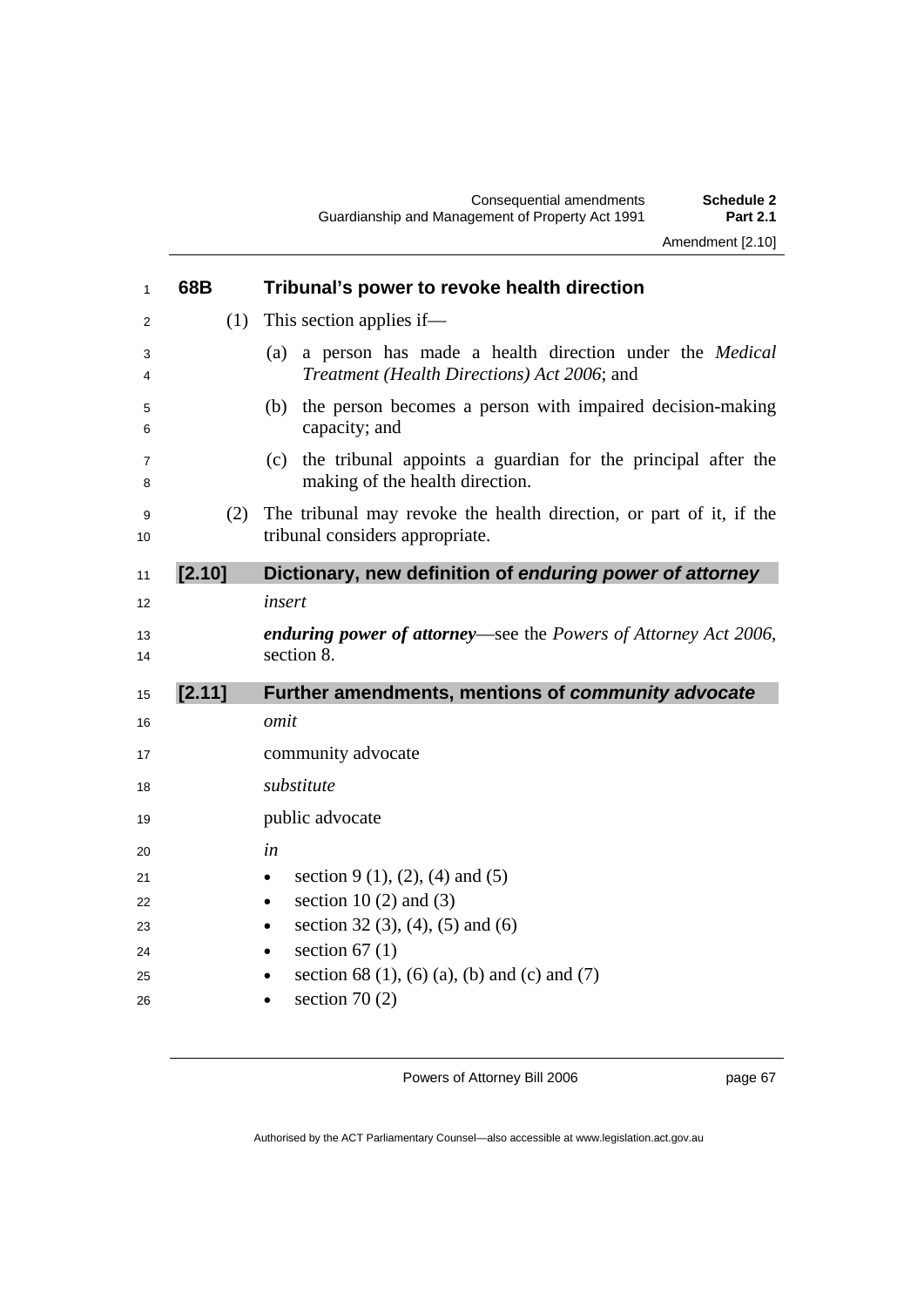### 68B Tribunal's power to revoke health direction

(1) This section applies if—

(a) a person has made a health direction under the *Medical Treatment (Health Directions) Act 2006*; and

(b) the person becomes a person with impaired decision-making capacity; and

(c) the tribunal appoints a guardian for the principal after the making of the health direction.

(2) The tribunal may revoke the health direction, or part of it, if the tribunal considers appropriate.

## [2.10] Dictionary, new definition of *enduring power of attorney*

*insert*

***enduring power of attorney***—see the *Powers of Attorney Act 2006*, section 8.

## [2.11] Further amendments, mentions of *community advocate*

*omit*

community advocate

*substitute*

public advocate

*in*

- section 9 (1), (2), (4) and (5)
- section 10 (2) and (3)
- section 32 (3), (4), (5) and (6)
- section 67 (1)
- section 68 (1), (6) (a), (b) and (c) and (7)
- section 70 (2)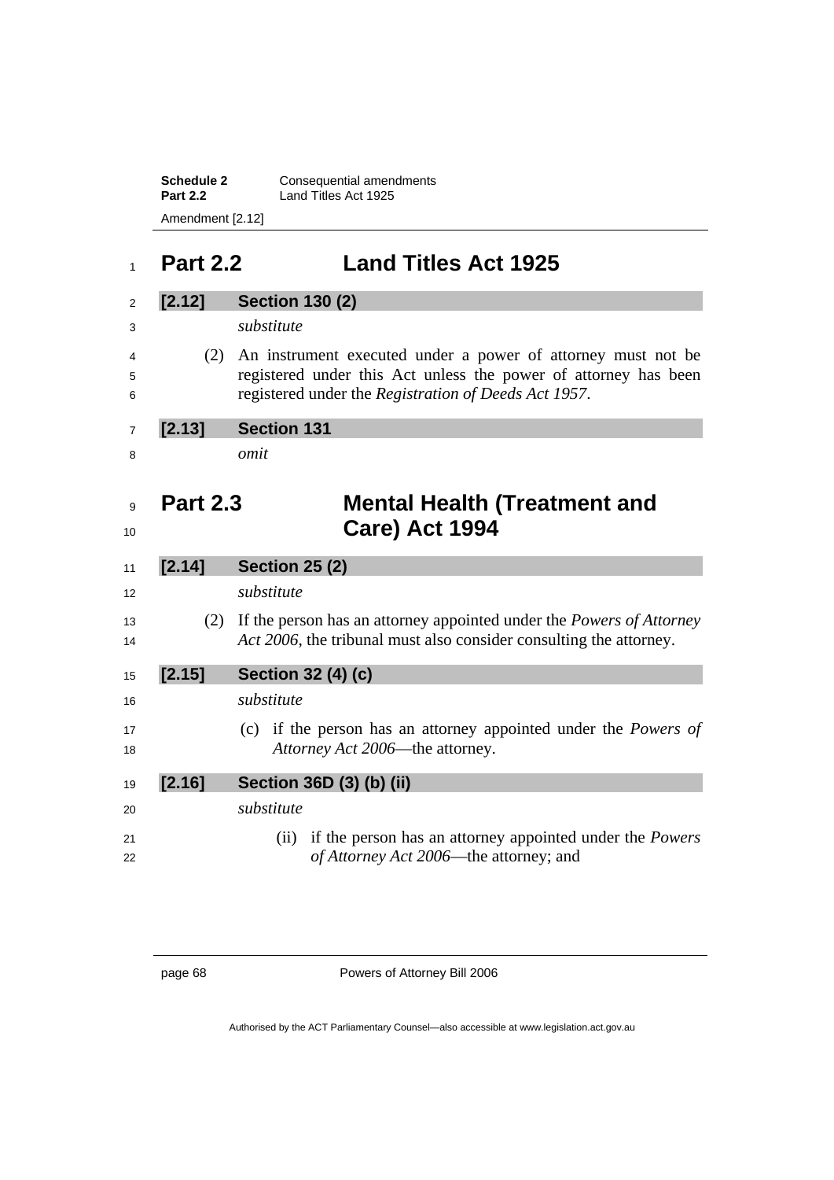## Part 2.2 Land Titles Act 1925

**[2.12] Section 130 (2)**

*substitute*

(2) An instrument executed under a power of attorney must not be registered under this Act unless the power of attorney has been registered under the *Registration of Deeds Act 1957*.

**[2.13] Section 131**

*omit*

## Part 2.3 Mental Health (Treatment and Care) Act 1994

**[2.14] Section 25 (2)**

*substitute*

(2) If the person has an attorney appointed under the *Powers of Attorney Act 2006*, the tribunal must also consider consulting the attorney.

**[2.15] Section 32 (4) (c)**

*substitute*

(c) if the person has an attorney appointed under the *Powers of Attorney Act 2006*—the attorney.

**[2.16] Section 36D (3) (b) (ii)**

*substitute*

(ii) if the person has an attorney appointed under the *Powers of Attorney Act 2006*—the attorney; and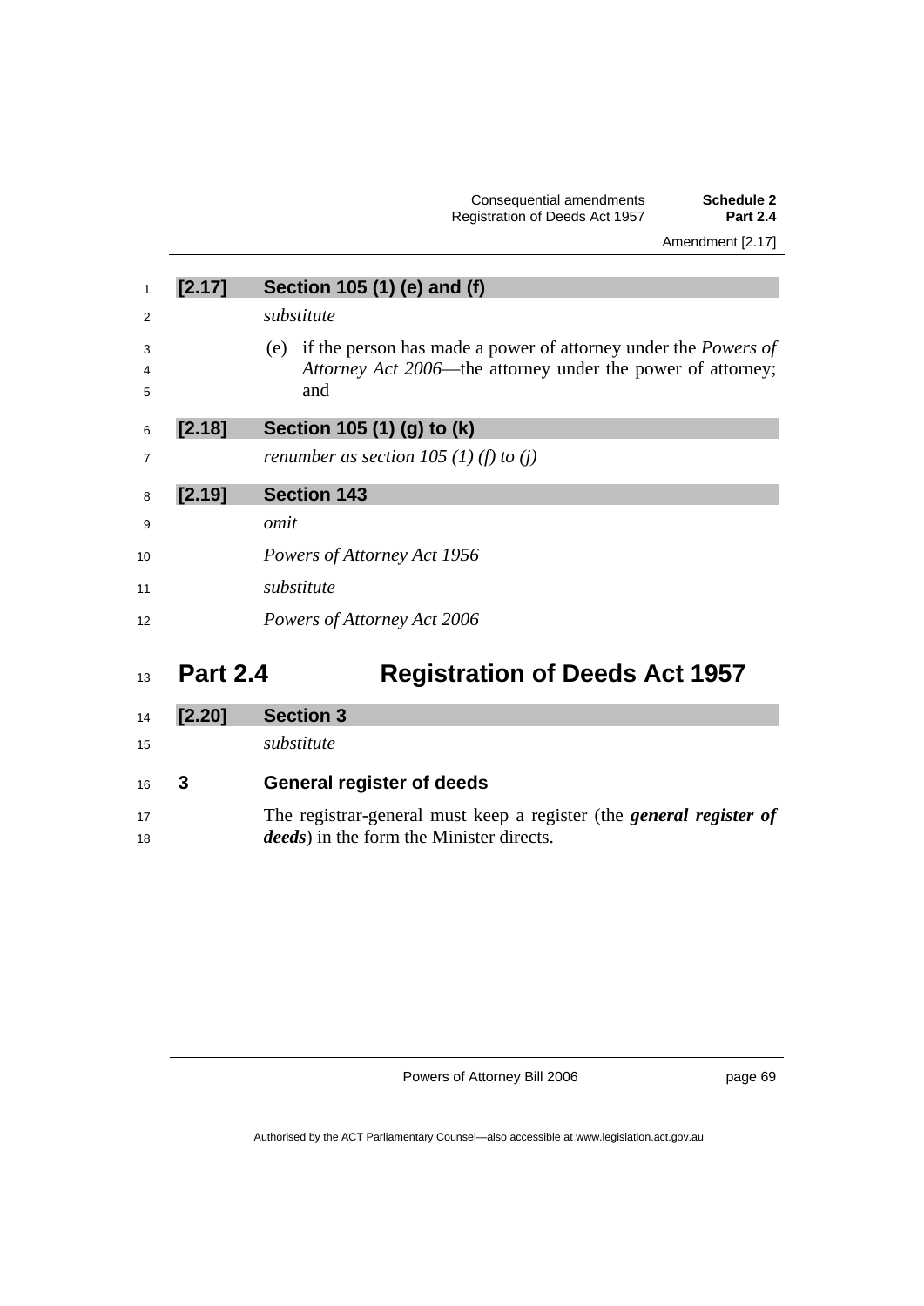**[2.17] Section 105 (1) (e) and (f)**

*substitute*

(e) if the person has made a power of attorney under the *Powers of Attorney Act 2006*—the attorney under the power of attorney; and

**[2.18] Section 105 (1) (g) to (k)**

*renumber as section 105 (1) (f) to (j)*

**[2.19] Section 143**

*omit*

*Powers of Attorney Act 1956*

*substitute*

*Powers of Attorney Act 2006*

## Part 2.4 Registration of Deeds Act 1957

**[2.20] Section 3**

*substitute*

### 3 General register of deeds

The registrar-general must keep a register (the ***general register of deeds***) in the form the Minister directs.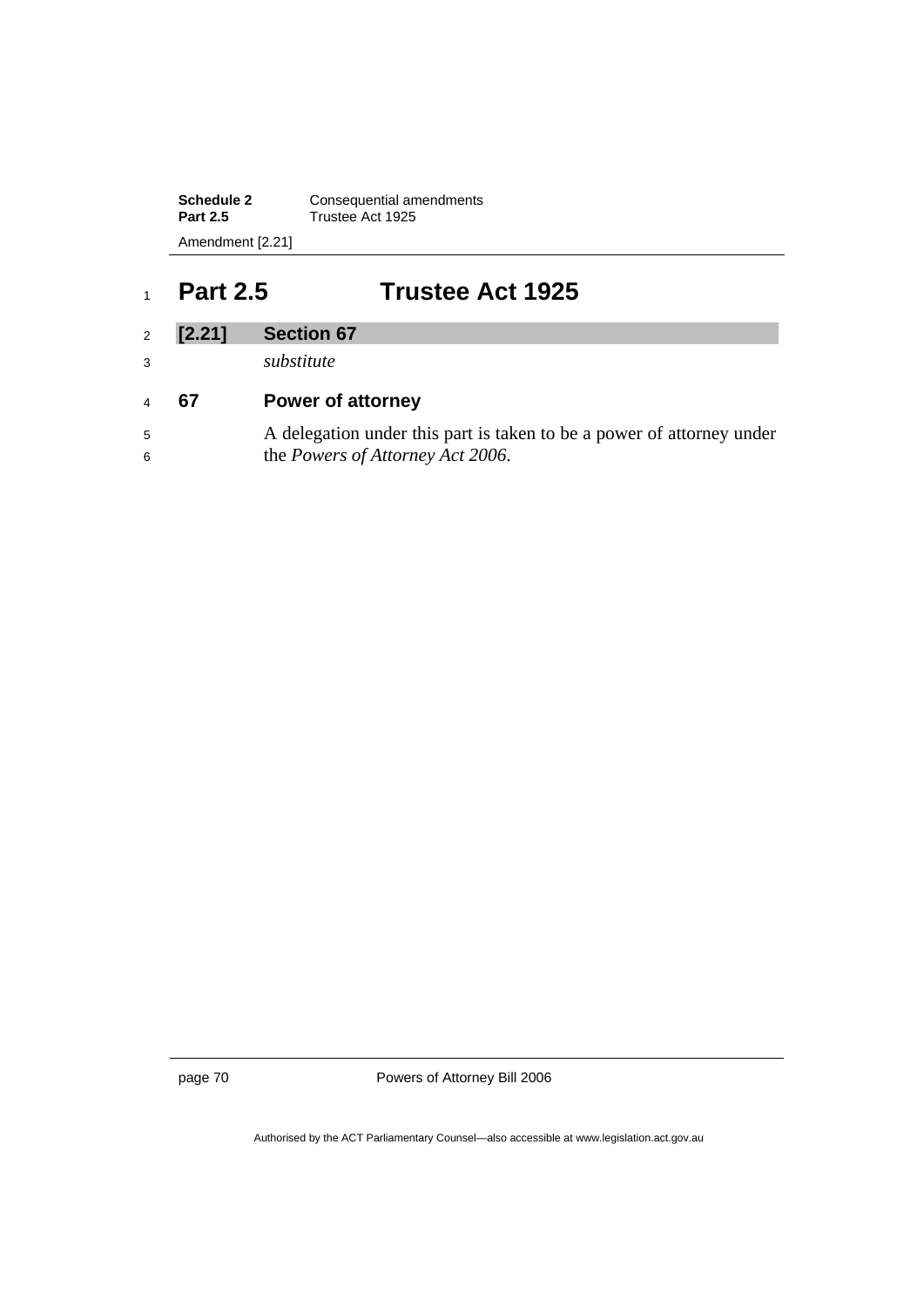## Part 2.5 Trustee Act 1925

### [2.21] Section 67

*substitute*

### 67 Power of attorney

A delegation under this part is taken to be a power of attorney under the *Powers of Attorney Act 2006*.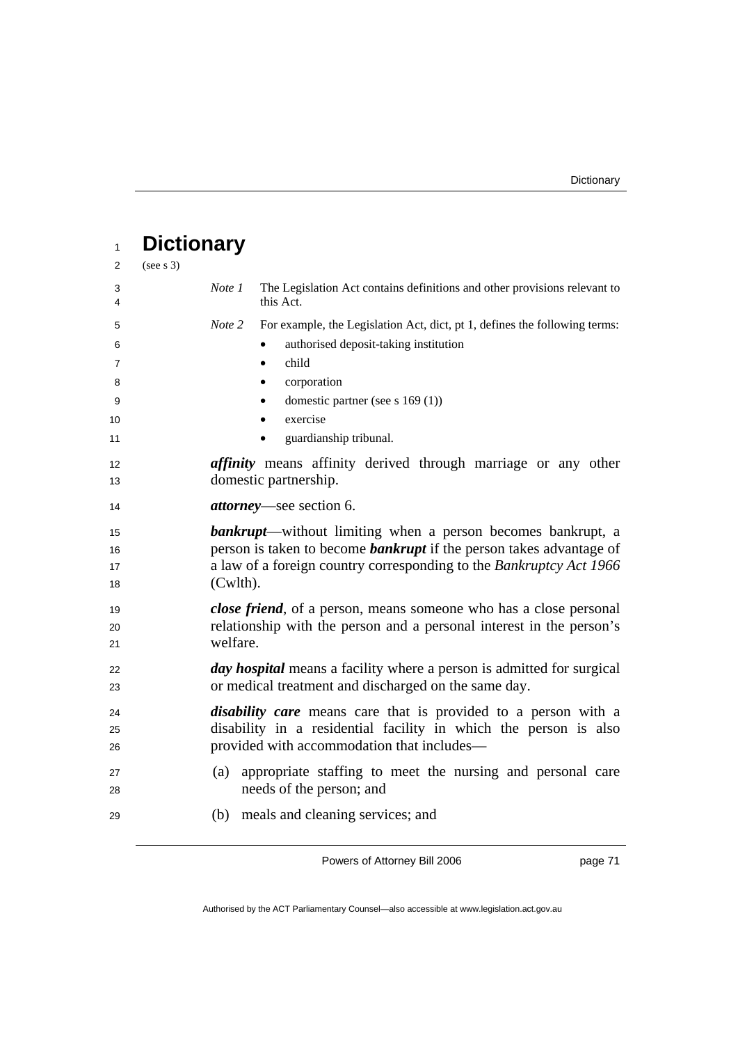# Dictionary

(see s 3)

*Note 1* The Legislation Act contains definitions and other provisions relevant to this Act.

*Note 2* For example, the Legislation Act, dict, pt 1, defines the following terms:

- authorised deposit-taking institution
- child
- corporation
- domestic partner (see s 169 (1))
- exercise
- guardianship tribunal.

***affinity*** means affinity derived through marriage or any other domestic partnership.

***attorney***—see section 6.

***bankrupt***—without limiting when a person becomes bankrupt, a person is taken to become ***bankrupt*** if the person takes advantage of a law of a foreign country corresponding to the *Bankruptcy Act 1966* (Cwlth).

***close friend***, of a person, means someone who has a close personal relationship with the person and a personal interest in the person's welfare.

***day hospital*** means a facility where a person is admitted for surgical or medical treatment and discharged on the same day.

***disability care*** means care that is provided to a person with a disability in a residential facility in which the person is also provided with accommodation that includes—

(a) appropriate staffing to meet the nursing and personal care needs of the person; and

(b) meals and cleaning services; and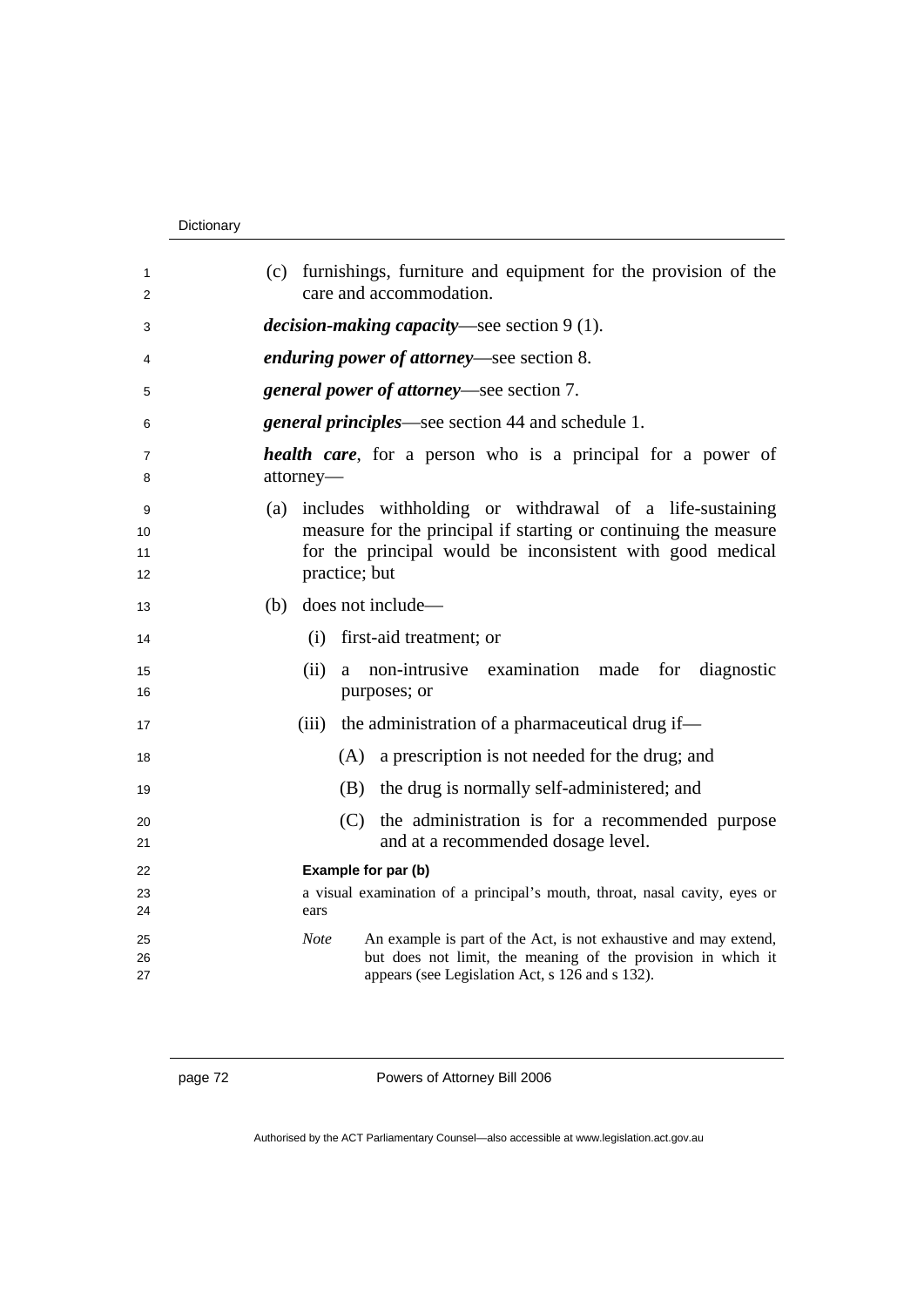(c) furnishings, furniture and equipment for the provision of the care and accommodation.

***decision-making capacity***—see section 9 (1).

***enduring power of attorney***—see section 8.

***general power of attorney***—see section 7.

***general principles***—see section 44 and schedule 1.

***health care***, for a person who is a principal for a power of attorney—

(a) includes withholding or withdrawal of a life-sustaining measure for the principal if starting or continuing the measure for the principal would be inconsistent with good medical practice; but

(b) does not include—

(i) first-aid treatment; or

(ii) a non-intrusive examination made for diagnostic purposes; or

(iii) the administration of a pharmaceutical drug if—

(A) a prescription is not needed for the drug; and

(B) the drug is normally self-administered; and

(C) the administration is for a recommended purpose and at a recommended dosage level.

**Example for par (b)**

a visual examination of a principal's mouth, throat, nasal cavity, eyes or ears

*Note* An example is part of the Act, is not exhaustive and may extend, but does not limit, the meaning of the provision in which it appears (see Legislation Act, s 126 and s 132).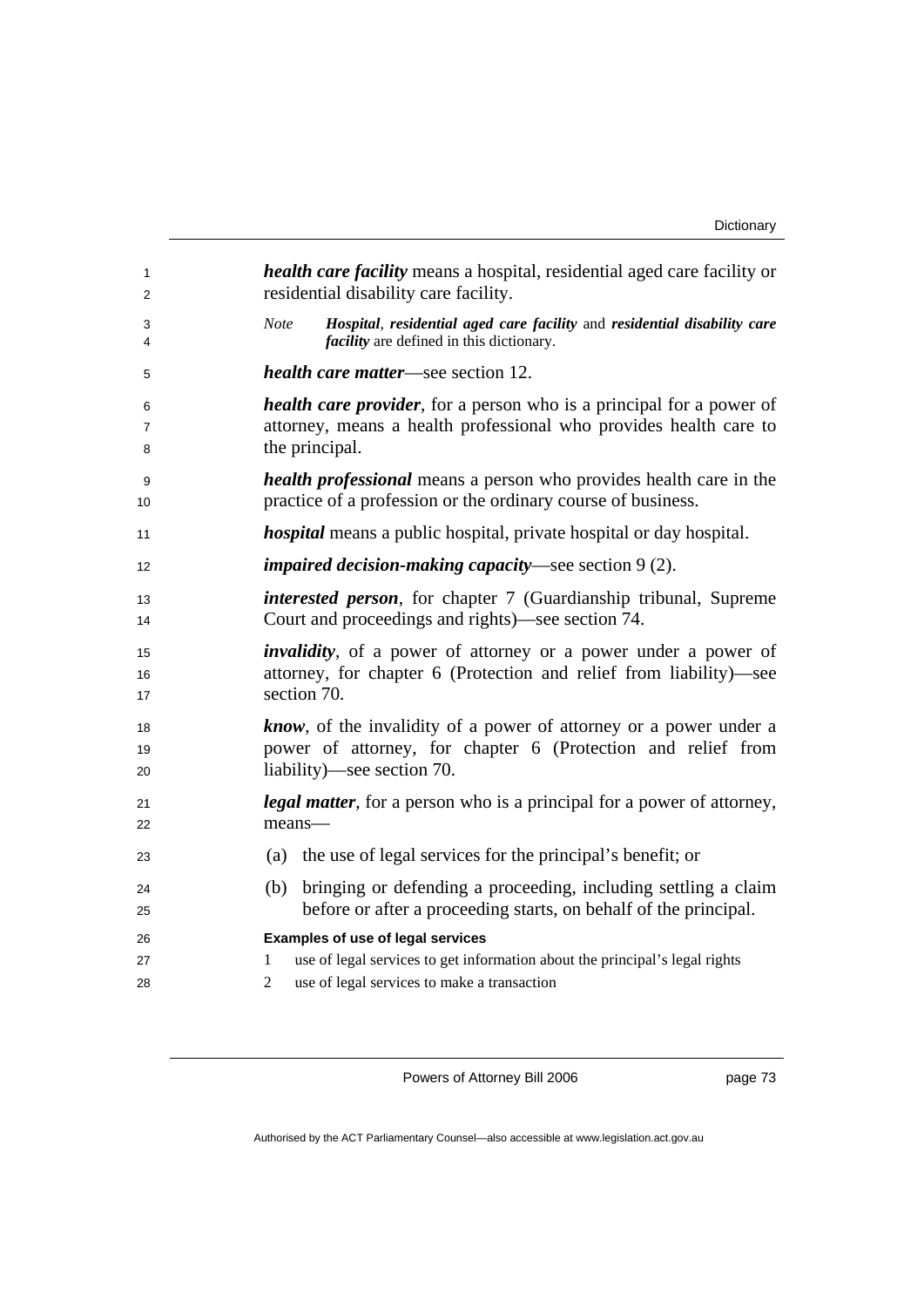***health care facility*** means a hospital, residential aged care facility or residential disability care facility.

*Note* ***Hospital***, ***residential aged care facility*** and ***residential disability care facility*** are defined in this dictionary.

***health care matter***—see section 12.

***health care provider***, for a person who is a principal for a power of attorney, means a health professional who provides health care to the principal.

***health professional*** means a person who provides health care in the practice of a profession or the ordinary course of business.

***hospital*** means a public hospital, private hospital or day hospital.

***impaired decision-making capacity***—see section 9 (2).

***interested person***, for chapter 7 (Guardianship tribunal, Supreme Court and proceedings and rights)—see section 74.

***invalidity***, of a power of attorney or a power under a power of attorney, for chapter 6 (Protection and relief from liability)—see section 70.

***know***, of the invalidity of a power of attorney or a power under a power of attorney, for chapter 6 (Protection and relief from liability)—see section 70.

***legal matter***, for a person who is a principal for a power of attorney, means—

(a) the use of legal services for the principal's benefit; or

(b) bringing or defending a proceeding, including settling a claim before or after a proceeding starts, on behalf of the principal.

**Examples of use of legal services**

1 use of legal services to get information about the principal's legal rights

2 use of legal services to make a transaction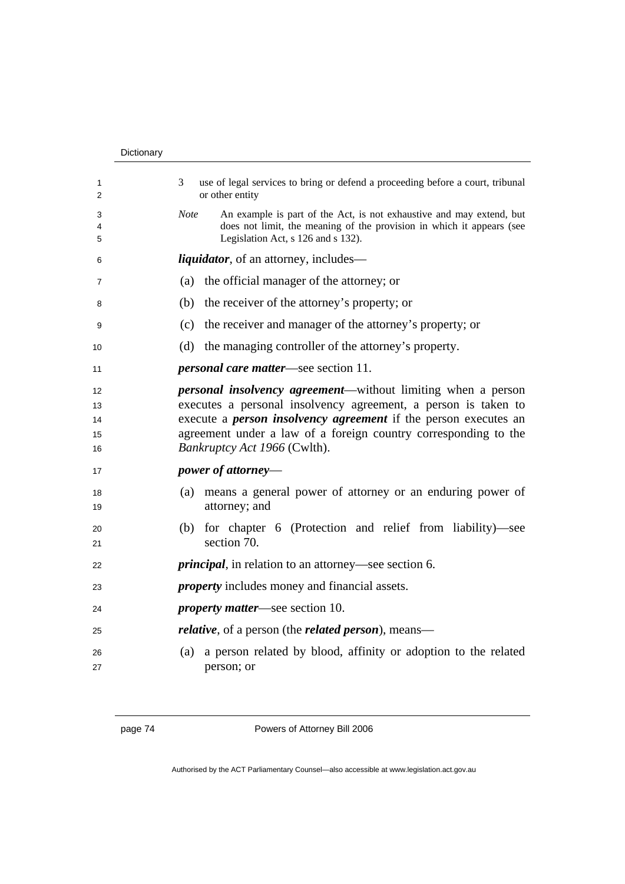3 use of legal services to bring or defend a proceeding before a court, tribunal or other entity

*Note* An example is part of the Act, is not exhaustive and may extend, but does not limit, the meaning of the provision in which it appears (see Legislation Act, s 126 and s 132).

***liquidator***, of an attorney, includes—

(a) the official manager of the attorney; or

(b) the receiver of the attorney's property; or

(c) the receiver and manager of the attorney's property; or

(d) the managing controller of the attorney's property.

***personal care matter***—see section 11.

***personal insolvency agreement***—without limiting when a person executes a personal insolvency agreement, a person is taken to execute a ***person insolvency agreement*** if the person executes an agreement under a law of a foreign country corresponding to the *Bankruptcy Act 1966* (Cwlth).

***power of attorney***—

(a) means a general power of attorney or an enduring power of attorney; and

(b) for chapter 6 (Protection and relief from liability)—see section 70.

***principal***, in relation to an attorney—see section 6.

***property*** includes money and financial assets.

***property matter***—see section 10.

***relative***, of a person (the ***related person***), means—

(a) a person related by blood, affinity or adoption to the related person; or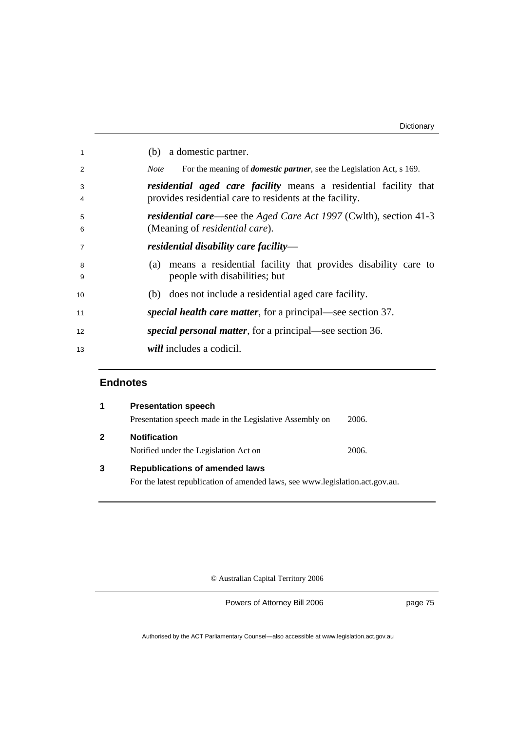(b) a domestic partner.

*Note* For the meaning of ***domestic partner***, see the Legislation Act, s 169.

***residential aged care facility*** means a residential facility that provides residential care to residents at the facility.

***residential care***—see the *Aged Care Act 1997* (Cwlth), section 41-3 (Meaning of *residential care*).

***residential disability care facility***—

(a) means a residential facility that provides disability care to people with disabilities; but

(b) does not include a residential aged care facility.

***special health care matter***, for a principal—see section 37.

***special personal matter***, for a principal—see section 36.

***will*** includes a codicil.

## Endnotes

**1 Presentation speech**

Presentation speech made in the Legislative Assembly on 2006.

**2 Notification**

Notified under the Legislation Act on 2006.

**3 Republications of amended laws**

For the latest republication of amended laws, see www.legislation.act.gov.au.

© Australian Capital Territory 2006